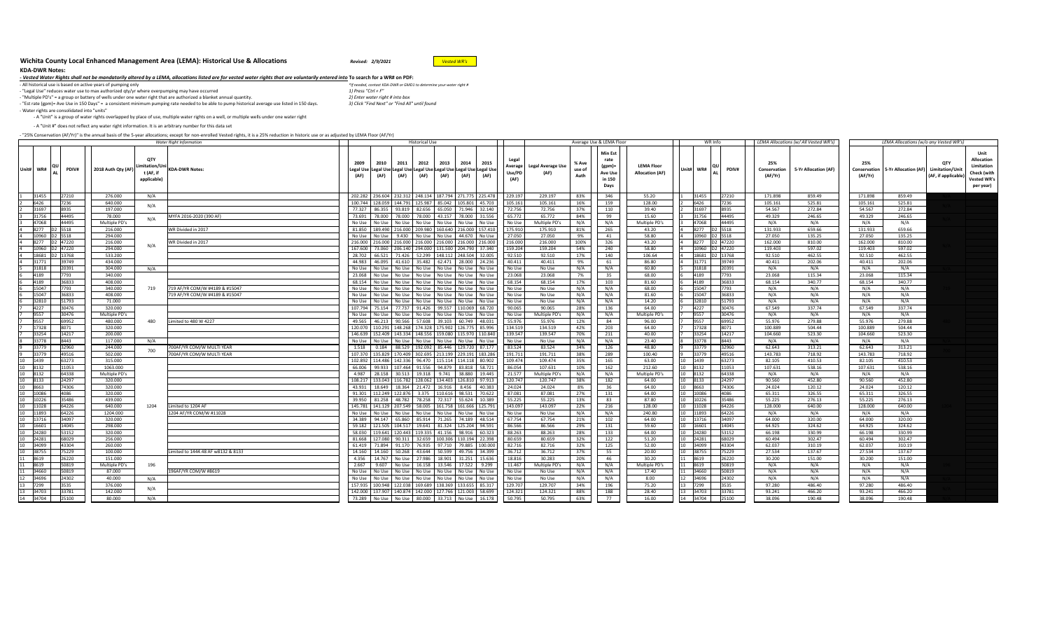# Wichita County Local Enhanced Management Area (LEMA): Historical Use & Allocations

*Revised: 2/9/2021*

Vested WR's

## KDA-DWR Notes:

- ***Vested Water Rights shall not be mandatorily altered by a LEMA, allocations listed are for vested water rights that are voluntarily entered into*** **To search for a WR# on PDF:**
- All historical use is based on active years of pumping only
- "Legal Use" reduces water use to max authorized qty/yr where overpumping may have occurred
- "Multiple PD's" = a group or battery of wells under one water right that are authorized a blanket annual quantity.
- "Est rate (gpm)= Ave Use in 150 Days" = a consistent minimum pumping rate needed to be able to pump historical average use listed in 150 days.
- Water rights are consolidated into "units"
  - A "Unit" = a group of water rights overlapped by place of use, multiple water rights on a well, or multiple wells under one water right
  - A "Unit #" does not reflect any water right information. It is an arbitrary number for this data set
- "25% Conservation (AF/Yr)" is the annual basis of the 5-year allocations; except for non-enrolled Vested rights, it is a 25% reduction in historic use or as adjusted by LEMA Floor (AF/Yr)

*If needed, contact KDA-DWR or GMD1 to determine your water right #

1) Press "Ctrl + F"

2) Enter water right # into box

3) Click "Find Next" or "Find All" until found

| Water Right Information | | | | | | | Historical Use | | | | | | | Average Use & LEMA Floor | | | | | WR Info | | | | LEMA Allocations (w/ All Vested WR's) | | LEMA Allocations (w/o any Vested WR's) | | | |
|---|---|---|---|---|---|---|---|---|---|---|---|---|---|---|---|---|---|---|---|---|---|---|---|---|---|---|---|---|
| Unit# | WR# | QU AL | PDIV# | 2018 Auth Qty (AF) | QTY Limitation/Unit (AF, if applicable) | KDA-DWR Notes: | 2009 Legal Use (AF) | 2010 Legal Use (AF) | 2011 Legal Use (AF) | 2012 Legal Use (AF) | 2013 Legal Use (AF) | 2014 Legal Use (AF) | 2015 Legal Use (AF) | Legal Average Use/PD (AF) | Legal Average Use (AF) | % Ave use of Auth | Min Est rate (gpm)= Ave Use in 150 Days | LEMA Floor Allocation (AF) | Unit# | WR# | QU AL | PDIV# | 25% Conservation (AF/Yr) | 5-Yr Allocation (AF) | 25% Conservation (AF/Yr) | 5-Yr Allocation (AF) | QTY Limitation/Unit (AF, if applicable) | Unit Allocation Limitation Check (with Vested WR's per year) |
| 1 | 31455 | | 27210 | 276.000 | N/A | | 202.282 | 236.604 | 232.312 | 248.134 | 187.794 | 271.775 | 225.478 | 229.197 | 229.197 | 83% | 346 | 55.20 | 1 | 31455 | | 27210 | 171.898 | 859.49 | 171.898 | 859.49 | | |
| 2 | 6426 | | 7236 | 640.000 | N/A | | 100.744 | 128.059 | 144.791 | 125.987 | 85.042 | 105.801 | 45.703 | 105.161 | 105.161 | 16% | 159 | 128.00 | 2 | 6426 | | 7236 | 105.161 | 525.81 | 105.161 | 525.81 | | |
| 2 | 31697 | | 8935 | 197.000 | | | 77.327 | 86.355 | 93.819 | 82.656 | 65.050 | 71.946 | 32.140 | 72.756 | 72.756 | 37% | 110 | 39.40 | 2 | 31697 | | 8935 | 54.567 | 272.84 | 54.567 | 272.84 | | |
| 3 | 31756 | | 44495 | 78.000 | N/A | MYFA 2016-2020 (390 AF) | 73.691 | 78.000 | 78.000 | 78.000 | 43.157 | 78.000 | 31.556 | 65.772 | 65.772 | 84% | 99 | 15.60 | 3 | 31756 | | 44495 | 49.329 | 246.65 | 49.329 | 246.65 | | |
| 3 | 47068 | | 44495 | Multiple PD's | | | No Use | No Use | No Use | No Use | No Use | No Use | No Use | No Use | Multiple PD's | N/A | N/A | Multiple PD's | 3 | 47068 | | 44495 | N/A | N/A | N/A | N/A | | |
| 4 | 8277 | D2 | 5518 | 216.000 | N/A | WR Divided in 2017 | 81.850 | 189.490 | 216.000 | 209.980 | 160.640 | 216.000 | 157.410 | 175.910 | 175.910 | 81% | 265 | 43.20 | 4 | 8277 | D2 | 5518 | 131.933 | 659.66 | 131.933 | 659.66 | | |
| 4 | 10960 | D2 | 5518 | 294.000 | | | No Use | No Use | 9.430 | No Use | No Use | 44.670 | No Use | 27.050 | 27.050 | 9% | 41 | 58.80 | 4 | 10960 | D2 | 5518 | 27.050 | 135.25 | 27.050 | 135.25 | | |
| 4 | 8277 | D2 | 47220 | 216.000 | | WR Divided in 2017 | 216.000 | 216.000 | 216.000 | 216.000 | 216.000 | 216.000 | 216.000 | 216.000 | 216.000 | 100% | 326 | 43.20 | 4 | 8277 | D2 | 47220 | 162.000 | 810.00 | 162.000 | 810.00 | | |
| 4 | 10960 | D2 | 47220 | 294.000 | | | 167.600 | 73.060 | 206.140 | 294.000 | 131.500 | 204.790 | 37.340 | 159.204 | 159.204 | 54% | 240 | 58.80 | 4 | 10960 | D2 | 47220 | 119.403 | 597.02 | 119.403 | 597.02 | | |
| 4 | 18681 | D2 | 13768 | 533.200 | | | 28.702 | 66.521 | 71.426 | 52.299 | 148.112 | 248.504 | 32.005 | 92.510 | 92.510 | 17% | 140 | 106.64 | 4 | 18681 | D2 | 13768 | 92.510 | 462.55 | 92.510 | 462.55 | | |
| 4 | 31771 | | 39749 | 434.000 | | | 44.983 | 46.095 | 41.610 | 35.482 | 62.471 | 28.000 | 24.236 | 40.411 | 40.411 | 9% | 61 | 86.80 | 4 | 31771 | | 39749 | 40.411 | 202.06 | 40.411 | 202.06 | | |
| 5 | 31818 | | 20391 | 304.000 | N/A | | No Use | No Use | No Use | No Use | No Use | No Use | No Use | No Use | No Use | N/A | N/A | 60.80 | 5 | 31818 | | 20391 | N/A | N/A | N/A | N/A | | |
| 6 | 4189 | | 7793 | 340.000 | 719 | | 23.068 | No Use | No Use | No Use | No Use | No Use | No Use | 23.068 | 23.068 | 7% | 35 | 68.00 | 6 | 4189 | | 7793 | 23.068 | 115.34 | 23.068 | 115.34 | | |
| 6 | 4189 | | 36833 | 408.000 | | | 68.154 | No Use | No Use | No Use | No Use | No Use | No Use | 68.154 | 68.154 | 17% | 103 | 81.60 | 6 | 4189 | | 36833 | 68.154 | 340.77 | 68.154 | 340.77 | | |
| 6 | 15047 | | 7793 | 340.000 | | 719 AF/YR COM/W #4189 & #15047 | No Use | No Use | No Use | No Use | No Use | No Use | No Use | No Use | No Use | N/A | N/A | 68.00 | 6 | 15047 | | 7793 | N/A | N/A | N/A | N/A | | |
| 6 | 15047 | | 36833 | 408.000 | | 719 AF/YR COM/W #4189 & #15047 | No Use | No Use | No Use | No Use | No Use | No Use | No Use | No Use | No Use | N/A | N/A | 81.60 | 6 | 15047 | | 36833 | N/A | N/A | N/A | N/A | | |
| 6 | 32810 | | 51793 | 71.000 | | | No Use | No Use | No Use | No Use | No Use | No Use | No Use | No Use | No Use | N/A | N/A | 14.20 | 6 | 32810 | | 51793 | N/A | N/A | N/A | N/A | | |
| 7 | 4227 | | 30476 | 320.000 | 480 | | 107.794 | 75.154 | 77.737 | 91.426 | 99.557 | 110.069 | 68.720 | 90.065 | 90.065 | 28% | 136 | 64.00 | 7 | 4227 | | 30476 | 67.549 | 337.74 | 67.549 | 337.74 | | |
| 7 | 9557 | | 30476 | Multiple PD's | | | No Use | No Use | No Use | No Use | No Use | No Use | No Use | No Use | Multiple PD's | N/A | N/A | Multiple PD's | 7 | 9557 | | 30476 | N/A | N/A | N/A | N/A | | |
| 7 | 9557 | | 69952 | 480.000 | | Limited to 480 W 4227 | 49.565 | 46.213 | 90.566 | 57.608 | 39.103 | 60.749 | 48.031 | 55.976 | 55.976 | 12% | 84 | 96.00 | 7 | 9557 | | 69952 | 55.976 | 279.88 | 55.976 | 279.88 | | |
| 7 | 17328 | | 8071 | 320.000 | | | 120.070 | 110.291 | 148.268 | 174.328 | 175.902 | 126.775 | 85.996 | 134.519 | 134.519 | 42% | 203 | 64.00 | 7 | 17328 | | 8071 | 100.889 | 504.44 | 100.889 | 504.44 | | |
| 7 | 33254 | | 14217 | 200.000 | | | 146.639 | 152.409 | 143.334 | 148.556 | 159.080 | 115.970 | 110.840 | 139.547 | 139.547 | 70% | 211 | 40.00 | 7 | 33254 | | 14217 | 104.660 | 523.30 | 104.660 | 523.30 | | |
| 8 | 33778 | | 8443 | 117.000 | N/A | | No Use | No Use | No Use | No Use | No Use | No Use | No Use | No Use | No Use | N/A | N/A | 23.40 | 8 | 33778 | | 8443 | N/A | N/A | N/A | N/A | | |
| 9 | 33779 | | 32960 | 244.000 | 700 | 700AF/YR COM/W MULTI YEAR | 1.518 | 0.184 | 88.529 | 192.092 | 85.446 | 129.720 | 87.177 | 83.524 | 83.524 | 34% | 126 | 48.80 | 9 | 33779 | | 32960 | 62.643 | 313.21 | 62.643 | 313.21 | | |
| 9 | 33779 | | 49516 | 502.000 | | 700AF/YR COM/W MULTI YEAR | 107.370 | 135.829 | 170.409 | 302.695 | 213.199 | 229.191 | 183.286 | 191.711 | 191.711 | 38% | 289 | 100.40 | 9 | 33779 | | 49516 | 143.783 | 718.92 | 143.783 | 718.92 | | |
| 10 | 1439 | | 63273 | 315.000 | 1204 | | 102.892 | 114.486 | 142.336 | 96.470 | 115.114 | 114.118 | 80.902 | 109.474 | 109.474 | 35% | 165 | 63.00 | 10 | 1439 | | 63273 | 82.105 | 410.53 | 82.105 | 410.53 | | |
| 10 | 8132 | | 11053 | 1063.000 | | | 66.006 | 99.933 | 107.464 | 91.556 | 94.879 | 83.818 | 58.721 | 86.054 | 107.631 | 10% | 162 | 212.60 | 10 | 8132 | | 11053 | 107.631 | 538.16 | 107.631 | 538.16 | | |
| 10 | 8132 | | 64338 | Multiple PD's | | | 4.987 | 28.158 | 30.513 | 19.318 | 9.741 | 38.880 | 19.445 | 21.577 | Multiple PD's | N/A | N/A | Multiple PD's | 10 | 8132 | | 64338 | N/A | N/A | N/A | N/A | | |
| 10 | 8133 | | 24297 | 320.000 | | | 108.217 | 133.043 | 116.782 | 128.062 | 134.403 | 126.810 | 97.913 | 120.747 | 120.747 | 38% | 182 | 64.00 | 10 | 8133 | | 24297 | 90.560 | 452.80 | 90.560 | 452.80 | | |
| 10 | 8663 | | 74306 | 320.000 | | | 43.931 | 18.649 | 18.364 | 21.472 | 16.916 | 8.456 | 40.383 | 24.024 | 24.024 | 8% | 36 | 64.00 | 10 | 8663 | | 74306 | 24.024 | 120.12 | 24.024 | 120.12 | | |
| 10 | 10086 | | 4086 | 320.000 | | | 91.301 | 112.249 | 122.876 | 3.375 | 110.616 | 98.531 | 70.622 | 87.081 | 87.081 | 27% | 131 | 64.00 | 10 | 10086 | | 4086 | 65.311 | 326.55 | 65.311 | 326.55 | | |
| 10 | 10226 | | 35486 | 439.000 | | | 39.950 | 81.258 | 48.782 | 78.258 | 72.317 | 55.624 | 10.389 | 55.225 | 55.225 | 13% | 83 | 87.80 | 10 | 10226 | | 35486 | 55.225 | 276.13 | 55.225 | 276.13 | | |
| 10 | 11028 | | 64226 | 640.000 | | Limited to 1204 AF | 145.781 | 141.129 | 207.549 | 58.005 | 161.758 | 161.666 | 125.791 | 143.097 | 143.097 | 22% | 216 | 128.00 | 10 | 11028 | | 64226 | 128.000 | 640.00 | 128.000 | 640.00 | | |
| 10 | 11893 | | 64226 | 1204.000 | | 1204 AF/YR COM/W #11028 | No Use | No Use | No Use | No Use | No Use | No Use | No Use | No Use | No Use | N/A | N/A | 240.80 | 10 | 11893 | | 64226 | N/A | N/A | N/A | N/A | | |
| 10 | 13716 | | 34097 | 320.000 | | | 34.389 | 94.147 | 65.860 | 85.914 | 71.265 | 74.189 | 48.514 | 67.754 | 67.754 | 21% | 102 | 64.00 | 10 | 13716 | | 34097 | 64.000 | 320.00 | 64.000 | 320.00 | | |
| 10 | 16601 | | 14045 | 298.000 | | | 59.182 | 121.505 | 104.517 | 19.641 | 81.324 | 125.204 | 94.591 | 86.566 | 86.566 | 29% | 131 | 59.60 | 10 | 16601 | | 14045 | 64.925 | 324.62 | 64.925 | 324.62 | | |
| 10 | 24280 | | 53152 | 320.000 | | | 58.030 | 119.641 | 120.443 | 119.335 | 41.156 | 98.916 | 60.323 | 88.263 | 88.263 | 28% | 133 | 64.00 | 10 | 24280 | | 53152 | 66.198 | 330.99 | 66.198 | 330.99 | | |
| 10 | 24281 | | 68029 | 256.000 | | | 81.668 | 127.080 | 90.311 | 32.659 | 100.306 | 110.194 | 22.398 | 80.659 | 80.659 | 32% | 122 | 51.20 | 10 | 24281 | | 68029 | 60.494 | 302.47 | 60.494 | 302.47 | | |
| 10 | 34099 | | 43304 | 260.000 | | | 61.419 | 71.894 | 91.170 | 76.935 | 97.710 | 79.885 | 100.000 | 82.716 | 82.716 | 32% | 125 | 52.00 | 10 | 34099 | | 43304 | 62.037 | 310.19 | 62.037 | 310.19 | | |
| 10 | 38755 | | 75229 | 100.000 | | Limited to 1444.48 AF w8132 & 8133 | 14.160 | 14.160 | 50.268 | 43.644 | 50.599 | 49.756 | 34.399 | 36.712 | 36.712 | 37% | 55 | 20.00 | 10 | 38755 | | 75229 | 27.534 | 137.67 | 27.534 | 137.67 | | |
| 11 | 8619 | | 26220 | 151.000 | 196 | | 4.356 | 14.767 | No Use | 27.986 | 18.901 | 31.251 | 15.636 | 18.816 | 30.283 | 20% | 46 | 30.20 | 11 | 8619 | | 26220 | 30.200 | 151.00 | 30.200 | 151.00 | | |
| 11 | 8619 | | 50819 | Multiple PD's | | | 2.667 | 9.607 | No Use | 16.158 | 13.546 | 17.522 | 9.299 | 11.467 | Multiple PD's | N/A | N/A | Multiple PD's | 11 | 8619 | | 50819 | N/A | N/A | N/A | N/A | | |
| 11 | 34660 | | 50819 | 87.000 | | 196AF/YR COM/W #8619 | No Use | No Use | No Use | No Use | No Use | No Use | No Use | No Use | No Use | N/A | N/A | 17.40 | 11 | 34660 | | 50819 | N/A | N/A | N/A | N/A | | |
| 12 | 34696 | | 24302 | 40.000 | N/A | | No Use | No Use | No Use | No Use | No Use | No Use | No Use | No Use | No Use | N/A | N/A | 8.00 | 12 | 34696 | | 24302 | N/A | N/A | N/A | N/A | | |
| 13 | 7299 | | 3535 | 376.000 | N/A | | 157.935 | 100.948 | 122.038 | 169.689 | 138.369 | 133.655 | 85.317 | 129.707 | 129.707 | 34% | 196 | 75.20 | 13 | 7299 | | 3535 | 97.280 | 486.40 | 97.280 | 486.40 | | |
| 13 | 34703 | | 33781 | 142.000 | | | 142.000 | 137.907 | 140.874 | 142.000 | 127.766 | 121.003 | 58.699 | 124.321 | 124.321 | 88% | 188 | 28.40 | 13 | 34703 | | 33781 | 93.241 | 466.20 | 93.241 | 466.20 | | |
| 14 | 34704 | | 25100 | 80.000 | N/A | | 73.289 | No Use | No Use | 80.000 | 33.713 | No Use | 16.178 | 50.795 | 50.795 | 63% | 77 | 16.00 | 14 | 34704 | | 25100 | 38.096 | 190.48 | 38.096 | 190.48 | | |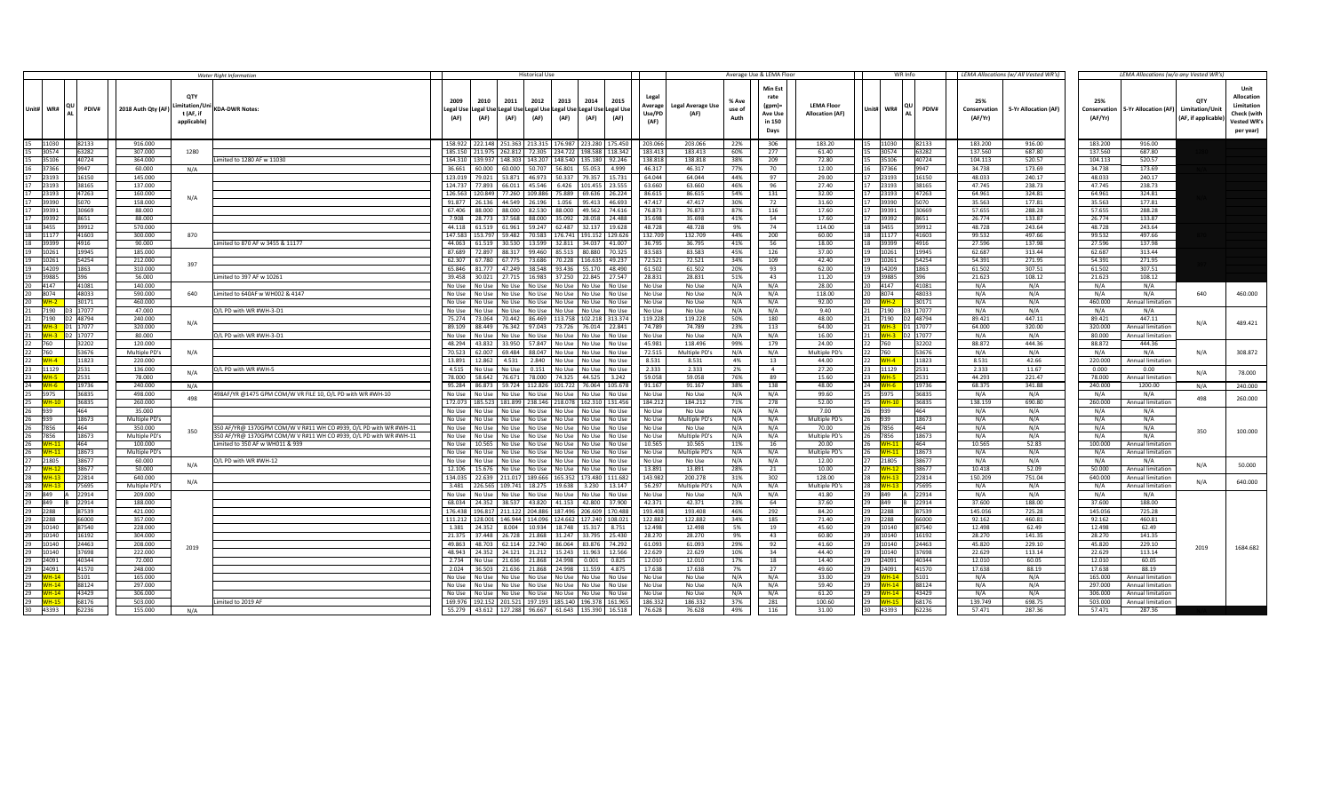| Water Right Information | | | | | | | Historical Use | | | | | | | Average Use & LEMA Floor | | | | | WR Info | | | | LEMA Allocations (w/ All vested WR's) | | LEMA Allocations (w/o any Vested WR's) | | | |
|---|---|---|---|---|---|---|---|---|---|---|---|---|---|---|---|---|---|---|---|---|---|---|---|---|---|---|---|---|
| Unit# | WR# | QUAL | PDIV# | 2018 Auth Qty (AF) | QTY Limitation/Unit (AF, if applicable) | KDA-DWR Notes: | 2009 Legal Use (AF) | 2010 Legal Use (AF) | 2011 Legal Use (AF) | 2012 Legal Use (AF) | 2013 Legal Use (AF) | 2014 Legal Use (AF) | 2015 Legal Use (AF) | Legal Average Use/PD (AF) | Legal Average Use (AF) | % Ave use of Auth | Min Est rate (gpm)= Ave Use in 150 Days | LEMA Floor Allocation (AF) | Unit# | WR# | QUAL | PDIV# | 25% Conservation (AF/Yr) | 5-Yr Allocation (AF) | 25% Conservation (AF/Yr) | 5-Yr Allocation (AF) | QTY Limitation/Unit (AF, if applicable) | Unit Allocation Limitation Check (with Vested WR's per year) |
| 15 | 11030 | | 82133 | 916.000 | 1280 | | 158.922 | 222.148 | 251.363 | 213.315 | 176.987 | 223.280 | 175.450 | 203.066 | 203.066 | 22% | 306 | 183.20 | 15 | 11030 | | 82133 | 183.200 | 916.00 | 183.200 | 916.00 | | |
| 15 | 30574 | | 63282 | 307.000 | | | 185.150 | 211.975 | 262.812 | 72.305 | 234.722 | 198.588 | 118.342 | 183.413 | 183.413 | 60% | 277 | 61.40 | 15 | 30574 | | 63282 | 137.560 | 687.80 | 137.560 | 687.80 | | |
| 15 | 35106 | | 40724 | 364.000 | | Limited to 1280 AF w 11030 | 164.310 | 139.937 | 148.303 | 143.207 | 148.540 | 135.180 | 92.246 | 138.818 | 138.818 | 38% | 209 | 72.80 | 15 | 35106 | | 40724 | 104.113 | 520.57 | 104.113 | 520.57 | | |
| 16 | 37366 | | 9947 | 60.000 | N/A | | 36.661 | 60.000 | 60.000 | 50.707 | 56.801 | 55.053 | 4.999 | 46.317 | 46.317 | 77% | 70 | 12.00 | 16 | 37366 | | 9947 | 34.738 | 173.69 | 34.738 | 173.69 | | |
| 17 | 23193 | | 16150 | 145.000 | N/A | | 123.019 | 79.021 | 53.871 | 46.973 | 50.337 | 79.357 | 15.731 | 64.044 | 64.044 | 44% | 97 | 29.00 | 17 | 23193 | | 16150 | 48.033 | 240.17 | 48.033 | 240.17 | | |
| 17 | 23193 | | 38165 | 137.000 | | | 124.737 | 77.893 | 66.011 | 45.546 | 6.426 | 101.455 | 23.555 | 63.660 | 63.660 | 46% | 96 | 27.40 | 17 | 23193 | | 38165 | 47.745 | 238.73 | 47.745 | 238.73 | | |
| 17 | 23193 | | 47263 | 160.000 | | | 126.563 | 120.849 | 77.260 | 109.886 | 75.889 | 69.636 | 26.224 | 86.615 | 86.615 | 54% | 131 | 32.00 | 17 | 23193 | | 47263 | 64.961 | 324.81 | 64.961 | 324.81 | | |
| 17 | 39390 | | 5070 | 158.000 | | | 91.877 | 26.136 | 44.549 | 26.196 | 1.056 | 95.413 | 46.693 | 47.417 | 47.417 | 30% | 72 | 31.60 | 17 | 39390 | | 5070 | 35.563 | 177.81 | 35.563 | 177.81 | | |
| 17 | 39391 | | 30669 | 288.000 | | | 67.406 | 88.000 | 88.000 | 82.530 | 88.000 | 49.562 | 74.616 | 76.873 | 76.873 | 27% | 116 | 17.60 | 17 | 39391 | | 30669 | 57.655 | 288.28 | 57.655 | 288.28 | | |
| 17 | 39392 | | 8651 | 88.000 | | | 7.908 | 28.773 | 37.568 | 88.000 | 35.092 | 28.058 | 24.488 | 35.698 | 35.698 | 41% | 54 | 17.60 | 17 | 39392 | | 8651 | 26.774 | 133.87 | 26.774 | 133.87 | | |
| 18 | 3455 | | 39912 | 570.000 | 870 | | 44.118 | 61.519 | 61.961 | 59.247 | 62.487 | 32.137 | 19.628 | 48.728 | 48.728 | 9% | 74 | 114.00 | 18 | 3455 | | 39912 | 48.728 | 243.64 | 48.728 | 243.64 | | |
| 18 | 11177 | | 41603 | 300.000 | | | 147.583 | 153.797 | 59.482 | 70.583 | 176.741 | 191.152 | 129.626 | 132.709 | 132.709 | 44% | 200 | 60.00 | 18 | 11177 | | 41603 | 99.532 | 497.66 | 99.532 | 497.66 | | |
| 18 | 39399 | | 4916 | 90.000 | | Limited to 870 AF w 3455 & 11177 | 44.063 | 61.519 | 30.530 | 13.599 | 32.811 | 34.037 | 41.007 | 36.795 | 36.795 | 41% | 56 | 18.00 | 18 | 39399 | | 4916 | 27.596 | 137.98 | 27.596 | 137.98 | | |
| 19 | 10261 | | 19945 | 185.000 | 397 | | 87.689 | 72.897 | 88.317 | 99.460 | 85.513 | 80.880 | 70.325 | 83.583 | 83.583 | 45% | 126 | 37.00 | 19 | 10261 | | 19945 | 62.687 | 313.44 | 62.687 | 313.44 | | |
| 19 | 10261 | | 54254 | 212.000 | | | 62.307 | 87.780 | 67.775 | 73.686 | 70.228 | 116.635 | 49.237 | 72.521 | 72.521 | 34% | 109 | 42.40 | 19 | 10261 | | 54254 | 54.391 | 271.95 | 54.391 | 271.95 | | |
| 19 | 14209 | | 1863 | 310.000 | | | 65.846 | 81.777 | 47.249 | 38.548 | 93.436 | 55.170 | 48.490 | 61.502 | 61.502 | 20% | 93 | 62.00 | 19 | 14209 | | 1863 | 61.502 | 307.51 | 61.502 | 307.51 | | |
| 19 | 39885 | | 396 | 56.000 | | Limited to 397 AF w 10261 | 39.458 | 30.021 | 27.715 | 16.983 | 37.250 | 22.845 | 27.547 | 28.831 | 28.831 | 51% | 43 | 11.20 | 19 | 39885 | | 396 | 21.623 | 108.12 | 21.623 | 108.12 | | |
| 20 | 4147 | | 41081 | 140.000 | 640 | | No Use | No Use | No Use | No Use | No Use | No Use | No Use | No Use | No Use | N/A | N/A | 28.00 | 20 | 4147 | | 41081 | N/A | N/A | N/A | N/A | 640 | 460.000 |
| 20 | 8074 | | 48033 | 590.000 | | Limited to 640AF w WH002 & 4147 | No Use | No Use | No Use | No Use | No Use | No Use | No Use | No Use | No Use | N/A | N/A | 118.00 | 20 | 8074 | | 48033 | N/A | N/A | N/A | N/A | | |
| 20 | WH-2 | | 30171 | 460.000 | | | No Use | No Use | No Use | No Use | No Use | No Use | No Use | No Use | No Use | N/A | N/A | 92.00 | 20 | WH-2 | | 30171 | N/A | N/A | 460.000 | Annual limitation | | |
| 21 | 7190 | D3 | 17077 | 47.000 | N/A | O/L PD with WR #WH-3-D1 | No Use | No Use | No Use | No Use | No Use | No Use | No Use | No Use | No Use | N/A | N/A | 9.40 | 21 | 7190 | D3 | 17077 | N/A | N/A | N/A | N/A | N/A | 489.421 |
| 21 | 7190 | D2 | 48794 | 240.000 | | | 75.274 | 73.064 | 70.442 | 86.469 | 113.758 | 102.218 | 313.374 | 119.228 | 119.228 | 50% | 180 | 48.00 | 21 | 7190 | D2 | 48794 | 89.421 | 447.11 | 89.421 | 447.11 | | |
| 21 | WH-3 | D1 | 17077 | 320.000 | | | 89.109 | 88.449 | 76.342 | 97.043 | 73.726 | 76.014 | 22.841 | 74.789 | 74.789 | 23% | 113 | 64.00 | 21 | WH-3 | D1 | 17077 | 64.000 | 320.00 | 320.000 | Annual limitation | | |
| 21 | WH-3 | D2 | 17077 | 80.000 | | O/L PD with WR #WH-3-D1 | No Use | No Use | No Use | No Use | No Use | No Use | No Use | No Use | No Use | N/A | N/A | 16.00 | 21 | WH-3 | D2 | 17077 | N/A | N/A | 80.000 | Annual limitation | | |
| 22 | 760 | | 32202 | 120.000 | N/A | | 48.294 | 43.832 | 33.950 | 57.847 | No Use | No Use | No Use | 45.981 | 118.496 | 99% | 179 | 24.00 | 22 | 760 | | 32202 | 88.872 | 444.36 | 88.872 | 444.36 | N/A | 308.872 |
| 22 | 760 | | 53676 | Multiple PD's | | | 70.523 | 62.007 | 69.484 | 88.047 | No Use | No Use | No Use | 72.515 | Multiple PD's | N/A | N/A | Multiple PD's | 22 | 760 | | 53676 | N/A | N/A | N/A | N/A | | |
| 22 | WH-4 | | 11823 | 220.000 | | | 13.891 | 12.862 | 4.531 | 2.840 | No Use | No Use | No Use | 8.531 | 8.531 | 4% | 13 | 44.00 | 22 | WH-4 | | 11823 | 8.531 | 42.66 | 220.000 | Annual limitation | | |
| 23 | 11129 | | 2531 | 136.000 | N/A | O/L PD with WR #WH-5 | 4.515 | No Use | No Use | 0.151 | No Use | No Use | No Use | 2.333 | 2.333 | 2% | 4 | 27.20 | 23 | 11129 | | 2531 | 2.333 | 11.67 | 0.000 | 0.00 | N/A | 78.000 |
| 23 | WH-5 | | 2531 | 78.000 | | | 78.000 | 58.642 | 76.671 | 78.000 | 74.325 | 44.525 | 3.242 | 59.058 | 59.058 | 76% | 89 | 15.60 | 23 | WH-5 | | 2531 | 44.293 | 221.47 | 78.000 | Annual limitation | | |
| 24 | WH-6 | | 19736 | 240.000 | N/A | | 95.284 | 86.873 | 59.724 | 112.826 | 101.722 | 76.064 | 105.678 | 91.167 | 91.167 | 38% | 138 | 48.00 | 24 | WH-6 | | 19736 | 68.375 | 341.88 | 240.000 | 1200.00 | N/A | 240.000 |
| 25 | 5975 | | 36835 | 498.000 | 498 | 498AF/YR @1475 GPM COM/W VR FILE 10, O/L PD with WR #WH-10 | No Use | No Use | No Use | No Use | No Use | No Use | No Use | No Use | No Use | N/A | N/A | 99.60 | 25 | 5975 | | 36835 | N/A | N/A | N/A | N/A | 498 | 260.000 |
| 25 | WH-10 | | 36835 | 260.000 | | | 172.073 | 185.523 | 181.899 | 238.146 | 218.078 | 162.310 | 131.456 | 184.212 | 184.212 | 71% | 278 | 52.00 | 25 | WH-10 | | 36835 | 138.159 | 690.80 | 260.000 | Annual limitation | | |
| 26 | 939 | | 464 | 35.000 | 350 | | No Use | No Use | No Use | No Use | No Use | No Use | No Use | No Use | No Use | N/A | N/A | 7.00 | 26 | 939 | | 464 | N/A | N/A | N/A | N/A | 350 | 100.000 |
| 26 | 939 | | 18673 | Multiple PD's | | | No Use | No Use | No Use | No Use | No Use | No Use | No Use | No Use | Multiple PD's | N/A | N/A | Multiple PD's | 26 | 939 | | 18673 | N/A | N/A | N/A | N/A | | |
| 26 | 7856 | | 464 | 350.000 | | 350 AF/YR@ 1370GPM COM/W V R#11 WH CO #939, O/L PD with WR #WH-11 | No Use | No Use | No Use | No Use | No Use | No Use | No Use | No Use | No Use | N/A | N/A | 70.00 | 26 | 7856 | | 464 | N/A | N/A | N/A | N/A | | |
| 26 | 7856 | | 18673 | Multiple PD's | | 350 AF/YR@ 1370GPM COM/W V R#11 WH CO #939, O/L PD with WR #WH-11 | No Use | No Use | No Use | No Use | No Use | No Use | No Use | No Use | Multiple PD's | N/A | N/A | Multiple PD's | 26 | 7856 | | 18673 | N/A | N/A | N/A | N/A | | |
| 26 | WH-11 | | 464 | 100.000 | | Limited to 350 AF w WH011 & 939 | No Use | 10.565 | No Use | No Use | No Use | No Use | No Use | 10.565 | 10.565 | 11% | 16 | 20.00 | 26 | WH-11 | | 464 | 10.565 | 52.83 | 100.000 | Annual limitation | | |
| 26 | WH-11 | | 18673 | Multiple PD's | | | No Use | No Use | No Use | No Use | No Use | No Use | No Use | No Use | Multiple PD's | N/A | N/A | Multiple PD's | 26 | WH-11 | | 18673 | N/A | N/A | N/A | Annual limitation | | |
| 27 | 21805 | | 38677 | 60.000 | N/A | O/L PD with WR WH-12 | No Use | No Use | No Use | No Use | No Use | No Use | No Use | No Use | No Use | N/A | N/A | 12.00 | 27 | 21805 | | 38677 | N/A | N/A | N/A | N/A | N/A | 50.000 |
| 27 | WH-12 | | 38677 | 50.000 | | | 12.106 | 15.676 | No Use | No Use | No Use | No Use | No Use | 13.891 | 13.891 | 28% | 21 | 10.00 | 27 | WH-12 | | 38677 | 10.418 | 52.09 | 50.000 | Annual limitation | | |
| 28 | WH-13 | | 22814 | 640.000 | N/A | | 134.035 | 22.639 | 211.017 | 189.666 | 165.352 | 173.480 | 111.682 | 143.982 | 200.278 | 31% | 302 | 128.00 | 28 | WH-13 | | 22814 | 150.209 | 751.04 | 640.000 | Annual limitation | N/A | 640.000 |
| 28 | WH-13 | | 75695 | Multiple PD's | | | 3.481 | 226.565 | 109.741 | 18.275 | 19.638 | 3.230 | 13.147 | 56.297 | Multiple PD's | N/A | N/A | Multiple PD's | 28 | WH-13 | | 75695 | N/A | N/A | N/A | Annual limitation | | |
| 29 | 849 | A | 22914 | 209.000 | 2019 | | No Use | No Use | No Use | No Use | No Use | No Use | No Use | No Use | No Use | N/A | N/A | 41.80 | 29 | 849 | A | 22914 | N/A | N/A | N/A | N/A | 2019 | 1684.682 |
| 29 | 849 | B | 22914 | 188.000 | | | 68.034 | 24.352 | 38.537 | 43.820 | 41.153 | 42.050 | 37.900 | 42.371 | 42.371 | 23% | 64 | 37.60 | 29 | 849 | B | 22914 | 37.600 | 188.00 | 37.600 | 188.00 | | |
| 29 | 2288 | | 87539 | 421.000 | | | 176.438 | 196.817 | 211.122 | 204.886 | 187.496 | 206.609 | 170.488 | 193.408 | 193.408 | 46% | 292 | 84.20 | 29 | 2288 | | 87539 | 145.056 | 725.28 | 145.056 | 725.28 | | |
| 29 | 2288 | | 66000 | 357.000 | | | 111.212 | 128.001 | 146.944 | 114.096 | 124.662 | 127.240 | 108.021 | 122.882 | 122.882 | 34% | 185 | 71.40 | 29 | 2288 | | 66000 | 92.162 | 460.81 | 92.162 | 460.81 | | |
| 29 | 10140 | | 87540 | 228.000 | | | 1.381 | 24.352 | 8.004 | 10.934 | 18.748 | 15.317 | 8.751 | 12.498 | 12.498 | 5% | 19 | 45.60 | 29 | 10140 | | 87540 | 12.498 | 62.49 | 12.498 | 62.49 | | |
| 29 | 10140 | | 16192 | 304.000 | | | 21.375 | 37.448 | 26.728 | 21.868 | 31.247 | 33.795 | 25.480 | 28.270 | 28.270 | 9% | 43 | 60.80 | 29 | 10140 | | 16192 | 28.270 | 141.35 | 28.270 | 141.35 | | |
| 29 | 10140 | | 24463 | 208.000 | | | 49.863 | 48.703 | 62.114 | 22.740 | 86.064 | 83.876 | 74.292 | 61.093 | 61.093 | 29% | 92 | 41.60 | 29 | 10140 | | 24463 | 45.820 | 229.10 | 45.820 | 229.10 | | |
| 29 | 10140 | | 37698 | 222.000 | | | 48.943 | 24.352 | 24.121 | 21.212 | 15.243 | 11.963 | 12.566 | 22.629 | 22.629 | 10% | 34 | 44.40 | 29 | 10140 | | 37698 | 22.629 | 113.14 | 22.629 | 113.14 | | |
| 29 | 24091 | | 40344 | 72.000 | | | 2.734 | No Use | 21.636 | 21.868 | 24.998 | 0.001 | 0.825 | 12.010 | 12.010 | 17% | 18 | 14.40 | 29 | 24091 | | 40344 | 12.010 | 60.05 | 12.010 | 60.05 | | |
| 29 | 24091 | | 41570 | 248.000 | | | 2.024 | 36.503 | 21.636 | 21.868 | 24.998 | 11.559 | 4.875 | 17.638 | 17.638 | 7% | 27 | 49.60 | 29 | 24091 | | 41570 | 17.638 | 88.19 | 17.638 | 88.19 | | |
| 29 | WH-14 | | 5101 | 165.000 | | | No Use | No Use | No Use | No Use | No Use | No Use | No Use | No Use | No Use | N/A | N/A | 33.00 | 29 | WH-14 | | 5101 | N/A | N/A | 165.000 | Annual limitation | | |
| 29 | WH-14 | | 88124 | 297.000 | | | No Use | No Use | No Use | No Use | No Use | No Use | No Use | No Use | No Use | N/A | N/A | 59.40 | 29 | WH-14 | | 88124 | N/A | N/A | 297.000 | Annual limitation | | |
| 29 | WH-14 | | 43429 | 306.000 | | | No Use | No Use | No Use | No Use | No Use | No Use | No Use | No Use | No Use | N/A | N/A | 61.20 | 29 | WH-14 | | 43429 | N/A | N/A | 306.000 | Annual limitation | | |
| 29 | WH-15 | | 68176 | 503.000 | | Limited to 2019 AF | 169.976 | 192.152 | 201.521 | 197.193 | 185.140 | 196.378 | 161.965 | 186.332 | 186.332 | 37% | 281 | 100.60 | 29 | WH-15 | | 68176 | 139.749 | 698.75 | 503.000 | Annual limitation | | |
| 30 | 43393 | | 62236 | 155.000 | N/A | | 55.279 | 43.612 | 127.288 | 96.667 | 61.643 | 135.390 | 16.518 | 76.628 | 76.628 | 49% | 116 | 31.00 | 30 | 43393 | | 62236 | 57.471 | 287.36 | 57.471 | 287.36 | | |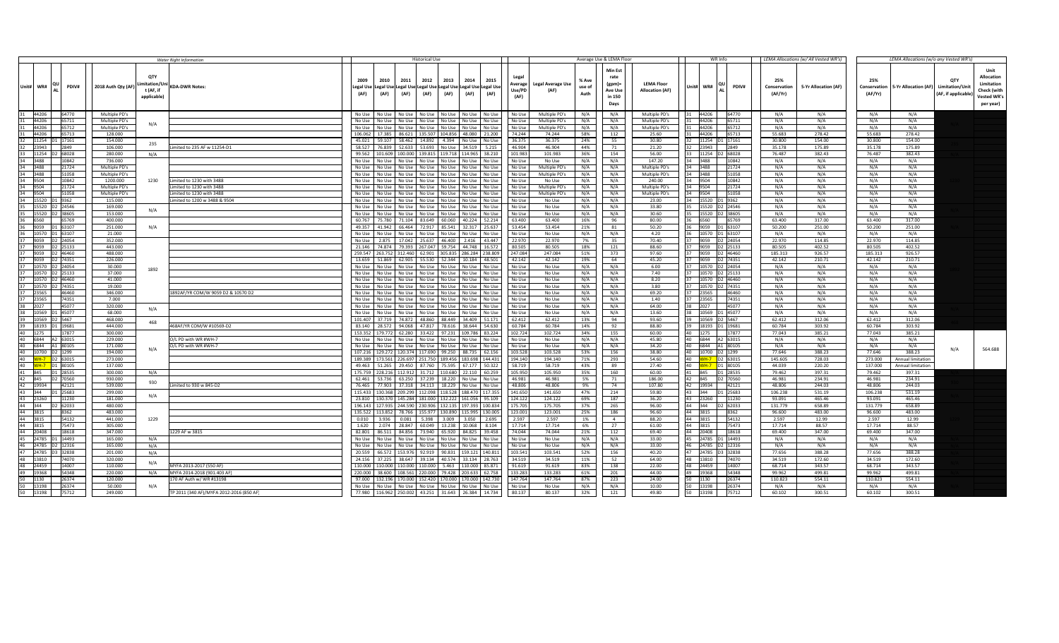| Water Right Information | | | | | | | Historical Use | | | | | | | Average Use & LEMA Floor | | | | | WR Info | | | | LEMA Allocations (w/ All Vested WR's) | | LEMA Allocations (w/o any Vested WR's) | | | |
|---|---|---|---|---|---|---|---|---|---|---|---|---|---|---|---|---|---|---|---|---|---|---|---|---|---|---|---|---|
| Unit# | WR# | QUAL | PDIV# | 2018 Auth Qty (AF) | QTY Limitation/Unit (AF, if applicable) | KDA-DWR Notes: | 2009 Legal Use (AF) | 2010 Legal Use (AF) | 2011 Legal Use (AF) | 2012 Legal Use (AF) | 2013 Legal Use (AF) | 2014 Legal Use (AF) | 2015 Legal Use (AF) | Legal Average Use/PD (AF) | Legal Average Use (AF) | % Ave use of Auth | Min Est rate (gpm)= Ave Use in 150 Days | LEMA Floor Allocation (AF) | Unit# | WR# | QUAL | PDIV# | 25% Conservation (AF/Yr) | 5-Yr Allocation (AF) | 25% Conservation (AF/Yr) | 5-Yr Allocation (AF) | QTY Limitation/Unit (AF, if applicable) | Unit Allocation Limitation Check (with Vested WR's per year) |
| 31 | 44206 | | 64770 | Multiple PD's | N/A | | No Use | No Use | No Use | No Use | No Use | No Use | No Use | No Use | Multiple PD's | N/A | N/A | Multiple PD's | 31 | 44206 | | 64770 | N/A | N/A | N/A | N/A | | |
| 31 | 44206 | | 65711 | Multiple PD's | | | No Use | No Use | No Use | No Use | No Use | No Use | No Use | No Use | Multiple PD's | N/A | N/A | Multiple PD's | 31 | 44206 | | 65711 | N/A | N/A | N/A | N/A | | |
| 31 | 44206 | | 65712 | Multiple PD's | | | No Use | No Use | No Use | No Use | No Use | No Use | No Use | No Use | Multiple PD's | N/A | N/A | Multiple PD's | 31 | 44206 | | 65712 | N/A | N/A | N/A | N/A | | |
| 31 | 44206 | | 65713 | 128.000 | | | 106.062 | 17.385 | 86.621 | 135.507 | 104.856 | 48.080 | 21.200 | 74.244 | 74.244 | 58% | 112 | 25.60 | 31 | 44206 | | 65713 | 55.683 | 278.42 | 55.683 | 278.42 | | |
| 32 | 11254 | D1 | 17161 | 154.000 | 235 | | 45.021 | 59.107 | 58.462 | 14.892 | 4.394 | No Use | No Use | 36.375 | 36.375 | 24% | 55 | 30.80 | 32 | 11254 | D1 | 17161 | 30.800 | 154.00 | 30.800 | 154.00 | | |
| 32 | 23943 | | 2849 | 106.000 | | Limited to 235 AF w 11254-D1 | 58.527 | 76.839 | 52.633 | 53.693 | No Use | 34.519 | 5.215 | 46.904 | 46.904 | 44% | 71 | 21.20 | 32 | 23943 | | 2849 | 35.178 | 175.89 | 35.178 | 175.89 | | |
| 33 | 11254 | D2 | 68028 | 280.000 | N/A | | 99.562 | 101.609 | 100.000 | 139.815 | 119.718 | 114.965 | 38.210 | 101.983 | 101.983 | 36% | 154 | 56.00 | 33 | 11254 | D2 | 68028 | 76.487 | 382.43 | 76.487 | 382.43 | | |
| 34 | 3488 | | 10842 | 736.000 | 1230 | | No Use | No Use | No Use | No Use | No Use | No Use | No Use | No Use | No Use | N/A | N/A | 147.20 | 34 | 3488 | | 10842 | N/A | N/A | N/A | N/A | | |
| 34 | 3488 | | 21724 | Multiple PD's | | | No Use | No Use | No Use | No Use | No Use | No Use | No Use | No Use | Multiple PD's | N/A | N/A | Multiple PD's | 34 | 3488 | | 21724 | N/A | N/A | N/A | N/A | | |
| 34 | 3488 | | 51058 | Multiple PD's | | | No Use | No Use | No Use | No Use | No Use | No Use | No Use | No Use | Multiple PD's | N/A | N/A | Multiple PD's | 34 | 3488 | | 51058 | N/A | N/A | N/A | N/A | | |
| 34 | 9504 | | 10842 | 1200.000 | | Limited to 1230 with 3488 | No Use | No Use | No Use | No Use | No Use | No Use | No Use | No Use | No Use | N/A | N/A | 240.00 | 34 | 9504 | | 10842 | N/A | N/A | N/A | N/A | | |
| 34 | 9504 | | 21724 | Multiple PD's | | Limited to 1230 with 3488 | No Use | No Use | No Use | No Use | No Use | No Use | No Use | No Use | Multiple PD's | N/A | N/A | Multiple PD's | 34 | 9504 | | 21724 | N/A | N/A | N/A | N/A | | |
| 34 | 9504 | | 51058 | Multiple PD's | | Limited to 1230 with 3488 | No Use | No Use | No Use | No Use | No Use | No Use | No Use | No Use | Multiple PD's | N/A | N/A | Multiple PD's | 34 | 9504 | | 51058 | N/A | N/A | N/A | N/A | | |
| 34 | 15520 | D1 | 9362 | 115.000 | | Limited to 1200 w 3488 & 9504 | No Use | No Use | No Use | No Use | No Use | No Use | No Use | No Use | No Use | N/A | N/A | 23.00 | 34 | 15520 | D1 | 9362 | N/A | N/A | N/A | N/A | | |
| 35 | 15520 | D2 | 24546 | 169.000 | N/A | | No Use | No Use | No Use | No Use | No Use | No Use | No Use | No Use | No Use | N/A | N/A | 33.80 | 35 | 15520 | D2 | 24546 | N/A | N/A | N/A | N/A | | |
| 35 | 15520 | D2 | 38605 | 153.000 | | | No Use | No Use | No Use | No Use | No Use | No Use | No Use | No Use | No Use | N/A | N/A | 30.60 | 35 | 15520 | D2 | 38605 | N/A | N/A | N/A | N/A | | |
| 36 | 6560 | | 65769 | 400.000 | N/A | | 60.767 | 75.780 | 71.104 | 83.649 | 60.060 | 40.224 | 52.214 | 63.400 | 63.400 | 16% | 96 | 80.00 | 36 | 6560 | | 65769 | 63.400 | 317.00 | 63.400 | 317.00 | | |
| 36 | 9059 | D1 | 63107 | 251.000 | | | 49.357 | 41.942 | 66.464 | 72.917 | 85.541 | 32.317 | 25.637 | 53.454 | 53.454 | 21% | 81 | 50.20 | 36 | 9059 | D1 | 63107 | 50.200 | 251.00 | 50.200 | 251.00 | | |
| 36 | 10570 | D1 | 63107 | 21.000 | | | No Use | No Use | No Use | No Use | No Use | No Use | No Use | No Use | No Use | N/A | N/A | 4.20 | 36 | 10570 | D1 | 63107 | N/A | N/A | N/A | N/A | | |
| 37 | 9059 | D2 | 24054 | 352.000 | 1892 | | No Use | 2.875 | 17.042 | 25.637 | 46.400 | 2.416 | 43.447 | 22.970 | 22.970 | 7% | 35 | 70.40 | 37 | 9059 | D2 | 24054 | 22.970 | 114.85 | 22.970 | 114.85 | | |
| 37 | 9059 | D2 | 25133 | 443.000 | | | 21.146 | 74.874 | 79.393 | 267.047 | 59.754 | 44.748 | 16.572 | 80.505 | 80.505 | 18% | 121 | 88.60 | 37 | 9059 | D2 | 25133 | 80.505 | 402.52 | 80.505 | 402.52 | | |
| 37 | 9059 | D2 | 46460 | 488.000 | | | 259.547 | 263.752 | 312.460 | 62.901 | 305.835 | 286.284 | 238.809 | 247.084 | 247.084 | 51% | 373 | 97.60 | 37 | 9059 | D2 | 46460 | 185.313 | 926.57 | 185.313 | 926.57 | | |
| 37 | 9059 | D2 | 74351 | 226.000 | | | 13.659 | 51.869 | 62.905 | 55.530 | 52.344 | 10.184 | 48.501 | 42.142 | 42.142 | 19% | 64 | 45.20 | 37 | 9059 | D2 | 74351 | 42.142 | 210.71 | 42.142 | 210.71 | | |
| 37 | 10570 | D2 | 24054 | 30.000 | | | No Use | No Use | No Use | No Use | No Use | No Use | No Use | No Use | No Use | N/A | N/A | 6.00 | 37 | 10570 | D2 | 24054 | N/A | N/A | N/A | N/A | | |
| 37 | 10570 | D2 | 25133 | 37.000 | | | No Use | No Use | No Use | No Use | No Use | No Use | No Use | No Use | No Use | N/A | N/A | 7.40 | 37 | 10570 | D2 | 25133 | N/A | N/A | N/A | N/A | | |
| 37 | 10570 | D2 | 46460 | 41.000 | | | No Use | No Use | No Use | No Use | No Use | No Use | No Use | No Use | No Use | N/A | N/A | 8.20 | 37 | 10570 | D2 | 46460 | N/A | N/A | N/A | N/A | | |
| 37 | 10570 | D2 | 74351 | 19.000 | | | No Use | No Use | No Use | No Use | No Use | No Use | No Use | No Use | No Use | N/A | N/A | 3.80 | 37 | 10570 | D2 | 74351 | N/A | N/A | N/A | N/A | | |
| 37 | 23565 | | 46460 | 346.000 | | 1892AF/YR COM/W 9059 D2 & 10570 D2 | No Use | No Use | No Use | No Use | No Use | No Use | No Use | No Use | No Use | N/A | N/A | 69.20 | 37 | 23565 | | 46460 | N/A | N/A | N/A | N/A | | |
| 37 | 23565 | | 74351 | 7.000 | | | No Use | No Use | No Use | No Use | No Use | No Use | No Use | No Use | No Use | N/A | N/A | 1.40 | 37 | 23565 | | 74351 | N/A | N/A | N/A | N/A | | |
| 38 | 2027 | | 45077 | 320.000 | N/A | | No Use | No Use | No Use | No Use | No Use | No Use | No Use | No Use | No Use | N/A | N/A | 64.00 | 38 | 2027 | | 45077 | N/A | N/A | N/A | N/A | | |
| 38 | 10569 | D1 | 45077 | 68.000 | | | No Use | No Use | No Use | No Use | No Use | No Use | No Use | No Use | No Use | N/A | N/A | 13.60 | 38 | 10569 | D1 | 45077 | N/A | N/A | N/A | N/A | | |
| 39 | 10569 | D2 | 5467 | 468.000 | 468 | | 101.407 | 37.719 | 74.872 | 48.860 | 88.449 | 34.409 | 51.171 | 62.412 | 62.412 | 13% | 94 | 93.60 | 39 | 10569 | D2 | 5467 | 62.412 | 312.06 | 62.412 | 312.06 | | |
| 39 | 18193 | D1 | 19681 | 444.000 | | 468AF/YR COM/W #10569-D2 | 83.140 | 28.572 | 94.068 | 47.817 | 78.616 | 38.644 | 54.630 | 60.784 | 60.784 | 14% | 92 | 88.80 | 39 | 18193 | D1 | 19681 | 60.784 | 303.92 | 60.784 | 303.92 | | |
| 40 | 1275 | | 17877 | 300.000 | N/A | | 153.352 | 179.772 | 62.280 | 33.422 | 97.231 | 109.786 | 83.224 | 102.724 | 102.724 | 34% | 155 | 60.00 | 40 | 1275 | | 17877 | 77.043 | 385.21 | 77.043 | 385.21 | N/A | 564.688 |
| 40 | 6844 | A2 | 63015 | 229.000 | | O/L PD with WR #WH-7 | No Use | No Use | No Use | No Use | No Use | No Use | No Use | No Use | No Use | N/A | N/A | 45.80 | 40 | 6844 | A2 | 63015 | N/A | N/A | N/A | N/A | | |
| 40 | 6844 | A1 | 80105 | 171.000 | | O/L PD with WR #WH-7 | No Use | No Use | No Use | No Use | No Use | No Use | No Use | No Use | No Use | N/A | N/A | 34.20 | 40 | 6844 | A1 | 80105 | N/A | N/A | N/A | N/A | | |
| 40 | 10700 | D2 | 1299 | 194.000 | | | 107.216 | 129.272 | 120.374 | 117.690 | 99.250 | 88.735 | 62.156 | 103.528 | 103.528 | 53% | 156 | 38.80 | 40 | 10700 | D2 | 1299 | 77.646 | 388.23 | 77.646 | 388.23 | | |
| 40 | WH-7 | D2 | 63015 | 273.000 | | | 189.389 | 173.561 | 226.697 | 251.750 | 189.456 | 183.698 | 144.431 | 194.140 | 194.140 | 71% | 293 | 54.60 | 40 | WH-7 | D2 | 63015 | 145.605 | 728.03 | 273.000 | Annual limitation | | |
| 40 | WH-7 | D1 | 80105 | 137.000 | | | 40.463 | 51.265 | 29.450 | 87.760 | 75.595 | 67.177 | 50.322 | 58.719 | 58.719 | 43% | 89 | 27.40 | 40 | WH-7 | D1 | 80105 | 44.039 | 220.20 | 137.000 | Annual limitation | | |
| 41 | 845 | D1 | 28535 | 300.000 | N/A | | 175.759 | 228.216 | 112.912 | 31.712 | 110.680 | 22.110 | 60.259 | 105.950 | 105.950 | 35% | 160 | 60.00 | 41 | 845 | D1 | 28535 | 79.462 | 397.31 | 79.462 | 397.31 | | |
| 42 | 845 | D2 | 70560 | 930.000 | 930 | | 62.461 | 53.736 | 63.250 | 37.239 | 18.220 | No Use | No Use | 46.981 | 46.981 | 5% | 71 | 186.00 | 42 | 845 | D2 | 70560 | 46.981 | 234.91 | 46.981 | 234.91 | | |
| 42 | 19934 | | 42121 | 539.000 | | Limited to 930 w 845-D2 | 76.465 | 77.903 | 37.318 | 34.113 | 18.229 | No Use | No Use | 48.806 | 48.806 | 9% | 74 | 107.80 | 42 | 19934 | | 42121 | 48.806 | 244.03 | 48.806 | 244.03 | | |
| 43 | 344 | D1 | 25683 | 299.000 | N/A | | 115.433 | 130.368 | 209.299 | 112.098 | 118.528 | 188.470 | 117.355 | 141.650 | 141.650 | 47% | 214 | 59.80 | 43 | 344 | D1 | 25683 | 106.238 | 531.19 | 106.238 | 531.19 | | |
| 43 | 23260 | | 11230 | 181.000 | | | 23.810 | 130.370 | 145.284 | 181.000 | 132.222 | 161.056 | 95.109 | 124.122 | 124.122 | 69% | 187 | 36.20 | 43 | 23260 | | 11230 | 93.091 | 465.46 | 93.091 | 465.46 | | |
| 44 | 344 | D2 | 62033 | 480.000 | 1229 | | 196.143 | 127.935 | 244.590 | 230.906 | 132.135 | 197.393 | 100.834 | 175.705 | 175.705 | 37% | 265 | 96.00 | 44 | 344 | D2 | 62033 | 131.779 | 658.89 | 131.779 | 658.89 | | |
| 44 | 3815 | | 8362 | 483.000 | | | 135.522 | 113.852 | 78.766 | 155.977 | 130.890 | 115.995 | 130.005 | 123.001 | 123.001 | 25% | 186 | 96.60 | 44 | 3815 | | 8362 | 96.600 | 483.00 | 96.600 | 483.00 | | |
| 44 | 3815 | | 54132 | 441.000 | | | 0.010 | 3.936 | 0.081 | 5.398 | 3.009 | 3.050 | 2.695 | 2.597 | 2.597 | 1% | 4 | 88.20 | 44 | 3815 | | 54132 | 2.597 | 12.99 | 2.597 | 12.99 | | |
| 44 | 3815 | | 75473 | 305.000 | | | 1.620 | 2.074 | 28.847 | 60.049 | 13.238 | 10.068 | 8.104 | 17.714 | 17.714 | 6% | 27 | 61.00 | 44 | 3815 | | 75473 | 17.714 | 88.57 | 17.714 | 88.57 | | |
| 44 | 20408 | | 18618 | 347.000 | | 1229 AF w 3815 | 82.801 | 86.511 | 84.856 | 73.940 | 65.920 | 84.825 | 39.458 | 74.044 | 74.044 | 21% | 112 | 69.40 | 44 | 20408 | | 18618 | 69.400 | 347.00 | 69.400 | 347.00 | | |
| 45 | 24785 | D1 | 14493 | 165.000 | N/A | | No Use | No Use | No Use | No Use | No Use | No Use | No Use | No Use | No Use | N/A | N/A | 33.00 | 45 | 24785 | D1 | 14493 | N/A | N/A | N/A | N/A | | |
| 46 | 24785 | D2 | 12316 | 165.000 | N/A | | No Use | No Use | No Use | No Use | No Use | No Use | No Use | No Use | No Use | N/A | N/A | 33.00 | 46 | 24785 | D2 | 12316 | N/A | N/A | N/A | N/A | | |
| 47 | 24785 | D3 | 32838 | 201.000 | N/A | | 20.559 | 66.572 | 153.976 | 92.919 | 90.831 | 159.121 | 140.811 | 103.541 | 103.541 | 52% | 156 | 40.20 | 47 | 24785 | D3 | 32838 | 77.656 | 388.28 | 77.656 | 388.28 | | |
| 48 | 13810 | | 74070 | 320.000 | N/A | | 24.156 | 37.225 | 38.647 | 39.134 | 40.574 | 33.134 | 28.763 | 34.519 | 34.519 | 11% | 52 | 64.00 | 48 | 13810 | | 74070 | 34.519 | 172.60 | 34.519 | 172.60 | | |
| 48 | 24459 | | 14007 | 110.000 | | MYFA 2013-2017 (550 AF) | 110.000 | 110.000 | 110.000 | 110.000 | 5.463 | 110.000 | 85.871 | 91.619 | 91.619 | 83% | 138 | 22.00 | 48 | 24459 | | 14007 | 68.714 | 343.57 | 68.714 | 343.57 | | |
| 49 | 19368 | | 54348 | 220.000 | N/A | MYFA 2014-2018 (901.403 AF) | 220.000 | 38.600 | 108.561 | 220.000 | 79.428 | 203.633 | 62.758 | 133.283 | 133.283 | 61% | 201 | 44.00 | 49 | 19368 | | 54348 | 99.962 | 499.81 | 99.962 | 499.81 | | |
| 50 | 1130 | | 26374 | 120.000 | N/A | 170 AF Auth w/ WR #13198 | 97.000 | 132.196 | 170.000 | 152.420 | 170.000 | 170.000 | 142.730 | 147.764 | 147.764 | 87% | 223 | 24.00 | 50 | 1130 | | 26374 | 110.823 | 554.11 | 110.823 | 554.11 | | |
| 50 | 13198 | | 26374 | 50.000 | | | No Use | No Use | No Use | No Use | No Use | No Use | No Use | No Use | No Use | N/A | N/A | 10.00 | 50 | 13198 | | 26374 | N/A | N/A | N/A | N/A | | |
| 50 | 13198 | | 75712 | 249.000 | | TP 2011 (340 AF)/MYFA 2012-2016 (850 AF) | 77.980 | 116.962 | 250.002 | 43.251 | 31.643 | 26.384 | 14.734 | 80.137 | 80.137 | 32% | 121 | 49.80 | 50 | 13198 | | 75712 | 60.102 | 300.51 | 60.102 | 300.51 | | |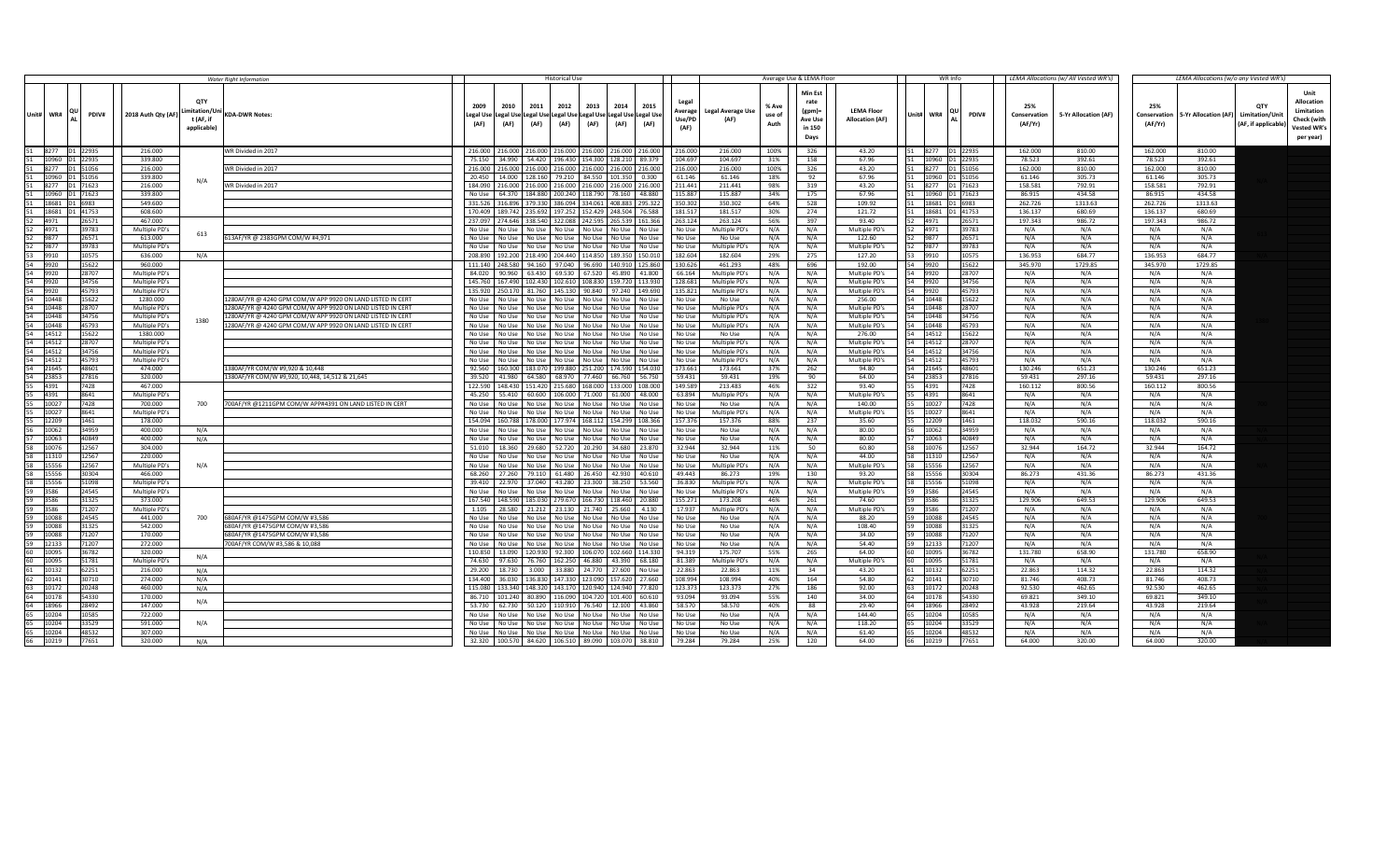| Water Right Information | | | | | | | Historical Use | | | | | | | Average Use & LEMA Floor | | | | | WR Info | | | | LEMA Allocations (w/ All Vested WR's) | | LEMA Allocations (w/o any Vested WR's) | | | |
|---|---|---|---|---|---|---|---|---|---|---|---|---|---|---|---|---|---|---|---|---|---|---|---|---|---|---|---|---|
| Unit# | WR# | QU AL | PDIV# | 2018 Auth Qty (AF) | QTY Limitation/Unit (AF, if applicable) | KDA-DWR Notes: | 2009 Legal Use (AF) | 2010 Legal Use (AF) | 2011 Legal Use (AF) | 2012 Legal Use (AF) | 2013 Legal Use (AF) | 2014 Legal Use (AF) | 2015 Legal Use (AF) | Legal Average Use/PD (AF) | Legal Average Use (AF) | % Ave use of Auth | Min Est rate (gpm)= Ave Use in 150 Days | LEMA Floor Allocation (AF) | Unit# | WR# | QU AL | PDIV# | 25% Conservation (AF/Yr) | 5-Yr Allocation (AF) | 25% Conservation (AF/Yr) | 5-Yr Allocation (AF) | QTY Limitation/Unit (AF, if applicable) | Unit Allocation Limitation Check (with Vested WR's per year) |
| 51 | 8277 | D1 | 22935 | 216.000 | N/A | WR Divided in 2017 | 216.000 | 216.000 | 216.000 | 216.000 | 216.000 | 216.000 | 216.000 | 216.000 | 216.000 | 100% | 326 | 43.20 | 51 | 8277 | D1 | 22935 | 162.000 | 810.00 | 162.000 | 810.00 | | |
| 51 | 10960 | D1 | 22935 | 339.800 | | | 75.150 | 34.990 | 54.420 | 196.430 | 154.300 | 128.210 | 89.379 | 104.697 | 104.697 | 31% | 158 | 67.96 | 51 | 10960 | D1 | 22935 | 78.523 | 392.61 | 78.523 | 392.61 | | |
| 51 | 8277 | D1 | 51056 | 216.000 | | WR Divided in 2017 | 216.000 | 216.000 | 216.000 | 216.000 | 216.000 | 216.000 | 216.000 | 216.000 | 216.000 | 100% | 326 | 43.20 | 51 | 8277 | D1 | 51056 | 162.000 | 810.00 | 162.000 | 810.00 | | |
| 51 | 10960 | D1 | 51056 | 339.800 | | | 20.450 | 14.000 | 128.160 | 79.210 | 84.550 | 101.350 | 0.300 | 61.146 | 61.146 | 18% | 92 | 67.96 | 51 | 10960 | D1 | 51056 | 61.146 | 305.73 | 61.146 | 305.73 | | |
| 51 | 8277 | D1 | 71623 | 216.000 | | WR Divided in 2017 | 184.090 | 216.000 | 216.000 | 216.000 | 216.000 | 216.000 | 216.000 | 211.441 | 211.441 | 98% | 319 | 43.20 | 51 | 8277 | D1 | 71623 | 158.581 | 792.91 | 158.581 | 792.91 | | |
| 51 | 10960 | D1 | 71623 | 339.800 | | | No Use | 64.370 | 184.880 | 200.240 | 118.790 | 78.160 | 48.880 | 115.887 | 115.887 | 34% | 175 | 67.96 | 51 | 10960 | D1 | 71623 | 86.915 | 434.58 | 86.915 | 434.58 | | |
| 51 | 18681 | D1 | 6983 | 549.600 | | | 331.526 | 316.896 | 379.330 | 386.094 | 334.061 | 408.883 | 295.322 | 350.302 | 350.302 | 64% | 528 | 109.92 | 51 | 18681 | D1 | 6983 | 262.726 | 1313.63 | 262.726 | 1313.63 | | |
| 51 | 18681 | D1 | 41753 | 608.600 | | | 170.409 | 189.742 | 235.692 | 197.252 | 152.429 | 248.504 | 76.588 | 181.517 | 181.517 | 30% | 274 | 121.72 | 51 | 18681 | D1 | 41753 | 136.137 | 680.69 | 136.137 | 680.69 | | |
| 51 | 4971 | | 26571 | 467.000 | | | 237.097 | 274.646 | 338.540 | 322.088 | 242.595 | 265.539 | 161.366 | 263.124 | 263.124 | 56% | 397 | 93.40 | 51 | 4971 | | 26571 | 197.343 | 986.72 | 197.343 | 986.72 | | |
| 52 | 4971 | | 39783 | Multiple PD's | 613 | | No Use | No Use | No Use | No Use | No Use | No Use | No Use | No Use | Multiple PD's | N/A | N/A | Multiple PD's | 52 | 4971 | | 39783 | N/A | N/A | N/A | N/A | | |
| 52 | 9877 | | 26571 | 613.000 | | 613AF/YR @ 2383GPM COM/W #4,971 | No Use | No Use | No Use | No Use | No Use | No Use | No Use | No Use | No Use | N/A | N/A | 122.60 | 52 | 9877 | | 26571 | N/A | N/A | N/A | N/A | | |
| 52 | 9877 | | 39783 | Multiple PD's | | | No Use | No Use | No Use | No Use | No Use | No Use | No Use | No Use | Multiple PD's | N/A | N/A | Multiple PD's | 52 | 9877 | | 39783 | N/A | N/A | N/A | N/A | | |
| 53 | 9910 | | 10575 | 636.000 | N/A | | 208.890 | 192.200 | 218.490 | 204.440 | 114.850 | 189.350 | 150.010 | 182.604 | 182.604 | 29% | 275 | 127.20 | 53 | 9910 | | 10575 | 136.953 | 684.77 | 136.953 | 684.77 | | |
| 54 | 9920 | | 15622 | 960.000 | 1380 | | 111.140 | 248.580 | 94.160 | 97.040 | 96.690 | 140.910 | 125.860 | 130.626 | 461.293 | 48% | 696 | 192.00 | 54 | 9920 | | 15622 | 345.970 | 1729.85 | 345.970 | 1729.85 | | |
| 54 | 9920 | | 28707 | Multiple PD's | | | 84.020 | 90.960 | 63.430 | 69.530 | 67.520 | 45.890 | 41.800 | 66.164 | Multiple PD's | N/A | N/A | Multiple PD's | 54 | 9920 | | 28707 | N/A | N/A | N/A | N/A | | |
| 54 | 9920 | | 34756 | Multiple PD's | | | 145.760 | 167.490 | 102.430 | 102.610 | 108.830 | 159.720 | 113.930 | 128.681 | Multiple PD's | N/A | N/A | Multiple PD's | 54 | 9920 | | 34756 | N/A | N/A | N/A | N/A | | |
| 54 | 9920 | | 45793 | Multiple PD's | | | 135.920 | 250.170 | 81.760 | 145.130 | 90.840 | 97.240 | 149.690 | 135.821 | Multiple PD's | N/A | N/A | Multiple PD's | 54 | 9920 | | 45793 | N/A | N/A | N/A | N/A | | |
| 54 | 10448 | | 15622 | 1280.000 | | 1280AF/YR @ 4240 GPM COM/W APP 9920 ON LAND LISTED IN CERT | No Use | No Use | No Use | No Use | No Use | No Use | No Use | No Use | No Use | N/A | N/A | 256.00 | 54 | 10448 | | 15622 | N/A | N/A | N/A | N/A | | |
| 54 | 10448 | | 28707 | Multiple PD's | | 1280AF/YR @ 4240 GPM COM/W APP 9920 ON LAND LISTED IN CERT | No Use | No Use | No Use | No Use | No Use | No Use | No Use | No Use | Multiple PD's | N/A | N/A | Multiple PD's | 54 | 10448 | | 28707 | N/A | N/A | N/A | N/A | | |
| 54 | 10448 | | 34756 | Multiple PD's | | 1280AF/YR @ 4240 GPM COM/W APP 9920 ON LAND LISTED IN CERT | No Use | No Use | No Use | No Use | No Use | No Use | No Use | No Use | Multiple PD's | N/A | N/A | Multiple PD's | 54 | 10448 | | 34756 | N/A | N/A | N/A | N/A | | |
| 54 | 10448 | | 45793 | Multiple PD's | | 1280AF/YR @ 4240 GPM COM/W APP 9920 ON LAND LISTED IN CERT | No Use | No Use | No Use | No Use | No Use | No Use | No Use | No Use | Multiple PD's | N/A | N/A | Multiple PD's | 54 | 10448 | | 45793 | N/A | N/A | N/A | N/A | | |
| 54 | 14512 | | 15622 | 1380.000 | | | No Use | No Use | No Use | No Use | No Use | No Use | No Use | No Use | No Use | N/A | N/A | 276.00 | 54 | 14512 | | 15622 | N/A | N/A | N/A | N/A | | |
| 54 | 14512 | | 28707 | Multiple PD's | | | No Use | No Use | No Use | No Use | No Use | No Use | No Use | No Use | Multiple PD's | N/A | N/A | Multiple PD's | 54 | 14512 | | 28707 | N/A | N/A | N/A | N/A | | |
| 54 | 14512 | | 34756 | Multiple PD's | | | No Use | No Use | No Use | No Use | No Use | No Use | No Use | No Use | Multiple PD's | N/A | N/A | Multiple PD's | 54 | 14512 | | 34756 | N/A | N/A | N/A | N/A | | |
| 54 | 14512 | | 45793 | Multiple PD's | | | No Use | No Use | No Use | No Use | No Use | No Use | No Use | No Use | Multiple PD's | N/A | N/A | Multiple PD's | 54 | 14512 | | 45793 | N/A | N/A | N/A | N/A | | |
| 54 | 21645 | | 48601 | 474.000 | | 1380AF/YR COM/W #9,920 & 10,448 | 92.560 | 160.300 | 183.070 | 199.880 | 251.200 | 174.590 | 154.030 | 173.661 | 173.661 | 37% | 262 | 94.80 | 54 | 21645 | | 48601 | 130.246 | 651.23 | 130.246 | 651.23 | | |
| 54 | 23853 | | 27816 | 320.000 | | 1380AF/YR COM/W #9,920, 10,448, 14,512 & 21,645 | 39.520 | 41.980 | 64.580 | 68.970 | 77.460 | 66.760 | 56.750 | 59.431 | 59.431 | 19% | 90 | 64.00 | 54 | 23853 | | 27816 | 59.431 | 297.16 | 59.431 | 297.16 | | |
| 55 | 4391 | | 7428 | 467.000 | 700 | | 122.590 | 148.430 | 151.420 | 215.680 | 168.000 | 133.000 | 108.000 | 149.589 | 213.483 | 46% | 322 | 93.40 | 55 | 4391 | | 7428 | 160.112 | 800.56 | 160.112 | 800.56 | | |
| 55 | 4391 | | 8641 | Multiple PD's | | | 45.250 | 55.410 | 60.600 | 106.000 | 71.000 | 61.000 | 48.000 | 63.894 | Multiple PD's | N/A | N/A | Multiple PD's | 55 | 4391 | | 8641 | N/A | N/A | N/A | N/A | | |
| 55 | 10027 | | 7428 | 700.000 | | 700AF/YR@1211GPM COM/W APP#4391 ON LAND LISTED IN CERT | No Use | No Use | No Use | No Use | No Use | No Use | No Use | No Use | No Use | N/A | N/A | 140.00 | 55 | 10027 | | 7428 | N/A | N/A | N/A | N/A | | |
| 55 | 10027 | | 8641 | Multiple PD's | | | No Use | No Use | No Use | No Use | No Use | No Use | No Use | No Use | Multiple PD's | N/A | N/A | Multiple PD's | 55 | 10027 | | 8641 | N/A | N/A | N/A | N/A | | |
| 55 | 12209 | | 1461 | 178.000 | | | 154.094 | 160.788 | 178.000 | 177.974 | 168.112 | 154.299 | 108.366 | 157.376 | 157.376 | 88% | 237 | 35.60 | 55 | 12209 | | 1461 | 118.032 | 590.16 | 118.032 | 590.16 | | |
| 56 | 10062 | | 34959 | 400.000 | N/A | | No Use | No Use | No Use | No Use | No Use | No Use | No Use | No Use | No Use | N/A | N/A | 80.00 | 56 | 10062 | | 34959 | N/A | N/A | N/A | N/A | | |
| 57 | 10063 | | 40849 | 400.000 | N/A | | No Use | No Use | No Use | No Use | No Use | No Use | No Use | No Use | No Use | N/A | N/A | 80.00 | 57 | 10063 | | 40849 | N/A | N/A | N/A | N/A | | |
| 58 | 10076 | | 12567 | 304.000 | N/A | | 51.010 | 18.360 | 29.680 | 52.720 | 20.290 | 34.680 | 23.870 | 32.944 | 32.944 | 11% | 50 | 60.80 | 58 | 10076 | | 12567 | 32.944 | 164.72 | 32.944 | 164.72 | | |
| 58 | 11310 | | 12567 | 220.000 | | | No Use | No Use | No Use | No Use | No Use | No Use | No Use | No Use | No Use | N/A | N/A | 44.00 | 58 | 11310 | | 12567 | N/A | N/A | N/A | N/A | | |
| 58 | 15556 | | 12567 | Multiple PD's | | | No Use | No Use | No Use | No Use | No Use | No Use | No Use | No Use | Multiple PD's | N/A | N/A | Multiple PD's | 58 | 15556 | | 12567 | N/A | N/A | N/A | N/A | | |
| 58 | 15556 | | 30304 | 466.000 | | | 68.260 | 27.260 | 79.110 | 61.480 | 26.450 | 42.930 | 40.610 | 49.443 | 86.273 | 19% | 130 | 93.20 | 58 | 15556 | | 30304 | 86.273 | 431.36 | 86.273 | 431.36 | | |
| 58 | 15556 | | 51098 | Multiple PD's | | | 39.410 | 22.970 | 37.040 | 43.280 | 23.300 | 38.250 | 53.560 | 36.830 | Multiple PD's | N/A | N/A | Multiple PD's | 58 | 15556 | | 51098 | N/A | N/A | N/A | N/A | | |
| 59 | 3586 | | 24545 | Multiple PD's | 700 | | No Use | No Use | No Use | No Use | No Use | No Use | No Use | No Use | Multiple PD's | N/A | N/A | Multiple PD's | 59 | 3586 | | 24545 | N/A | N/A | N/A | N/A | | |
| 59 | 3586 | | 31325 | 373.000 | | | 167.540 | 148.590 | 185.030 | 279.670 | 166.730 | 118.460 | 20.880 | 155.271 | 173.208 | 46% | 261 | 74.60 | 59 | 3586 | | 31325 | 129.906 | 649.53 | 129.906 | 649.53 | | |
| 59 | 3586 | | 71207 | Multiple PD's | | | 1.105 | 28.580 | 21.212 | 23.130 | 21.740 | 25.660 | 4.130 | 17.937 | Multiple PD's | N/A | N/A | Multiple PD's | 59 | 3586 | | 71207 | N/A | N/A | N/A | N/A | | |
| 59 | 10088 | | 24545 | 441.000 | | 680AF/YR@1475GPM COM/W #3,586 | No Use | No Use | No Use | No Use | No Use | No Use | No Use | No Use | No Use | N/A | N/A | 88.20 | 59 | 10088 | | 24545 | N/A | N/A | N/A | N/A | | |
| 59 | 10088 | | 31325 | 542.000 | | 680AF/YR@1475GPM COM/W #3,586 | No Use | No Use | No Use | No Use | No Use | No Use | No Use | No Use | No Use | N/A | N/A | 108.40 | 59 | 10088 | | 31325 | N/A | N/A | N/A | N/A | | |
| 59 | 10088 | | 71207 | 170.000 | | 680AF/YR@1475GPM COM/W #3,586 | No Use | No Use | No Use | No Use | No Use | No Use | No Use | No Use | No Use | N/A | N/A | 34.00 | 59 | 10088 | | 71207 | N/A | N/A | N/A | N/A | | |
| 59 | 12133 | | 71207 | 272.000 | | 700AF/YR COM/W #3,586 & 10,088 | No Use | No Use | No Use | No Use | No Use | No Use | No Use | No Use | No Use | N/A | N/A | 54.40 | 59 | 12133 | | 71207 | N/A | N/A | N/A | N/A | | |
| 60 | 10095 | | 36782 | 320.000 | N/A | | 110.850 | 13.090 | 120.930 | 92.300 | 106.070 | 102.660 | 114.330 | 94.319 | 175.707 | 55% | 265 | 64.00 | 60 | 10095 | | 36782 | 131.780 | 658.90 | 131.780 | 658.90 | | |
| 60 | 10095 | | 51781 | Multiple PD's | | | 74.630 | 97.630 | 76.760 | 162.250 | 46.880 | 43.390 | 68.180 | 81.389 | Multiple PD's | N/A | N/A | Multiple PD's | 60 | 10095 | | 51781 | N/A | N/A | N/A | N/A | | |
| 61 | 10132 | | 62251 | 216.000 | N/A | | 29.200 | 18.730 | 3.000 | 33.880 | 24.770 | 27.600 | No Use | 22.863 | 22.863 | 11% | 34 | 43.20 | 61 | 10132 | | 62251 | 22.863 | 114.32 | 22.863 | 114.32 | | |
| 62 | 10141 | | 30710 | 274.000 | N/A | | 134.400 | 36.030 | 136.830 | 147.330 | 123.090 | 157.620 | 27.660 | 108.994 | 108.994 | 40% | 164 | 54.80 | 62 | 10141 | | 30710 | 81.746 | 408.73 | 81.746 | 408.73 | | |
| 63 | 10172 | | 20248 | 460.000 | N/A | | 115.080 | 133.340 | 148.320 | 143.170 | 120.940 | 124.940 | 77.820 | 123.373 | 123.373 | 27% | 186 | 92.00 | 63 | 10172 | | 20248 | 92.530 | 462.65 | 92.530 | 462.65 | | |
| 64 | 10178 | | 54330 | 170.000 | N/A | | 86.710 | 101.240 | 80.890 | 116.090 | 104.720 | 101.400 | 60.610 | 93.094 | 93.094 | 55% | 140 | 34.00 | 64 | 10178 | | 54330 | 69.821 | 349.10 | 69.821 | 349.10 | | |
| 64 | 18966 | | 28492 | 147.000 | | | 53.730 | 62.730 | 50.120 | 110.910 | 76.540 | 12.100 | 43.860 | 58.570 | 58.570 | 40% | 88 | 29.40 | 64 | 18966 | | 28492 | 43.928 | 219.64 | 43.928 | 219.64 | | |
| 65 | 10204 | | 10585 | 722.000 | N/A | | No Use | No Use | No Use | No Use | No Use | No Use | No Use | No Use | No Use | N/A | N/A | 144.40 | 65 | 10204 | | 10585 | N/A | N/A | N/A | N/A | | |
| 65 | 10204 | | 33529 | 591.000 | | | No Use | No Use | No Use | No Use | No Use | No Use | No Use | No Use | No Use | N/A | N/A | 118.20 | 65 | 10204 | | 33529 | N/A | N/A | N/A | N/A | | |
| 65 | 10204 | | 48532 | 307.000 | | | No Use | No Use | No Use | No Use | No Use | No Use | No Use | No Use | No Use | N/A | N/A | 61.40 | 65 | 10204 | | 48532 | N/A | N/A | N/A | N/A | | |
| 66 | 10219 | | 77651 | 320.000 | N/A | | 32.320 | 100.570 | 84.620 | 106.510 | 89.090 | 103.070 | 58.810 | 79.284 | 79.284 | 25% | 120 | 64.00 | 66 | 10219 | | 77651 | 64.000 | 320.00 | 64.000 | 320.00 | | |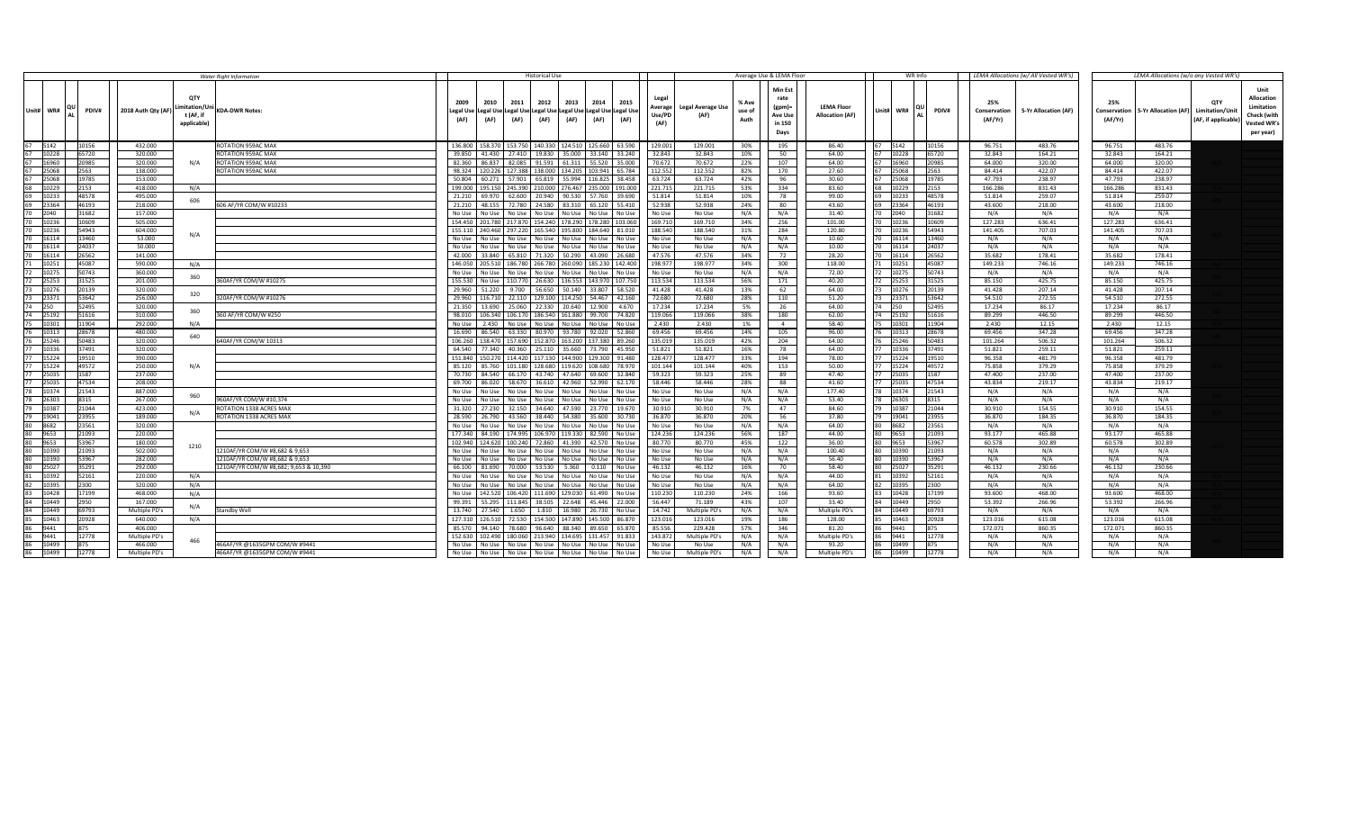| Water Right Information | | | | | | | Historical Use | | | | | | | Average Use & LEMA Floor | | | | | WR Info | | | | LEMA Allocations (w/ All Vested WR's) | | LEMA Allocations (w/o any Vested WR's) | | | |
|---|---|---|---|---|---|---|---|---|---|---|---|---|---|---|---|---|---|---|---|---|---|---|---|---|---|---|---|---|
| Unit# | WR# | QUAL | PDIV# | 2018 Auth Qty (AF) | QTY Limitation/Unit (AF, if applicable) | KDA-DWR Notes: | 2009 Legal Use (AF) | 2010 Legal Use (AF) | 2011 Legal Use (AF) | 2012 Legal Use (AF) | 2013 Legal Use (AF) | 2014 Legal Use (AF) | 2015 Legal Use (AF) | Legal Average Use/PD (AF) | Legal Average Use (AF) | % Ave use of Auth | Min Est rate (gpm)= Ave Use in 150 Days | LEMA Floor Allocation (AF) | Unit# | WR# | QUAL | PDIV# | 25% Conservation (AF/Yr) | 5-Yr Allocation (AF) | 25% Conservation (AF/Yr) | 5-Yr Allocation (AF) | QTY Limitation/Unit (AF, if applicable) | Unit Allocation Limitation Check (with Vested WR's per year) |
| 67 | 5142 | | 10156 | 432.000 | | ROTATION 959AC MAX | 136.800 | 158.370 | 153.750 | 140.330 | 124.510 | 125.660 | 63.590 | 129.001 | 129.001 | 30% | 195 | 86.40 | 67 | 5142 | | 10156 | 96.751 | 483.76 | 96.751 | 483.76 | | |
| 67 | 10228 | | 65720 | 320.000 | N/A | ROTATION 959AC MAX | 39.850 | 41.430 | 27.410 | 19.830 | 35.000 | 33.140 | 33.240 | 32.843 | 32.843 | 10% | 50 | 64.00 | 67 | 10228 | | 65720 | 32.843 | 164.21 | 32.843 | 164.21 | | |
| 67 | 16960 | | 20985 | 320.000 | | ROTATION 959AC MAX | 82.360 | 86.837 | 82.085 | 91.591 | 61.311 | 55.520 | 35.000 | 70.672 | 70.672 | 22% | 107 | 64.00 | 67 | 16960 | | 20985 | 64.000 | 320.00 | 64.000 | 320.00 | | |
| 67 | 25068 | | 2563 | 138.000 | | ROTATION 959AC MAX | 98.324 | 120.226 | 127.388 | 138.000 | 134.205 | 103.941 | 65.784 | 112.552 | 112.552 | 82% | 170 | 27.60 | 67 | 25068 | | 2563 | 84.414 | 422.07 | 84.414 | 422.07 | | |
| 67 | 25068 | | 19785 | 153.000 | | | 50.804 | 60.271 | 57.901 | 65.819 | 55.994 | 116.825 | 38.458 | 63.724 | 63.724 | 42% | 96 | 30.60 | 67 | 25068 | | 19785 | 47.793 | 238.97 | 47.793 | 238.97 | | |
| 68 | 10229 | | 2153 | 418.000 | N/A | | 199.000 | 195.150 | 245.390 | 210.000 | 276.467 | 235.000 | 191.000 | 221.715 | 221.715 | 53% | 334 | 83.60 | 68 | 10229 | | 2153 | 166.286 | 831.43 | 166.286 | 831.43 | | |
| 69 | 10233 | | 48578 | 495.000 | 606 | | 21.210 | 69.970 | 62.600 | 20.940 | 90.530 | 57.760 | 39.690 | 51.814 | 51.814 | 10% | 78 | 99.00 | 69 | 10233 | | 48578 | 51.814 | 259.07 | 51.814 | 259.07 | | |
| 69 | 23364 | | 46193 | 218.000 | | 606 AF/YR COM/W #10233 | 21.210 | 48.155 | 72.780 | 24.580 | 83.310 | 65.120 | 55.410 | 52.938 | 52.938 | 24% | 80 | 43.60 | 69 | 23364 | | 46193 | 43.600 | 218.00 | 43.600 | 218.00 | | |
| 70 | 2040 | | 31682 | 157.000 | N/A | | No Use | No Use | No Use | No Use | No Use | No Use | No Use | No Use | No Use | N/A | N/A | 31.40 | 70 | 2040 | | 31682 | N/A | N/A | N/A | N/A | | |
| 70 | 10236 | | 10609 | 505.000 | | | 154.450 | 201.780 | 217.870 | 154.240 | 178.290 | 178.280 | 103.060 | 169.710 | 169.710 | 34% | 256 | 101.00 | 70 | 10236 | | 10609 | 127.283 | 636.41 | 127.283 | 636.41 | | |
| 70 | 10236 | | 54943 | 604.000 | | | 155.110 | 240.460 | 297.220 | 165.540 | 195.800 | 184.640 | 81.010 | 188.540 | 188.540 | 31% | 284 | 120.80 | 70 | 10236 | | 54943 | 141.405 | 707.03 | 141.405 | 707.03 | | |
| 70 | 16114 | | 13460 | 53.000 | | | No Use | No Use | No Use | No Use | No Use | No Use | No Use | No Use | No Use | N/A | N/A | 10.60 | 70 | 16114 | | 13460 | N/A | N/A | N/A | N/A | | |
| 70 | 16114 | | 24037 | 50.000 | | | No Use | No Use | No Use | No Use | No Use | No Use | No Use | No Use | No Use | N/A | N/A | 10.00 | 70 | 16114 | | 24037 | N/A | N/A | N/A | N/A | | |
| 70 | 16114 | | 26562 | 141.000 | | | 42.000 | 33.840 | 65.810 | 71.320 | 50.290 | 43.090 | 26.680 | 47.576 | 47.576 | 34% | 72 | 28.20 | 70 | 16114 | | 26562 | 35.682 | 178.41 | 35.682 | 178.41 | | |
| 71 | 10251 | | 45087 | 590.000 | N/A | | 146.050 | 205.510 | 186.780 | 266.780 | 260.090 | 185.230 | 142.400 | 198.977 | 198.977 | 34% | 300 | 118.00 | 71 | 10251 | | 45087 | 149.233 | 746.16 | 149.233 | 746.16 | | |
| 72 | 10275 | | 50743 | 360.000 | 360 | | No Use | No Use | No Use | No Use | No Use | No Use | No Use | No Use | No Use | N/A | N/A | 72.00 | 72 | 10275 | | 50743 | N/A | N/A | N/A | N/A | | |
| 72 | 25253 | | 31525 | 201.000 | | 360AF/YR COM/W #10275 | 155.530 | No Use | 110.770 | 26.630 | 136.553 | 143.970 | 107.750 | 113.534 | 113.534 | 56% | 171 | 40.20 | 72 | 25253 | | 31525 | 85.150 | 425.75 | 85.150 | 425.75 | | |
| 73 | 10276 | | 20139 | 320.000 | 320 | | 29.960 | 51.220 | 9.700 | 56.650 | 50.140 | 33.807 | 58.520 | 41.428 | 41.428 | 13% | 62 | 64.00 | 73 | 10276 | | 20139 | 41.428 | 207.14 | 41.428 | 207.14 | | |
| 73 | 23371 | | 53642 | 256.000 | | 320AF/YR COM/W #10276 | 29.960 | 116.710 | 22.110 | 129.100 | 114.250 | 54.467 | 42.160 | 72.680 | 72.680 | 28% | 110 | 51.20 | 73 | 23371 | | 53642 | 54.510 | 272.55 | 54.510 | 272.55 | | |
| 74 | 250 | | 52495 | 320.000 | 360 | | 21.350 | 13.690 | 25.060 | 22.330 | 20.640 | 12.900 | 4.670 | 17.234 | 17.234 | 5% | 26 | 64.00 | 74 | 250 | | 52495 | 17.234 | 86.17 | 17.234 | 86.17 | | |
| 74 | 25192 | | 51616 | 310.000 | | 360 AF/YR COM/W #250 | 98.010 | 106.540 | 106.170 | 186.540 | 161.880 | 99.700 | 74.820 | 119.066 | 119.066 | 38% | 180 | 62.00 | 74 | 25192 | | 51616 | 89.299 | 446.50 | 89.299 | 446.50 | | |
| 75 | 10301 | | 11904 | 292.000 | N/A | | No Use | 2.430 | No Use | No Use | No Use | No Use | No Use | 2.430 | 2.430 | 1% | 4 | 58.40 | 75 | 10301 | | 11904 | 2.430 | 12.15 | 2.430 | 12.15 | | |
| 76 | 10313 | | 28678 | 480.000 | 640 | | 16.690 | 86.540 | 63.330 | 80.970 | 93.780 | 92.020 | 52.860 | 69.456 | 69.456 | 14% | 105 | 96.00 | 76 | 10313 | | 28678 | 69.456 | 347.28 | 69.456 | 347.28 | | |
| 76 | 25246 | | 50483 | 320.000 | | 640AF/YR COM/W 10313 | 106.260 | 138.470 | 157.690 | 152.870 | 163.200 | 137.380 | 89.260 | 135.019 | 135.019 | 42% | 204 | 64.00 | 76 | 25246 | | 50483 | 101.264 | 506.32 | 101.264 | 506.32 | | |
| 77 | 10336 | | 37491 | 320.000 | N/A | | 64.540 | 77.340 | 40.360 | 25.110 | 35.660 | 73.790 | 45.950 | 51.821 | 51.821 | 16% | 78 | 64.00 | 77 | 10336 | | 37491 | 51.821 | 259.11 | 51.821 | 259.11 | | |
| 77 | 15224 | | 19510 | 390.000 | | | 151.840 | 150.270 | 114.420 | 117.130 | 144.900 | 129.300 | 91.480 | 128.477 | 128.477 | 33% | 194 | 78.00 | 77 | 15224 | | 19510 | 96.358 | 481.79 | 96.358 | 481.79 | | |
| 77 | 15224 | | 49572 | 250.000 | | | 85.120 | 85.760 | 101.180 | 128.680 | 119.620 | 108.680 | 78.970 | 101.144 | 101.144 | 40% | 153 | 50.00 | 77 | 15224 | | 49572 | 75.858 | 379.29 | 75.858 | 379.29 | | |
| 77 | 25035 | | 1587 | 237.000 | | | 70.730 | 84.540 | 66.170 | 43.740 | 47.640 | 69.600 | 32.840 | 59.323 | 59.323 | 25% | 89 | 47.40 | 77 | 25035 | | 1587 | 47.400 | 237.00 | 47.400 | 237.00 | | |
| 77 | 25035 | | 47534 | 208.000 | | | 69.700 | 86.020 | 58.670 | 36.610 | 42.960 | 52.990 | 62.170 | 58.446 | 58.446 | 28% | 88 | 41.60 | 77 | 25035 | | 47534 | 43.834 | 219.17 | 43.834 | 219.17 | | |
| 78 | 10374 | | 21543 | 887.000 | 960 | | No Use | No Use | No Use | No Use | No Use | No Use | No Use | No Use | No Use | N/A | N/A | 177.40 | 78 | 10374 | | 21543 | N/A | N/A | N/A | N/A | | |
| 78 | 26303 | | 8315 | 267.000 | | 960AF/YR COM/W #10,374 | No Use | No Use | No Use | No Use | No Use | No Use | No Use | No Use | No Use | N/A | N/A | 53.40 | 78 | 26303 | | 8315 | N/A | N/A | N/A | N/A | | |
| 79 | 10387 | | 21044 | 423.000 | N/A | ROTATION 1338 ACRES MAX | 31.320 | 27.230 | 32.150 | 34.640 | 47.590 | 23.770 | 19.670 | 30.910 | 30.910 | 7% | 47 | 84.60 | 79 | 10387 | | 21044 | 30.910 | 154.55 | 30.910 | 154.55 | | |
| 79 | 19041 | | 23955 | 189.000 | | ROTATION 1338 ACRES MAX | 28.590 | 26.790 | 43.560 | 38.440 | 54.380 | 35.600 | 30.730 | 36.870 | 36.870 | 20% | 56 | 37.80 | 79 | 19041 | | 23955 | 36.870 | 184.35 | 36.870 | 184.35 | | |
| 80 | 8682 | | 23561 | 320.000 | 1210 | | No Use | No Use | No Use | No Use | No Use | No Use | No Use | No Use | No Use | N/A | N/A | 64.00 | 80 | 8682 | | 23561 | N/A | N/A | N/A | N/A | | |
| 80 | 9653 | | 21093 | 220.000 | | | 177.340 | 84.190 | 174.995 | 106.970 | 119.330 | 82.590 | No Use | 124.236 | 124.236 | 56% | 187 | 44.00 | 80 | 9653 | | 21093 | 93.177 | 465.88 | 93.177 | 465.88 | | |
| 80 | 9653 | | 53967 | 180.000 | | | 102.940 | 124.620 | 100.240 | 72.860 | 41.390 | 42.570 | No Use | 80.770 | 80.770 | 45% | 122 | 36.00 | 80 | 9653 | | 53967 | 60.578 | 302.89 | 60.578 | 302.89 | | |
| 80 | 10390 | | 21093 | 502.000 | | 1210AF/YR COM/W #8,682 & 9,653 | No Use | No Use | No Use | No Use | No Use | No Use | No Use | No Use | No Use | N/A | N/A | 100.40 | 80 | 10390 | | 21093 | N/A | N/A | N/A | N/A | | |
| 80 | 10390 | | 53967 | 282.000 | | 1210AF/YR COM/W #8,682 & 9,653 | No Use | No Use | No Use | No Use | No Use | No Use | No Use | No Use | No Use | N/A | N/A | 56.40 | 80 | 10390 | | 53967 | N/A | N/A | N/A | N/A | | |
| 80 | 25027 | | 35291 | 292.000 | | 1210AF/YR COM/W #8,682; 9,653 & 10,390 | 66.100 | 81.690 | 70.000 | 53.530 | 5.360 | 0.110 | No Use | 46.132 | 46.132 | 16% | 70 | 58.40 | 80 | 25027 | | 35291 | 46.132 | 230.66 | 46.132 | 230.66 | | |
| 81 | 10392 | | 52161 | 220.000 | N/A | | No Use | No Use | No Use | No Use | No Use | No Use | No Use | No Use | No Use | N/A | N/A | 44.00 | 81 | 10392 | | 52161 | N/A | N/A | N/A | N/A | | |
| 82 | 10395 | | 2300 | 320.000 | N/A | | No Use | No Use | No Use | No Use | No Use | No Use | No Use | No Use | No Use | N/A | N/A | 64.00 | 82 | 10395 | | 2300 | N/A | N/A | N/A | N/A | | |
| 83 | 10428 | | 17199 | 468.000 | N/A | | No Use | 142.520 | 106.420 | 111.690 | 129.030 | 61.490 | No Use | 110.230 | 110.230 | 24% | 166 | 93.60 | 83 | 10428 | | 17199 | 93.600 | 468.00 | 93.600 | 468.00 | | |
| 84 | 10449 | | 2950 | 167.000 | N/A | | 99.391 | 55.295 | 111.845 | 38.505 | 22.648 | 45.446 | 22.000 | 56.447 | 71.189 | 43% | 107 | 33.40 | 84 | 10449 | | 2950 | 53.392 | 266.96 | 53.392 | 266.96 | | |
| 84 | 10449 | | 69793 | Multiple PD's | | Standby Well | 13.740 | 27.540 | 1.650 | 1.810 | 16.980 | 26.730 | No Use | 14.742 | Multiple PD's | N/A | N/A | Multiple PD's | 84 | 10449 | | 69793 | N/A | N/A | N/A | N/A | | |
| 85 | 10463 | | 20928 | 640.000 | N/A | | 127.310 | 126.510 | 72.530 | 154.500 | 147.890 | 145.500 | 86.870 | 123.016 | 123.016 | 19% | 186 | 128.00 | 85 | 10463 | | 20928 | 123.016 | 615.08 | 123.016 | 615.08 | | |
| 86 | 9441 | | 875 | 406.000 | 466 | | 85.570 | 94.140 | 78.680 | 96.640 | 88.340 | 89.650 | 65.870 | 85.556 | 229.428 | 57% | 346 | 81.20 | 86 | 9441 | | 875 | 172.071 | 860.35 | 172.071 | 860.35 | | |
| 86 | 9441 | | 12778 | Multiple PD's | | | 152.630 | 102.490 | 180.060 | 213.940 | 134.695 | 131.457 | 91.833 | 143.872 | Multiple PD's | N/A | N/A | Multiple PD's | 86 | 9441 | | 12778 | N/A | N/A | N/A | N/A | | |
| 86 | 10499 | | 875 | 466.000 | | 466AF/YR @1635GPM COM/W #9441 | No Use | No Use | No Use | No Use | No Use | No Use | No Use | No Use | No Use | N/A | N/A | 93.20 | 86 | 10499 | | 875 | N/A | N/A | N/A | N/A | | |
| 86 | 10499 | | 12778 | Multiple PD's | | 466AF/YR @1635GPM COM/W #9441 | No Use | No Use | No Use | No Use | No Use | No Use | No Use | No Use | Multiple PD's | N/A | N/A | Multiple PD's | 86 | 10499 | | 12778 | N/A | N/A | N/A | N/A | | |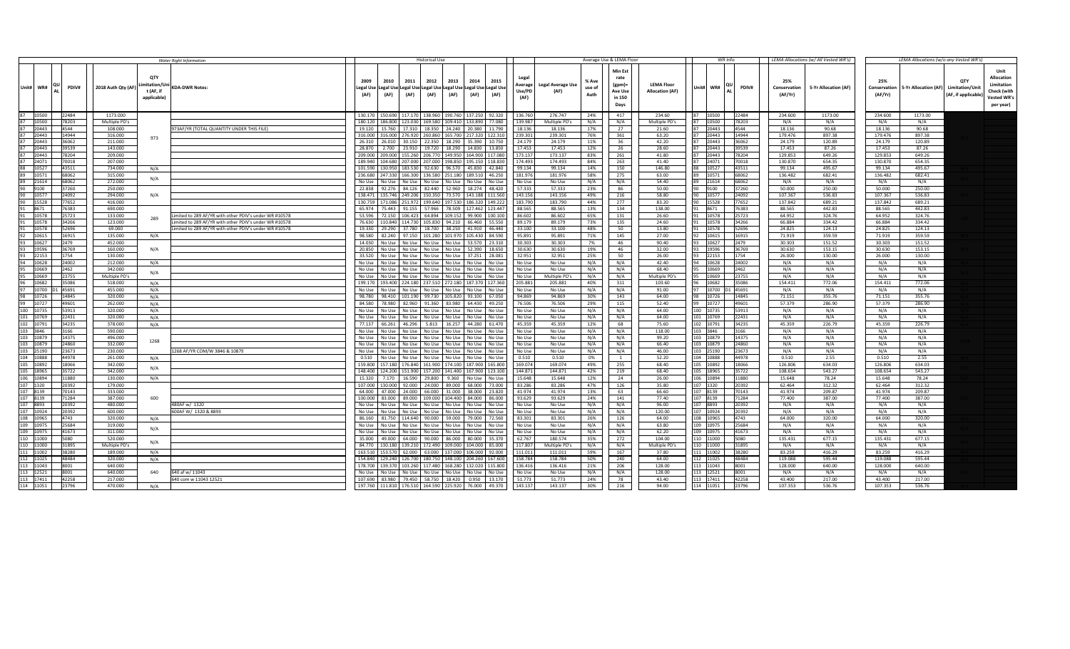| Water Right Information | | | | | | | Historical Use | | | | | | | Average Use & LEMA Floor | | | | | WR Info | | | | LEMA Allocations (w/ All Vested WR's) | | LEMA Allocations (w/o any Vested WR's) | | | |
|---|---|---|---|---|---|---|---|---|---|---|---|---|---|---|---|---|---|---|---|---|---|---|---|---|---|---|---|---|
| Unit# | WR# | QUAL | PDIV# | 2018 Auth Qty (AF) | QTY Limitation/Unit (AF, if applicable) | KDA-DWR Notes: | 2009 Legal Use (AF) | 2010 Legal Use (AF) | 2011 Legal Use (AF) | 2012 Legal Use (AF) | 2013 Legal Use (AF) | 2014 Legal Use (AF) | 2015 Legal Use (AF) | Legal Average Use/PD (AF) | Legal Average Use (AF) | % Ave use of Auth | Min Est rate (gpm)= Ave Use in 150 Days | LEMA Floor Allocation (AF) | Unit# | WR# | QUAL | PDIV# | 25% Conservation (AF/Yr) | 5-Yr Allocation (AF) | 25% Conservation (AF/Yr) | 5-Yr Allocation (AF) | QTY Limitation/Unit (AF, if applicable) | Unit Allocation Limitation Check (with Vested WR's per year) |
| 87 | 10500 | | 22484 | 1173.000 | | | 130.170 | 150.690 | 117.170 | 138.960 | 190.760 | 137.250 | 92.320 | 136.760 | 276.747 | 24% | 417 | 234.60 | 87 | 10500 | | 22484 | 234.600 | 1173.00 | 234.600 | 1173.00 | | |
| 87 | 10500 | | 78203 | Multiple PD's | | | 180.120 | 186.800 | 123.030 | 169.580 | 109.410 | 133.890 | 77.080 | 139.987 | Multiple PD's | N/A | N/A | Multiple PD's | 87 | 10500 | | 78203 | N/A | N/A | N/A | N/A | | |
| 87 | 20443 | | 4544 | 108.000 | 973 | 973AF/YR (TOTAL QUANTITY UNDER THIS FILE) | 19.120 | 15.760 | 17.310 | 18.350 | 24.240 | 20.380 | 11.790 | 18.136 | 18.136 | 17% | 27 | 21.60 | 87 | 20443 | | 4544 | 18.136 | 90.68 | 18.136 | 90.68 | | |
| 87 | 20443 | | 14944 | 316.000 | | | 316.000 | 316.000 | 276.920 | 260.860 | 165.700 | 217.320 | 122.310 | 239.301 | 239.301 | 76% | 361 | 63.20 | 87 | 20443 | | 14944 | 179.476 | 897.38 | 179.476 | 897.38 | | |
| 87 | 20443 | | 36062 | 211.000 | | | 26.310 | 26.010 | 30.150 | 22.350 | 18.290 | 35.390 | 10.750 | 24.179 | 24.179 | 11% | 36 | 42.20 | 87 | 20443 | | 36062 | 24.179 | 120.89 | 24.179 | 120.89 | | |
| 87 | 20443 | | 39539 | 143.000 | | | 28.870 | 2.700 | 23.910 | 19.720 | 18.290 | 14.830 | 13.850 | 17.453 | 17.453 | 12% | 26 | 28.60 | 87 | 20443 | | 39539 | 17.453 | 87.26 | 17.453 | 87.26 | | |
| 87 | 20443 | | 78204 | 209.000 | | | 209.000 | 209.000 | 155.260 | 206.770 | 149.950 | 164.900 | 117.080 | 173.137 | 173.137 | 83% | 261 | 41.80 | 87 | 20443 | | 78204 | 129.853 | 649.26 | 129.853 | 649.26 | | |
| 87 | 24071 | | 70018 | 207.000 | | | 189.940 | 104.680 | 207.000 | 207.000 | 198.850 | 195.150 | 118.830 | 174.493 | 174.493 | 84% | 263 | 41.40 | 87 | 24071 | | 70018 | 130.870 | 654.35 | 130.870 | 654.35 | | |
| 88 | 10527 | | 43511 | 734.000 | N/A | | 101.590 | 130.950 | 183.530 | 92.630 | 96.570 | 45.830 | 42.840 | 99.134 | 99.134 | 14% | 150 | 146.80 | 88 | 10527 | | 43511 | 99.134 | 495.67 | 99.134 | 495.67 | | |
| 89 | 10571 | | 68062 | 315.000 | N/A | | 236.680 | 247.330 | 166.300 | 136.580 | 251.180 | 189.510 | 46.250 | 181.976 | 181.976 | 58% | 275 | 63.00 | 89 | 10571 | | 68062 | 136.482 | 682.41 | 136.482 | 682.41 | | |
| 89 | 21614 | | 68062 | 272.000 | | | No Use | No Use | No Use | No Use | No Use | No Use | No Use | No Use | No Use | N/A | N/A | 54.40 | 89 | 21614 | | 68062 | N/A | N/A | N/A | N/A | | |
| 90 | 9100 | | 37260 | 250.000 | N/A | | 22.838 | 92.276 | 84.126 | 82.440 | 52.960 | 18.274 | 48.420 | 57.333 | 57.333 | 23% | 86 | 50.00 | 90 | 9100 | | 37260 | 50.000 | 250.00 | 50.000 | 250.00 | | |
| 90 | 10577 | | 24092 | 294.000 | | | 138.471 | 135.746 | 249.206 | 150.350 | 73.570 | 143.188 | 111.560 | 143.156 | 143.156 | 49% | 216 | 58.80 | 90 | 10577 | | 24092 | 107.367 | 536.83 | 107.367 | 536.83 | | |
| 90 | 15528 | | 77652 | 416.000 | | | 130.759 | 171.086 | 251.972 | 199.640 | 197.530 | 186.320 | 149.222 | 183.790 | 183.790 | 44% | 277 | 83.20 | 90 | 15528 | | 77652 | 137.842 | 689.21 | 137.842 | 689.21 | | |
| 91 | 8671 | | 76383 | 690.000 | | | 65.974 | 75.443 | 91.155 | 57.966 | 78.509 | 127.462 | 123.447 | 88.565 | 88.565 | 13% | 134 | 138.00 | 91 | 8671 | | 76383 | 88.565 | 442.83 | 88.565 | 442.83 | | |
| 91 | 10578 | | 25723 | 133.000 | 289 | Limited to 289 AF/YR with other PDIV's under WR #10578 | 53.596 | 72.150 | 106.423 | 64.894 | 109.152 | 99.900 | 100.100 | 86.602 | 86.602 | 65% | 131 | 26.60 | 91 | 10578 | | 25723 | 64.952 | 324.76 | 64.952 | 324.76 | | |
| 91 | 10578 | | 34266 | 123.000 | | Limited to 289 AF/YR with other PDIV's under WR #10578 | 76.630 | 110.840 | 114.730 | 105.830 | 94.210 | 66.460 | 55.550 | 89.179 | 89.179 | 73% | 135 | 24.60 | 91 | 10578 | | 34266 | 66.884 | 334.42 | 66.884 | 334.42 | | |
| 91 | 10578 | | 52696 | 69.000 | | Limited to 289 AF/YR with other PDIV's under WR #10578 | 19.330 | 29.290 | 37.780 | 18.700 | 38.250 | 41.910 | 46.440 | 33.100 | 33.100 | 48% | 50 | 13.80 | 91 | 10578 | | 52696 | 24.825 | 124.13 | 24.825 | 124.13 | | |
| 92 | 10615 | | 16915 | 135.000 | N/A | | 98.580 | 82.240 | 97.150 | 101.280 | 101.970 | 105.430 | 84.590 | 95.891 | 95.891 | 71% | 145 | 27.00 | 92 | 10615 | | 16915 | 71.919 | 359.59 | 71.919 | 359.59 | | |
| 93 | 10627 | | 2479 | 452.000 | N/A | | 14.030 | No Use | No Use | No Use | No Use | 53.570 | 23.310 | 30.303 | 30.303 | 7% | 46 | 90.40 | 93 | 10627 | | 2479 | 30.303 | 151.52 | 30.303 | 151.52 | | |
| 93 | 19596 | | 36769 | 160.000 | | | 20.850 | No Use | No Use | No Use | No Use | 42.630 | 18.650 | 30.630 | 30.630 | 19% | 46 | 32.00 | 93 | 19596 | | 36769 | 30.630 | 153.15 | 30.630 | 153.15 | | |
| 93 | 22153 | | 1754 | 130.000 | | | 33.520 | No Use | No Use | No Use | No Use | 37.251 | 28.081 | 32.951 | 32.951 | 25% | 50 | 26.00 | 93 | 22153 | | 1754 | 26.000 | 130.00 | 26.000 | 130.00 | | |
| 94 | 10628 | | 24002 | 212.000 | N/A | | No Use | No Use | No Use | No Use | No Use | No Use | No Use | No Use | No Use | N/A | N/A | 42.40 | 94 | 10628 | | 24002 | N/A | N/A | N/A | N/A | | |
| 95 | 10669 | | 2462 | 342.000 | N/A | | No Use | No Use | No Use | No Use | No Use | No Use | No Use | No Use | No Use | N/A | N/A | 68.40 | 95 | 10669 | | 2462 | N/A | N/A | N/A | N/A | | |
| 95 | 10669 | | 23755 | Multiple PD's | | | No Use | No Use | No Use | No Use | No Use | No Use | No Use | No Use | Multiple PD's | N/A | N/A | Multiple PD's | 95 | 10669 | | 23755 | N/A | N/A | N/A | N/A | | |
| 96 | 10682 | | 35086 | 518.000 | N/A | | 199.170 | 193.400 | 224.180 | 237.510 | 272.180 | 187.370 | 127.360 | 205.881 | 205.881 | 40% | 311 | 103.60 | 96 | 10682 | | 35086 | 154.411 | 772.06 | 154.411 | 772.06 | | |
| 97 | 10700 | D1 | 45691 | 455.000 | N/A | | No Use | No Use | No Use | No Use | No Use | No Use | No Use | No Use | No Use | N/A | N/A | 91.00 | 97 | 10700 | D1 | 45691 | N/A | N/A | N/A | N/A | | |
| 98 | 10726 | | 14845 | 320.000 | N/A | | 98.780 | 98.410 | 101.190 | 99.730 | 105.820 | 93.100 | 67.050 | 94.869 | 94.869 | 30% | 143 | 64.00 | 98 | 10726 | | 14845 | 71.151 | 355.76 | 71.151 | 355.76 | | |
| 99 | 10727 | | 49601 | 262.000 | N/A | | 84.580 | 78.980 | 82.960 | 91.360 | 83.980 | 64.430 | 49.250 | 76.506 | 76.506 | 29% | 115 | 52.40 | 99 | 10727 | | 49601 | 57.379 | 286.90 | 57.379 | 286.90 | | |
| 100 | 10735 | | 53913 | 320.000 | N/A | | No Use | No Use | No Use | No Use | No Use | No Use | No Use | No Use | No Use | N/A | N/A | 64.00 | 100 | 10735 | | 53913 | N/A | N/A | N/A | N/A | | |
| 101 | 10769 | | 22431 | 320.000 | N/A | | No Use | No Use | No Use | No Use | No Use | No Use | No Use | No Use | No Use | N/A | N/A | 64.00 | 101 | 10769 | | 22431 | N/A | N/A | N/A | N/A | | |
| 102 | 10791 | | 34235 | 378.000 | N/A | | 77.137 | 66.261 | 46.296 | 5.813 | 16.257 | 44.280 | 61.470 | 45.359 | 45.359 | 12% | 68 | 75.60 | 102 | 10791 | | 34235 | 45.359 | 226.79 | 45.359 | 226.79 | | |
| 103 | 3846 | | 3166 | 590.000 | 1268 | | No Use | No Use | No Use | No Use | No Use | No Use | No Use | No Use | No Use | N/A | N/A | 118.00 | 103 | 3846 | | 3166 | N/A | N/A | N/A | N/A | | |
| 103 | 10879 | | 14375 | 496.000 | | | No Use | No Use | No Use | No Use | No Use | No Use | No Use | No Use | No Use | N/A | N/A | 99.20 | 103 | 10879 | | 14375 | N/A | N/A | N/A | N/A | | |
| 103 | 10879 | | 24860 | 332.000 | | | No Use | No Use | No Use | No Use | No Use | No Use | No Use | No Use | No Use | N/A | N/A | 66.40 | 103 | 10879 | | 24860 | N/A | N/A | N/A | N/A | | |
| 103 | 25190 | | 23673 | 230.000 | | 1268 AF/YR COM/W 3846 & 10879 | No Use | No Use | No Use | No Use | No Use | No Use | No Use | No Use | No Use | N/A | N/A | 46.00 | 103 | 25190 | | 23673 | N/A | N/A | N/A | N/A | | |
| 104 | 10888 | | 44978 | 261.000 | N/A | | 0.510 | No Use | No Use | No Use | No Use | No Use | No Use | 0.510 | 0.510 | 0% | 1 | 52.20 | 104 | 10888 | | 44978 | 0.510 | 2.55 | 0.510 | 2.55 | | |
| 105 | 10892 | | 18066 | 342.000 | N/A | | 159.800 | 157.180 | 176.840 | 161.900 | 174.100 | 187.900 | 165.800 | 169.074 | 169.074 | 49% | 255 | 68.40 | 105 | 10892 | | 18066 | 126.806 | 634.03 | 126.806 | 634.03 | | |
| 105 | 18965 | | 35722 | 342.000 | | | 148.400 | 124.200 | 151.900 | 157.200 | 141.400 | 167.900 | 123.100 | 144.871 | 144.871 | 42% | 219 | 68.40 | 105 | 18965 | | 35722 | 108.654 | 543.27 | 108.654 | 543.27 | | |
| 106 | 10894 | | 11880 | 130.000 | N/A | | 15.320 | 7.170 | 16.590 | 29.800 | 9.360 | No Use | No Use | 15.648 | 15.648 | 12% | 24 | 26.00 | 106 | 10894 | | 11880 | 15.648 | 78.24 | 15.648 | 78.24 | | |
| 107 | 1320 | | 20392 | 179.000 | 600 | | 107.000 | 130.000 | 92.000 | 24.000 | 89.000 | 68.000 | 73.000 | 83.286 | 83.286 | 47% | 126 | 35.80 | 107 | 1320 | | 20392 | 62.464 | 312.32 | 62.464 | 312.32 | | |
| 107 | 8139 | | 70143 | 333.000 | | | 64.000 | 47.000 | 24.000 | 66.000 | 31.000 | 38.000 | 23.820 | 41.974 | 41.974 | 13% | 63 | 66.60 | 107 | 8139 | | 70143 | 41.974 | 209.87 | 41.974 | 209.87 | | |
| 107 | 8139 | | 71284 | 387.000 | | | 100.000 | 83.000 | 89.000 | 109.000 | 104.400 | 84.000 | 86.000 | 93.629 | 93.629 | 24% | 141 | 77.40 | 107 | 8139 | | 71284 | 77.400 | 387.00 | 77.400 | 387.00 | | |
| 107 | 8893 | | 20392 | 480.000 | | 480AF w/ 1320 | No Use | No Use | No Use | No Use | No Use | No Use | No Use | No Use | No Use | N/A | N/A | 96.00 | 107 | 8893 | | 20392 | N/A | N/A | N/A | N/A | | |
| 107 | 10924 | | 20392 | 600.000 | | 600AF W/ 1320 & 8893 | No Use | No Use | No Use | No Use | No Use | No Use | No Use | No Use | No Use | N/A | N/A | 120.00 | 107 | 10924 | | 20392 | N/A | N/A | N/A | N/A | | |
| 108 | 10965 | | 4743 | 320.000 | N/A | | 86.160 | 81.750 | 114.640 | 90.000 | 59.000 | 79.000 | 72.560 | 83.301 | 83.301 | 26% | 126 | 64.00 | 108 | 10965 | | 4743 | 64.000 | 320.00 | 64.000 | 320.00 | | |
| 109 | 10975 | | 25684 | 319.000 | N/A | | No Use | No Use | No Use | No Use | No Use | No Use | No Use | No Use | No Use | N/A | N/A | 63.80 | 109 | 10975 | | 25684 | N/A | N/A | N/A | N/A | | |
| 109 | 10975 | | 41673 | 311.000 | | | No Use | No Use | No Use | No Use | No Use | No Use | No Use | No Use | No Use | N/A | N/A | 62.20 | 109 | 10975 | | 41673 | N/A | N/A | N/A | N/A | | |
| 110 | 11000 | | 5080 | 520.000 | N/A | | 35.000 | 49.000 | 64.000 | 90.000 | 86.000 | 80.000 | 35.370 | 62.767 | 180.574 | 35% | 272 | 104.00 | 110 | 11000 | | 5080 | 135.431 | 677.15 | 135.431 | 677.15 | | |
| 110 | 11000 | | 31895 | Multiple PD's | | | 84.770 | 130.180 | 139.210 | 172.490 | 109.000 | 104.000 | 85.000 | 117.807 | Multiple PD's | N/A | N/A | Multiple PD's | 110 | 11000 | | 31895 | N/A | N/A | N/A | N/A | | |
| 111 | 11002 | | 38280 | 189.000 | N/A | | 163.510 | 153.570 | 62.000 | 63.000 | 137.000 | 106.000 | 92.000 | 111.011 | 111.011 | 59% | 167 | 37.80 | 111 | 11002 | | 38280 | 83.259 | 416.29 | 83.259 | 416.29 | | |
| 112 | 11025 | | 48484 | 320.000 | N/A | | 154.840 | 129.240 | 126.700 | 180.750 | 148.100 | 204.260 | 167.600 | 158.784 | 158.784 | 50% | 240 | 64.00 | 112 | 11025 | | 48484 | 119.088 | 595.44 | 119.088 | 595.44 | | |
| 113 | 11043 | | 8001 | 640.000 | 640 | | 178.700 | 139.370 | 103.260 | 117.480 | 168.280 | 132.020 | 115.800 | 136.416 | 136.416 | 21% | 206 | 128.00 | 113 | 11043 | | 8001 | 128.000 | 640.00 | 128.000 | 640.00 | | |
| 113 | 12521 | | 8001 | 640.000 | | 640 af w/ 11043 | No Use | No Use | No Use | No Use | No Use | No Use | No Use | No Use | No Use | N/A | N/A | 128.00 | 113 | 12521 | | 8001 | N/A | N/A | N/A | N/A | | |
| 113 | 17411 | | 42258 | 217.000 | | 640 com w 11043 12521 | 107.690 | 83.980 | 79.450 | 58.750 | 18.420 | 0.950 | 13.170 | 51.773 | 51.773 | 24% | 78 | 43.40 | 113 | 17411 | | 42258 | 43.400 | 217.00 | 43.400 | 217.00 | | |
| 114 | 11051 | | 23796 | 470.000 | N/A | | 197.760 | 111.810 | 176.510 | 164.590 | 225.920 | 76.000 | 49.370 | 143.137 | 143.137 | 30% | 216 | 94.00 | 114 | 11051 | | 23796 | 107.353 | 536.76 | 107.353 | 536.76 | | |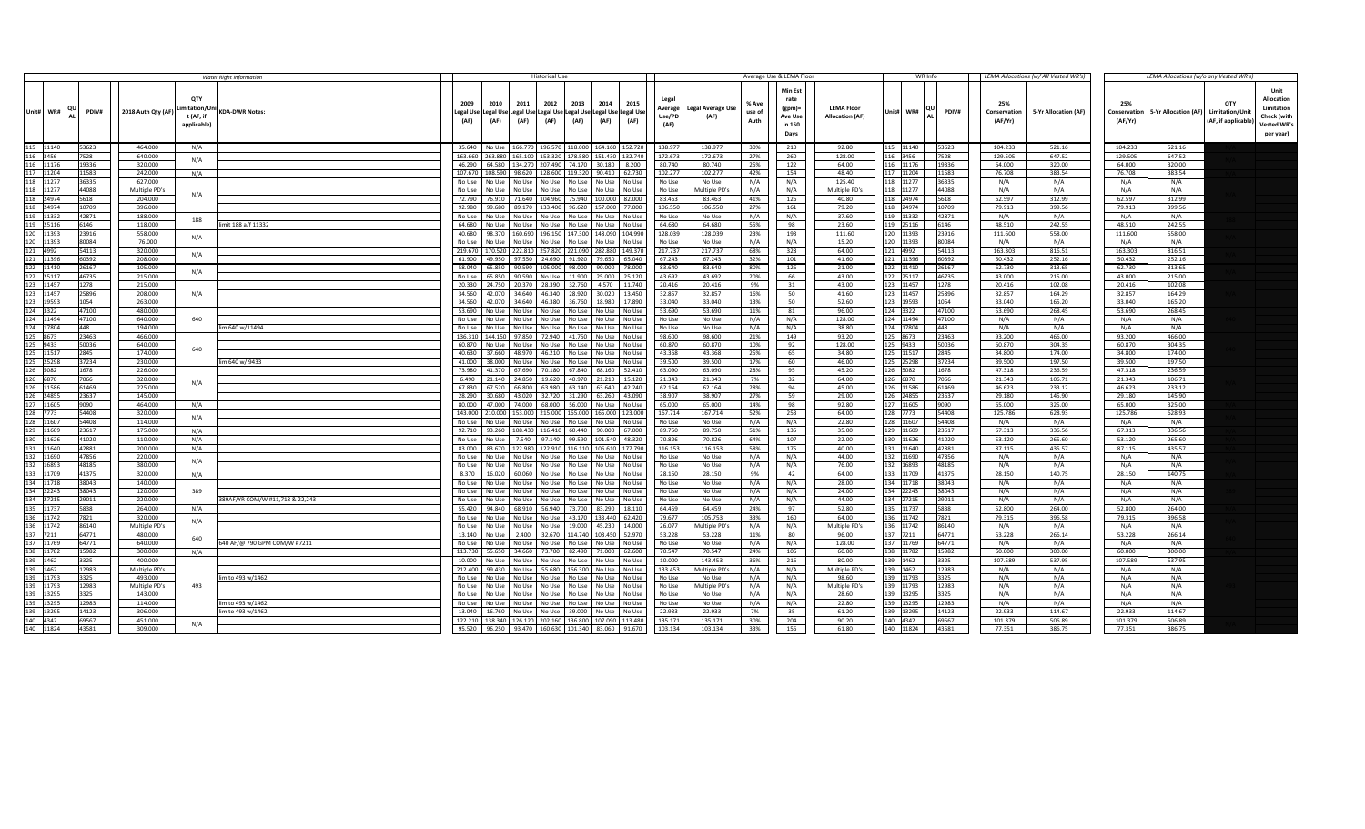| Water Right Information | | | | | | | Historical Use | | | | | | | Average Use & LEMA Floor | | | | | WR Info | | | | LEMA Allocations (w/ All Vested WR's) | | LEMA Allocations (w/o any Vested WR's) | | | |
|---|---|---|---|---|---|---|---|---|---|---|---|---|---|---|---|---|---|---|---|---|---|---|---|---|---|---|---|---|
| Unit# | WR# | QUAL | PDIV# | 2018 Auth Qty (AF) | QTY Limitation/Unit (AF, if applicable) | KDA-DWR Notes: | 2009 Legal Use (AF) | 2010 Legal Use (AF) | 2011 Legal Use (AF) | 2012 Legal Use (AF) | 2013 Legal Use (AF) | 2014 Legal Use (AF) | 2015 Legal Use (AF) | Legal Average Use/PD (AF) | Legal Average Use (AF) | % Ave use of Auth | Min Est rate (gpm)= Ave Use in 150 Days | LEMA Floor Allocation (AF) | Unit# | WR# | QUAL | PDIV# | 25% Conservation (AF/Yr) | 5-Yr Allocation (AF) | 25% Conservation (AF/Yr) | 5-Yr Allocation (AF) | QTY Limitation/Unit (AF, if applicable) | Unit Allocation Limitation Check (with Vested WR's per year) |
| 115 | 11140 | | 53623 | 464.000 | N/A | | 35.640 | No Use | 166.770 | 196.570 | 118.000 | 164.160 | 152.720 | 138.977 | 138.977 | 30% | 210 | 92.80 | 115 | 11140 | | 53623 | 104.233 | 521.16 | 104.233 | 521.16 | | |
| 116 | 3456 | | 7528 | 640.000 | N/A | | 163.660 | 263.880 | 165.100 | 153.320 | 178.580 | 151.430 | 132.740 | 172.673 | 172.673 | 27% | 260 | 128.00 | 116 | 3456 | | 7528 | 129.505 | 647.52 | 129.505 | 647.52 | | |
| 116 | 11176 | | 19336 | 320.000 | | | 46.290 | 64.580 | 134.270 | 207.490 | 74.170 | 30.180 | 8.200 | 80.740 | 80.740 | 25% | 122 | 64.00 | 116 | 11176 | | 19336 | 64.000 | 320.00 | 64.000 | 320.00 | | |
| 117 | 11204 | | 11583 | 242.000 | N/A | | 107.670 | 108.590 | 98.620 | 128.600 | 119.320 | 90.410 | 62.730 | 102.277 | 102.277 | 42% | 154 | 48.40 | 117 | 11204 | | 11583 | 76.708 | 383.54 | 76.708 | 383.54 | | |
| 118 | 11277 | | 36335 | 627.000 | N/A | | No Use | No Use | No Use | No Use | No Use | No Use | No Use | No Use | No Use | N/A | N/A | 125.40 | 118 | 11277 | | 36335 | N/A | N/A | N/A | N/A | | |
| 118 | 11277 | | 44088 | Multiple PD's | | | No Use | No Use | No Use | No Use | No Use | No Use | No Use | No Use | Multiple PD's | N/A | N/A | Multiple PD's | 118 | 11277 | | 44088 | N/A | N/A | N/A | N/A | | |
| 118 | 24974 | | 5618 | 204.000 | | | 72.790 | 76.910 | 71.640 | 104.960 | 75.940 | 100.000 | 82.000 | 83.463 | 83.463 | 41% | 126 | 40.80 | 118 | 24974 | | 5618 | 62.597 | 312.99 | 62.597 | 312.99 | | |
| 118 | 24974 | | 10709 | 396.000 | | | 92.980 | 99.680 | 89.170 | 133.400 | 96.620 | 157.000 | 77.000 | 106.550 | 106.550 | 27% | 161 | 79.20 | 118 | 24974 | | 10709 | 79.913 | 399.56 | 79.913 | 399.56 | | |
| 119 | 11332 | | 42871 | 188.000 | 188 | | No Use | No Use | No Use | No Use | No Use | No Use | No Use | No Use | No Use | N/A | N/A | 37.60 | 119 | 11332 | | 42871 | N/A | N/A | N/A | N/A | | |
| 119 | 25116 | | 6146 | 118.000 | | limit 188 a/f 11332 | 64.680 | No Use | No Use | No Use | No Use | No Use | No Use | 64.680 | 64.680 | 55% | 98 | 23.60 | 119 | 25116 | | 6146 | 48.510 | 242.55 | 48.510 | 242.55 | | |
| 120 | 11393 | | 23916 | 558.000 | N/A | | 40.680 | 98.370 | 160.690 | 196.150 | 147.300 | 148.090 | 104.990 | 128.039 | 128.039 | 23% | 193 | 111.60 | 120 | 11393 | | 23916 | 111.600 | 558.00 | 111.600 | 558.00 | | |
| 120 | 11393 | | 80084 | 76.000 | | | No Use | No Use | No Use | No Use | No Use | No Use | No Use | No Use | No Use | N/A | N/A | 15.20 | 120 | 11393 | | 80084 | N/A | N/A | N/A | N/A | | |
| 121 | 4992 | | 54113 | 320.000 | | | 219.670 | 170.520 | 222.810 | 257.820 | 221.090 | 282.880 | 149.370 | 217.737 | 217.737 | 68% | 328 | 64.00 | 121 | 4992 | | 54113 | 163.303 | 816.51 | 163.303 | 816.51 | | |
| 121 | 11396 | | 60392 | 208.000 | | | 61.900 | 49.950 | 97.550 | 24.690 | 91.920 | 79.650 | 65.040 | 67.243 | 67.243 | 32% | 101 | 41.60 | 121 | 11396 | | 60392 | 50.432 | 252.16 | 50.432 | 252.16 | | |
| 122 | 11410 | | 26167 | 105.000 | N/A | | 58.040 | 65.850 | 90.590 | 105.000 | 98.000 | 90.000 | 78.000 | 83.640 | 83.640 | 80% | 126 | 21.00 | 122 | 11410 | | 26167 | 62.730 | 313.65 | 62.730 | 313.65 | | |
| 122 | 25117 | | 46735 | 215.000 | | | No Use | 65.850 | 90.590 | No Use | 11.900 | 25.000 | 25.120 | 43.692 | 43.692 | 20% | 66 | 43.00 | 122 | 25117 | | 46735 | 43.000 | 215.00 | 43.000 | 215.00 | | |
| 123 | 11457 | | 1278 | 215.000 | | | 20.330 | 24.750 | 20.370 | 28.390 | 32.760 | 4.570 | 11.740 | 20.416 | 20.416 | 9% | 31 | 43.00 | 123 | 11457 | | 1278 | 20.416 | 102.08 | 20.416 | 102.08 | | |
| 123 | 11457 | | 25896 | 208.000 | N/A | | 34.560 | 42.070 | 34.640 | 46.340 | 28.920 | 30.020 | 13.450 | 32.857 | 32.857 | 16% | 50 | 41.60 | 123 | 11457 | | 25896 | 32.857 | 164.29 | 32.857 | 164.29 | | |
| 123 | 19593 | | 1054 | 263.000 | | | 34.560 | 42.070 | 34.640 | 46.380 | 36.760 | 18.980 | 17.890 | 33.040 | 33.040 | 13% | 50 | 52.60 | 123 | 19593 | | 1054 | 33.040 | 165.20 | 33.040 | 165.20 | | |
| 123 | 3322 | | 47100 | 480.000 | | | 53.690 | No Use | No Use | No Use | No Use | No Use | No Use | 53.690 | 53.690 | 11% | 81 | 96.00 | 124 | 3322 | | 47100 | 53.690 | 268.45 | 53.690 | 268.45 | | |
| 124 | 11494 | | 47100 | 640.000 | 640 | | No Use | No Use | No Use | No Use | No Use | No Use | No Use | No Use | No Use | N/A | N/A | 128.00 | 124 | 11494 | | 47100 | N/A | N/A | N/A | N/A | | |
| 124 | 17804 | | 448 | 194.000 | | lim 640 w/11494 | No Use | No Use | No Use | No Use | No Use | No Use | No Use | No Use | No Use | N/A | N/A | 38.80 | 124 | 17804 | | 448 | N/A | N/A | N/A | N/A | | |
| 125 | 8673 | | 23463 | 466.000 | | | 136.310 | 144.150 | 97.850 | 72.940 | 41.750 | No Use | No Use | 98.600 | 98.600 | 21% | 149 | 93.20 | 125 | 8673 | | 23463 | 93.200 | 466.00 | 93.200 | 466.00 | | |
| 125 | 9433 | | 50036 | 640.000 | 640 | | 60.870 | No Use | No Use | No Use | No Use | No Use | No Use | 60.870 | 60.870 | 10% | 92 | 128.00 | 125 | 9433 | | 50036 | 60.870 | 304.35 | 60.870 | 304.35 | | |
| 125 | 11517 | | 2845 | 174.000 | | | 40.630 | 37.660 | 48.970 | 46.210 | No Use | No Use | No Use | 43.368 | 43.368 | 25% | 65 | 34.80 | 125 | 11517 | | 2845 | 34.800 | 174.00 | 34.800 | 174.00 | | |
| 125 | 25298 | | 37234 | 230.000 | | lim 640 w/ 9433 | 41.000 | 38.000 | No Use | No Use | No Use | No Use | No Use | 39.500 | 39.500 | 17% | 60 | 46.00 | 125 | 25298 | | 37234 | 39.500 | 197.50 | 39.500 | 197.50 | | |
| 126 | 5082 | | 1678 | 226.000 | | | 73.980 | 41.370 | 67.690 | 70.180 | 67.840 | 68.160 | 52.410 | 63.090 | 63.090 | 28% | 95 | 45.20 | 126 | 5082 | | 1678 | 47.318 | 236.59 | 47.318 | 236.59 | | |
| 126 | 6870 | | 7066 | 320.000 | N/A | | 6.490 | 21.140 | 24.850 | 19.620 | 40.970 | 21.210 | 15.120 | 21.343 | 21.343 | 7% | 32 | 64.00 | 126 | 6870 | | 7066 | 21.343 | 106.71 | 21.343 | 106.71 | | |
| 126 | 11586 | | 61469 | 225.000 | | | 67.830 | 67.520 | 66.800 | 63.980 | 63.140 | 63.640 | 42.240 | 62.164 | 62.164 | 28% | 94 | 45.00 | 126 | 11586 | | 61469 | 46.623 | 233.12 | 46.623 | 233.12 | | |
| 126 | 24855 | | 23637 | 145.000 | | | 28.290 | 30.680 | 43.020 | 32.720 | 31.290 | 63.260 | 43.090 | 38.907 | 38.907 | 27% | 59 | 29.00 | 126 | 24855 | | 23637 | 29.180 | 145.90 | 29.180 | 145.90 | | |
| 127 | 11605 | | 9090 | 464.000 | N/A | | 80.000 | 47.000 | 74.000 | 68.000 | 56.000 | No Use | No Use | 65.000 | 65.000 | 14% | 98 | 92.80 | 127 | 11605 | | 9090 | 65.000 | 325.00 | 65.000 | 325.00 | | |
| 128 | 7773 | | 54408 | 320.000 | N/A | | 143.000 | 210.000 | 153.000 | 215.000 | 165.000 | 165.000 | 123.000 | 167.714 | 167.714 | 52% | 253 | 64.00 | 128 | 7773 | | 54408 | 125.786 | 628.93 | 125.786 | 628.93 | | |
| 128 | 11607 | | 54408 | 114.000 | | | No Use | No Use | No Use | No Use | No Use | No Use | No Use | No Use | No Use | N/A | N/A | 22.80 | 128 | 11607 | | 54408 | N/A | N/A | N/A | N/A | | |
| 129 | 11609 | | 23617 | 175.000 | N/A | | 92.710 | 93.260 | 108.430 | 116.410 | 60.440 | 90.000 | 67.000 | 89.750 | 89.750 | 51% | 135 | 35.00 | 129 | 11609 | | 23617 | 67.313 | 336.56 | 67.313 | 336.56 | | |
| 130 | 11626 | | 41020 | 110.000 | N/A | | No Use | No Use | 7.540 | 97.140 | 99.590 | 101.540 | 48.320 | 70.826 | 70.826 | 64% | 107 | 22.00 | 130 | 11626 | | 41020 | 53.120 | 265.60 | 53.120 | 265.60 | | |
| 131 | 11640 | | 42881 | 200.000 | N/A | | 83.000 | 83.670 | 122.980 | 122.910 | 116.110 | 106.610 | 177.790 | 116.153 | 116.153 | 58% | 175 | 40.00 | 131 | 11640 | | 42881 | 87.115 | 435.57 | 87.115 | 435.57 | | |
| 132 | 11690 | | 47856 | 220.000 | N/A | | No Use | No Use | No Use | No Use | No Use | No Use | No Use | No Use | No Use | N/A | N/A | 44.00 | 132 | 11690 | | 47856 | N/A | N/A | N/A | N/A | | |
| 132 | 16893 | | 48185 | 380.000 | | | No Use | No Use | No Use | No Use | No Use | No Use | No Use | No Use | No Use | N/A | N/A | 76.00 | 132 | 16893 | | 48185 | N/A | N/A | N/A | N/A | | |
| 133 | 11709 | | 41375 | 320.000 | N/A | | 8.370 | 16.020 | 60.060 | No Use | No Use | No Use | No Use | 28.150 | 28.150 | 9% | 42 | 64.00 | 133 | 11709 | | 41375 | 28.150 | 140.75 | 28.150 | 140.75 | | |
| 134 | 11718 | | 38043 | 140.000 | 389 | | No Use | No Use | No Use | No Use | No Use | No Use | No Use | No Use | No Use | N/A | N/A | 28.00 | 134 | 11718 | | 38043 | N/A | N/A | N/A | N/A | | |
| 134 | 22243 | | 38043 | 120.000 | | | No Use | No Use | No Use | No Use | No Use | No Use | No Use | No Use | No Use | N/A | N/A | 24.00 | 134 | 22243 | | 38043 | N/A | N/A | N/A | N/A | | |
| 134 | 27215 | | 29011 | 220.000 | | 389AF/YR COM/W #11,718 & 22,243 | No Use | No Use | No Use | No Use | No Use | No Use | No Use | No Use | No Use | N/A | N/A | 44.00 | 134 | 27215 | | 29011 | N/A | N/A | N/A | N/A | | |
| 135 | 11737 | | 5838 | 264.000 | N/A | | 55.420 | 94.840 | 68.910 | 56.940 | 73.700 | 83.290 | 18.110 | 64.459 | 64.459 | 24% | 97 | 52.80 | 135 | 11737 | | 5838 | 52.800 | 264.00 | 52.800 | 264.00 | | |
| 136 | 11742 | | 7821 | 320.000 | | | No Use | No Use | No Use | No Use | 43.170 | 133.440 | 62.420 | 79.677 | 105.753 | 33% | 160 | 64.00 | 136 | 11742 | | 7821 | 79.315 | 396.58 | 79.315 | 396.58 | | |
| 136 | 11742 | | 86140 | Multiple PD's | | | No Use | No Use | No Use | No Use | 19.000 | 45.230 | 14.000 | 26.077 | Multiple PD's | N/A | N/A | Multiple PD's | 136 | 11742 | | 86140 | N/A | N/A | N/A | N/A | | |
| 137 | 7211 | | 64771 | 480.000 | 640 | | 13.140 | No Use | 2.400 | 32.670 | 114.740 | 103.450 | 52.970 | 53.228 | 53.228 | 11% | 80 | 96.00 | 137 | 7211 | | 64771 | 53.228 | 266.14 | 53.228 | 266.14 | | |
| 137 | 11769 | | 64771 | 640.000 | | 640 AF/@ 790 GPM COM/W #7211 | No Use | No Use | No Use | No Use | No Use | No Use | No Use | No Use | No Use | N/A | N/A | 128.00 | 137 | 11769 | | 64771 | N/A | N/A | N/A | N/A | | |
| 138 | 11782 | | 15982 | 300.000 | N/A | | 113.730 | 55.650 | 34.660 | 73.700 | 82.490 | 71.000 | 62.600 | 70.547 | 70.547 | 24% | 106 | 60.00 | 138 | 11782 | | 15982 | 60.000 | 300.00 | 60.000 | 300.00 | | |
| 139 | 1462 | | 3325 | 400.000 | | | 10.000 | No Use | No Use | No Use | No Use | No Use | No Use | 10.000 | 143.453 | 36% | 216 | 80.00 | 139 | 1462 | | 3325 | 107.589 | 537.95 | 107.589 | 537.95 | | |
| 139 | 1462 | | 12983 | Multiple PD's | | | 212.400 | 99.430 | No Use | 55.680 | 166.300 | No Use | No Use | 133.453 | Multiple PD's | N/A | N/A | Multiple PD's | 139 | 1462 | | 12983 | N/A | N/A | N/A | N/A | | |
| 139 | 11793 | | 3325 | 493.000 | 493 | lim to 493 w/1462 | No Use | No Use | No Use | No Use | No Use | No Use | No Use | No Use | No Use | N/A | N/A | 98.60 | 139 | 11793 | | 3325 | N/A | N/A | N/A | N/A | | |
| 139 | 11793 | | 12983 | Multiple PD's | | | No Use | No Use | No Use | No Use | No Use | No Use | No Use | No Use | Multiple PD's | N/A | N/A | Multiple PD's | 139 | 11793 | | 12983 | N/A | N/A | N/A | N/A | | |
| 139 | 13295 | | 3325 | 143.000 | | | No Use | No Use | No Use | No Use | No Use | No Use | No Use | No Use | No Use | N/A | N/A | 28.60 | 139 | 13295 | | 3325 | N/A | N/A | N/A | N/A | | |
| 139 | 13295 | | 12983 | 114.000 | | lim to 493 w/1462 | No Use | No Use | No Use | No Use | No Use | No Use | No Use | No Use | No Use | N/A | N/A | 22.80 | 139 | 13295 | | 12983 | N/A | N/A | N/A | N/A | | |
| 139 | 19593 | | 14123 | 306.000 | | lim to 493 w/1462 | 13.040 | 16.760 | No Use | No Use | 39.000 | No Use | No Use | 22.933 | 22.933 | 7% | 35 | 61.20 | 139 | 19593 | | 14123 | 22.933 | 114.67 | 22.933 | 114.67 | | |
| 140 | 4342 | | 69567 | 451.000 | N/A | | 122.210 | 138.340 | 126.120 | 202.160 | 136.800 | 107.090 | 133.480 | 135.171 | 135.171 | 30% | 204 | 90.20 | 140 | 4342 | | 69567 | 101.379 | 506.89 | 101.379 | 506.89 | | |
| 140 | 11824 | | 43581 | 309.000 | | | 95.520 | 96.250 | 93.470 | 160.630 | 101.340 | 83.060 | 91.670 | 103.134 | 103.134 | 33% | 156 | 61.80 | 140 | 11824 | | 43581 | 77.351 | 386.75 | 77.351 | 386.75 | | |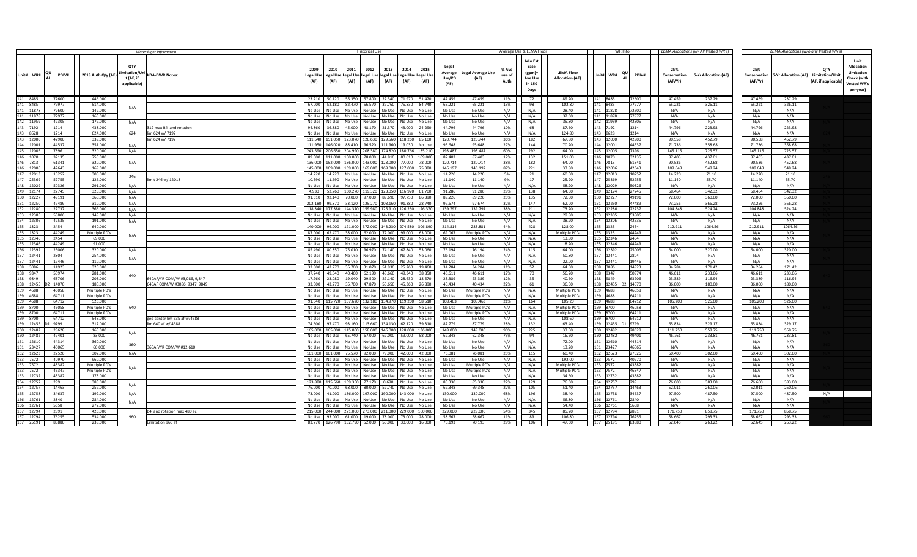| Water Right Information | | | | | | | Historical Use | | | | | | | Average Use & LEMA Floor | | | | | WR Info | | | | LEMA Allocations (w/ All Vested WR's) | | LEMA Allocations (w/o any Vested WR's) | | | |
|---|---|---|---|---|---|---|---|---|---|---|---|---|---|---|---|---|---|---|---|---|---|---|---|---|---|---|---|---|
| Unit# | WR# | QUAL | PDIV# | 2018 Auth Qty (AF) | QTY Limitation/Unit (AF, if applicable) | KDA-DWR Notes: | 2009 Legal Use (AF) | 2010 Legal Use (AF) | 2011 Legal Use (AF) | 2012 Legal Use (AF) | 2013 Legal Use (AF) | 2014 Legal Use (AF) | 2015 Legal Use (AF) | Legal Average Use/PD (AF) | Legal Average Use (AF) | % Ave use of Auth | Min Est rate (gpm)= Ave Use in 150 Days | LEMA Floor Allocation (AF) | Unit# | WR# | QUAL | PDIV# | 25% Conservation (AF/Yr) | 5-Yr Allocation (AF) | 25% Conservation (AF/Yr) | 5-Yr Allocation (AF) | QTY Limitation/Unit (AF, if applicable) | Unit Allocation Limitation Check (with Vested WR's per year) |
| 141 | 8485 | | 72600 | 446.000 | | | 23.210 | 50.120 | 55.350 | 57.800 | 22.340 | 71.970 | 51.420 | 47.459 | 47.459 | 11% | 72 | 89.20 | 141 | 8485 | | 72600 | 47.459 | 237.29 | 47.459 | 237.29 | | |
| 141 | 8485 | | 77977 | 514.000 | N/A | | 67.000 | 52.180 | 82.470 | 56.570 | 37.760 | 75.830 | 84.740 | 65.221 | 65.221 | 13% | 98 | 102.80 | 141 | 8485 | | 77977 | 65.221 | 326.11 | 65.221 | 326.11 | | |
| 141 | 11878 | | 72600 | 142.000 | | | No Use | No Use | No Use | No Use | No Use | No Use | No Use | No Use | No Use | N/A | N/A | 28.40 | 141 | 11878 | | 72600 | N/A | N/A | N/A | N/A | | |
| 141 | 11878 | | 77977 | 163.000 | | | No Use | No Use | No Use | No Use | No Use | No Use | No Use | No Use | No Use | N/A | N/A | 32.60 | 141 | 11878 | | 77977 | N/A | N/A | N/A | N/A | | |
| 142 | 11959 | | 42305 | 179.000 | N/A | | No Use | No Use | No Use | No Use | No Use | No Use | No Use | No Use | No Use | N/A | N/A | 35.80 | 142 | 11959 | | 42305 | N/A | N/A | N/A | N/A | | |
| 143 | 7192 | | 1214 | 438.000 | | 312 max 84 land rotation | 94.860 | 36.880 | 45.000 | 48.170 | 21.370 | 43.000 | 24.290 | 44.796 | 44.796 | 10% | 68 | 87.60 | 143 | 7192 | | 1214 | 44.796 | 223.98 | 44.796 | 223.98 | | |
| 143 | 8628 | | 1214 | 624.000 | 624 | lim 624 w/ 7192 | No Use | No Use | No Use | No Use | No Use | No Use | No Use | No Use | No Use | N/A | N/A | 124.80 | 143 | 8628 | | 1214 | N/A | N/A | N/A | N/A | | |
| 143 | 12000 | | 42900 | 339.000 | | lim 624 w/ 7192 | 111.540 | 151.050 | 123.070 | 126.630 | 129.560 | 118.260 | 85.100 | 120.744 | 120.744 | 36% | 182 | 67.80 | 143 | 12000 | | 42900 | 90.558 | 452.79 | 90.558 | 452.79 | | |
| 144 | 12001 | | 44537 | 351.000 | N/A | | 111.950 | 146.020 | 88.410 | 96.520 | 111.960 | 19.030 | No Use | 95.648 | 95.648 | 27% | 144 | 70.20 | 144 | 12001 | | 44537 | 71.736 | 358.68 | 71.736 | 358.68 | | |
| 145 | 12005 | | 7396 | 320.000 | N/A | | 243.590 | 206.650 | 204.990 | 208.380 | 174.820 | 180.766 | 135.210 | 193.487 | 193.487 | 60% | 292 | 64.00 | 145 | 12005 | | 7396 | 145.115 | 725.57 | 145.115 | 725.57 | | |
| 146 | 1070 | | 32135 | 755.000 | | | 89.000 | 111.000 | 100.000 | 78.000 | 44.810 | 80.010 | 109.000 | 87.403 | 87.403 | 12% | 132 | 151.00 | 146 | 1070 | | 32135 | 87.403 | 437.01 | 87.403 | 437.01 | | |
| 146 | 7813 | | 61341 | 320.000 | N/A | | 136.000 | 152.000 | 136.000 | 143.000 | 123.000 | 77.000 | 78.000 | 120.714 | 120.714 | 38% | 182 | 64.00 | 146 | 7813 | | 61341 | 90.536 | 452.68 | 90.536 | 452.68 | | |
| 146 | 12006 | | 42643 | 169.000 | | | 145.000 | 169.000 | 169.000 | 169.000 | 169.000 | 127.000 | 75.380 | 146.197 | 146.197 | 87% | 221 | 33.80 | 146 | 12006 | | 42643 | 109.648 | 548.24 | 109.648 | 548.24 | | |
| 147 | 12013 | | 10252 | 300.000 | 246 | | 14.220 | 14.220 | No Use | No Use | No Use | No Use | No Use | 14.220 | 14.220 | 5% | 21 | 60.00 | 147 | 12013 | | 10252 | 14.220 | 71.10 | 14.220 | 71.10 | | |
| 147 | 25369 | | 52755 | 126.000 | | limit 246 w/ 12013 | 10.590 | 11.690 | No Use | No Use | No Use | No Use | No Use | 11.140 | 11.140 | 9% | 17 | 25.20 | 147 | 25369 | | 52755 | 11.140 | 55.70 | 11.140 | 55.70 | | |
| 148 | 12029 | | 50326 | 291.000 | N/A | | No Use | No Use | No Use | No Use | No Use | No Use | No Use | No Use | No Use | N/A | N/A | 58.20 | 148 | 12029 | | 50326 | N/A | N/A | N/A | N/A | | |
| 149 | 12174 | | 27745 | 320.000 | N/A | | 4.930 | 52.760 | 160.270 | 119.320 | 123.050 | 116.970 | 61.700 | 91.286 | 91.286 | 29% | 138 | 64.00 | 149 | 12174 | | 27745 | 68.464 | 342.32 | 68.464 | 342.32 | | |
| 150 | 12227 | | 49191 | 360.000 | N/A | | 91.610 | 92.140 | 70.000 | 97.000 | 89.690 | 97.750 | 86.390 | 89.226 | 89.226 | 25% | 135 | 72.00 | 150 | 12227 | | 49191 | 72.000 | 360.00 | 72.000 | 360.00 | | |
| 151 | 12250 | | 47489 | 310.000 | N/A | | 202.180 | 99.870 | 33.120 | 125.270 | 103.160 | 91.380 | 28.740 | 97.674 | 97.674 | 32% | 147 | 62.00 | 151 | 12250 | | 47489 | 73.256 | 366.28 | 73.256 | 366.28 | | |
| 152 | 12280 | | 22737 | 366.000 | N/A | | 118.340 | 177.380 | 144.370 | 159.980 | 125.910 | 126.230 | 126.370 | 139.797 | 139.797 | 38% | 211 | 73.20 | 152 | 12280 | | 22737 | 104.848 | 524.24 | 104.848 | 524.24 | | |
| 153 | 12305 | | 53806 | 149.000 | N/A | | No Use | No Use | No Use | No Use | No Use | No Use | No Use | No Use | No Use | N/A | N/A | 29.80 | 153 | 12305 | | 53806 | N/A | N/A | N/A | N/A | | |
| 154 | 12306 | | 42535 | 191.000 | N/A | | No Use | No Use | No Use | No Use | No Use | No Use | No Use | No Use | No Use | N/A | N/A | 38.20 | 154 | 12306 | | 42535 | N/A | N/A | N/A | N/A | | |
| 155 | 1323 | | 2454 | 640.000 | | | 140.000 | 96.000 | 171.000 | 372.000 | 143.230 | 274.580 | 306.890 | 214.814 | 283.881 | 44% | 428 | 128.00 | 155 | 1323 | | 2454 | 212.911 | 1064.56 | 212.911 | 1064.56 | | |
| 155 | 1323 | | 44249 | Multiple PD's | N/A | | 87.000 | 62.470 | 38.000 | 62.000 | 72.000 | 99.000 | 63.000 | 69.067 | Multiple PD's | N/A | N/A | Multiple PD's | 155 | 1323 | | 44249 | N/A | N/A | N/A | N/A | | |
| 155 | 12346 | | 2454 | 69.000 | | | No Use | No Use | No Use | No Use | No Use | No Use | No Use | No Use | No Use | N/A | N/A | 13.80 | 155 | 12346 | | 2454 | N/A | N/A | N/A | N/A | | |
| 155 | 12346 | | 44249 | 91.000 | | | No Use | No Use | No Use | No Use | No Use | No Use | No Use | No Use | No Use | N/A | N/A | 18.20 | 155 | 12346 | | 44249 | N/A | N/A | N/A | N/A | | |
| 156 | 12392 | | 25006 | 320.000 | N/A | | 85.490 | 80.850 | 75.010 | 96.970 | 74.140 | 67.840 | 53.060 | 76.194 | 76.194 | 24% | 115 | 64.00 | 156 | 12392 | | 25006 | 64.000 | 320.00 | 64.000 | 320.00 | | |
| 157 | 12441 | | 2804 | 254.000 | N/A | | No Use | No Use | No Use | No Use | No Use | No Use | No Use | No Use | No Use | N/A | N/A | 50.80 | 157 | 12441 | | 2804 | N/A | N/A | N/A | N/A | | |
| 157 | 12441 | | 19446 | 110.000 | | | No Use | No Use | No Use | No Use | No Use | No Use | No Use | No Use | No Use | N/A | N/A | 22.00 | 157 | 12441 | | 19446 | N/A | N/A | N/A | N/A | | |
| 158 | 3086 | | 14923 | 320.000 | | | 33.300 | 43.270 | 35.700 | 31.070 | 51.930 | 25.260 | 19.460 | 34.284 | 34.284 | 11% | 52 | 64.00 | 158 | 3086 | | 14923 | 34.284 | 171.42 | 34.284 | 171.42 | | |
| 158 | 8347 | | 50974 | 281.000 | 640 | | 37.740 | 49.040 | 40.460 | 62.190 | 48.660 | 49.340 | 38.850 | 46.611 | 46.611 | 17% | 70 | 56.20 | 158 | 8347 | | 50974 | 46.611 | 233.06 | 46.611 | 233.06 | | |
| 158 | 9849 | | 63706 | 203.000 | | 640AF/YR COM/W #3,086, 9,347 | 17.760 | 23.080 | 19.040 | 29.500 | 27.140 | 28.630 | 18.570 | 23.389 | 23.389 | 12% | 35 | 40.60 | 158 | 9849 | | 63706 | 23.389 | 116.94 | 23.389 | 116.94 | | |
| 158 | 12455 | D2 | 14070 | 180.000 | | 640AF COM/W #3086, 9347 9849 | 33.300 | 43.270 | 35.700 | 47.870 | 50.650 | 45.360 | 26.890 | 40.434 | 40.434 | 22% | 61 | 36.00 | 158 | 12455 | D2 | 14070 | 36.000 | 180.00 | 36.000 | 180.00 | | |
| 159 | 4688 | | 46058 | Multiple PD's | | | No Use | No Use | No Use | No Use | No Use | No Use | No Use | No Use | Multiple PD's | N/A | N/A | Multiple PD's | 159 | 4688 | | 46058 | N/A | N/A | N/A | N/A | | |
| 159 | 4688 | | 64711 | Multiple PD's | | | No Use | No Use | No Use | No Use | No Use | No Use | No Use | No Use | Multiple PD's | N/A | N/A | Multiple PD's | 159 | 4688 | | 64711 | N/A | N/A | N/A | N/A | | |
| 159 | 4688 | | 64712 | 526.000 | | | 91.040 | 115.720 | 107.620 | 132.180 | 134.970 | 119.200 | 58.510 | 108.463 | 108.463 | 21% | 164 | 105.20 | 159 | 4688 | | 64712 | 105.200 | 526.00 | 105.200 | 526.00 | | |
| 159 | 8700 | | 46058 | Multiple PD's | 640 | | No Use | No Use | No Use | No Use | No Use | No Use | No Use | No Use | Multiple PD's | N/A | N/A | Multiple PD's | 159 | 8700 | | 46058 | N/A | N/A | N/A | N/A | | |
| 159 | 8700 | | 64711 | Multiple PD's | | | No Use | No Use | No Use | No Use | No Use | No Use | No Use | No Use | Multiple PD's | N/A | N/A | Multiple PD's | 159 | 8700 | | 64711 | N/A | N/A | N/A | N/A | | |
| 159 | 8700 | | 64712 | 543.000 | | geo center lim 635 af w/4688 | No Use | No Use | No Use | No Use | No Use | No Use | No Use | No Use | No Use | N/A | N/A | 108.60 | 159 | 8700 | | 64712 | N/A | N/A | N/A | N/A | | |
| 159 | 12455 | D1 | 9799 | 317.000 | | lim 640 af w/ 4688 | 74.600 | 97.470 | 93.160 | 113.660 | 134.130 | 62.120 | 39.310 | 87.779 | 87.779 | 28% | 132 | 63.40 | 159 | 12455 | D1 | 9799 | 65.834 | 329.17 | 65.834 | 329.17 | | |
| 160 | 12482 | | 28628 | 165.000 | N/A | | 165.000 | 165.000 | 145.000 | 158.000 | 146.000 | 128.000 | 136.000 | 149.000 | 149.000 | 90% | 225 | 33.00 | 160 | 12482 | | 28628 | 111.750 | 558.75 | 111.750 | 558.75 | | |
| 160 | 12482 | | 49401 | 83.000 | | | No Use | No Use | 65.740 | 67.000 | 62.000 | 59.000 | 58.000 | 62.348 | 62.348 | 75% | 94 | 16.60 | 160 | 12482 | | 49401 | 46.761 | 233.81 | 46.761 | 233.81 | | |
| 161 | 12610 | | 44314 | 360.000 | 360 | | No Use | No Use | No Use | No Use | No Use | No Use | No Use | No Use | No Use | N/A | N/A | 72.00 | 161 | 12610 | | 44314 | N/A | N/A | N/A | N/A | | |
| 161 | 23427 | | 46065 | 66.000 | | 360AF/YR COM/W #12,610 | No Use | No Use | No Use | No Use | No Use | No Use | No Use | No Use | No Use | N/A | N/A | 13.20 | 161 | 23427 | | 46065 | N/A | N/A | N/A | N/A | | |
| 162 | 12623 | | 27526 | 302.000 | N/A | | 101.000 | 101.000 | 75.570 | 92.000 | 79.000 | 42.000 | 42.000 | 76.081 | 76.081 | 25% | 115 | 60.40 | 162 | 12623 | | 27526 | 60.400 | 302.00 | 60.400 | 302.00 | | |
| 163 | 7572 | | 40970 | 960.000 | | | No Use | No Use | No Use | No Use | No Use | No Use | No Use | No Use | No Use | N/A | N/A | 192.00 | 163 | 7572 | | 40970 | N/A | N/A | N/A | N/A | | |
| 163 | 7572 | | 43382 | Multiple PD's | N/A | | No Use | No Use | No Use | No Use | No Use | No Use | No Use | No Use | Multiple PD's | N/A | N/A | Multiple PD's | 163 | 7572 | | 43382 | N/A | N/A | N/A | N/A | | |
| 163 | 7572 | | 46347 | Multiple PD's | | | No Use | No Use | No Use | No Use | No Use | No Use | No Use | No Use | Multiple PD's | N/A | N/A | Multiple PD's | 163 | 7572 | | 46347 | N/A | N/A | N/A | N/A | | |
| 163 | 12732 | | 43382 | 173.000 | | | No Use | No Use | No Use | No Use | No Use | No Use | No Use | No Use | No Use | N/A | N/A | 34.60 | 163 | 12732 | | 43382 | N/A | N/A | N/A | N/A | | |
| 164 | 12757 | | 299 | 383.000 | | | 123.880 | 115.560 | 109.350 | 77.170 | 0.690 | No Use | No Use | 85.330 | 85.330 | 22% | 129 | 76.60 | 164 | 12757 | | 299 | 76.600 | 383.00 | 76.600 | 383.00 | | |
| 164 | 12757 | | 14463 | 257.000 | N/A | | 76.000 | 70.000 | 68.000 | 80.000 | 52.740 | No Use | No Use | 69.348 | 69.348 | 27% | 105 | 51.40 | 164 | 12757 | | 14463 | 52.011 | 260.06 | 52.011 | 260.06 | | |
| 165 | 12758 | | 34637 | 192.000 | N/A | | 73.000 | 41.000 | 136.000 | 197.000 | 190.000 | 143.000 | No Use | 130.000 | 130.000 | 68% | 196 | 38.40 | 165 | 12758 | | 34637 | 97.500 | 487.50 | 97.500 | 487.50 | N/A | |
| 166 | 12761 | | 2840 | 284.000 | N/A | | No Use | No Use | No Use | No Use | No Use | No Use | No Use | No Use | No Use | N/A | N/A | 56.80 | 166 | 12761 | | 2840 | N/A | N/A | N/A | N/A | | |
| 166 | 12761 | | 5658 | 272.000 | | | No Use | No Use | No Use | No Use | No Use | No Use | No Use | No Use | No Use | N/A | N/A | 54.40 | 166 | 12761 | | 5658 | N/A | N/A | N/A | N/A | | |
| 167 | 12794 | | 2891 | 426.000 | | b4 land rotation max 480 ac | 215.000 | 244.000 | 271.000 | 273.000 | 211.000 | 229.000 | 160.000 | 229.000 | 229.000 | 54% | 345 | 85.20 | 167 | 12794 | | 2891 | 171.750 | 858.75 | 171.750 | 858.75 | | |
| 167 | 12794 | | 76255 | 534.000 | 960 | | No Use | 93.000 | 61.000 | 19.000 | 78.000 | 73.000 | 28.000 | 58.667 | 58.667 | 11% | 89 | 106.80 | 167 | 12794 | | 76255 | 58.667 | 293.33 | 58.667 | 293.33 | | |
| 167 | 25191 | | 83880 | 238.000 | | Limitation 960 af | 83.770 | 126.790 | 132.790 | 52.000 | 50.000 | 30.000 | 16.000 | 70.193 | 70.193 | 29% | 106 | 47.60 | 167 | 25191 | | 83880 | 52.645 | 263.22 | 52.645 | 263.22 | | |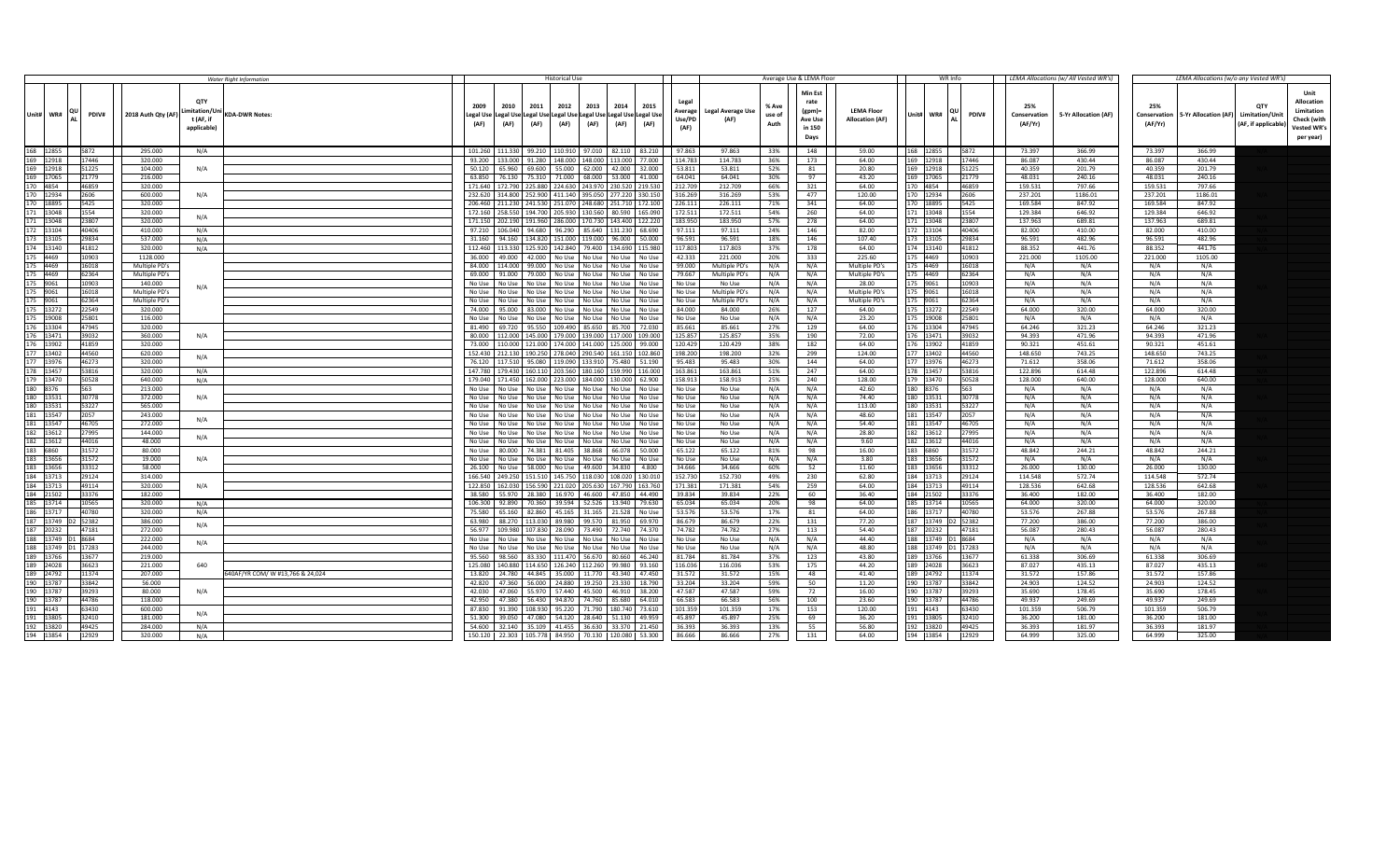| Water Right Information | | | | | | | Historical Use | | | | | | | Average Use & LEMA Floor | | | | | WR Info | | | | LEMA Allocations (w/ All Vested WR's) | | LEMA Allocations (w/o any Vested WR's) | | | |
|---|---|---|---|---|---|---|---|---|---|---|---|---|---|---|---|---|---|---|---|---|---|---|---|---|---|---|---|---|
| Unit# | WR# | QUAL | PDIV# | 2018 Auth Qty (AF) | QTY Limitation/Unit (AF, if applicable) | KDA-DWR Notes: | 2009 Legal Use (AF) | 2010 Legal Use (AF) | 2011 Legal Use (AF) | 2012 Legal Use (AF) | 2013 Legal Use (AF) | 2014 Legal Use (AF) | 2015 Legal Use (AF) | Legal Average Use/PD (AF) | Legal Average Use (AF) | % Ave use of Auth | Min Est rate (gpm)= Ave Use in 150 Days | LEMA Floor Allocation (AF) | Unit# | WR# | QUAL | PDIV# | 25% Conservation (AF/Yr) | 5-Yr Allocation (AF) | 25% Conservation (AF/Yr) | 5-Yr Allocation (AF) | QTY Limitation/Unit (AF, if applicable) | Unit Allocation Limitation Check (with Vested WR's per year) |
| 168 | 12855 | | 5872 | 295.000 | N/A | | 101.260 | 111.330 | 99.210 | 110.910 | 97.010 | 82.110 | 83.210 | 97.863 | 97.863 | 33% | 148 | 59.00 | 168 | 12855 | | 5872 | 73.397 | 366.99 | 73.397 | 366.99 | | |
| 169 | 12918 | | 17446 | 320.000 | | | 93.200 | 133.000 | 91.280 | 148.000 | 148.000 | 113.000 | 77.000 | 114.783 | 114.783 | 36% | 173 | 64.00 | 169 | 12918 | | 17446 | 86.087 | 430.44 | 86.087 | 430.44 | | |
| 169 | 12918 | | 51225 | 104.000 | N/A | | 50.120 | 65.960 | 69.600 | 55.000 | 62.000 | 42.000 | 32.000 | 53.811 | 53.811 | 52% | 81 | 20.80 | 169 | 12918 | | 51225 | 40.359 | 201.79 | 40.359 | 201.79 | | |
| 169 | 17065 | | 21779 | 216.000 | | | 63.850 | 76.130 | 75.310 | 71.000 | 68.000 | 53.000 | 41.000 | 64.041 | 64.041 | 30% | 97 | 43.20 | 169 | 17065 | | 21779 | 48.031 | 240.16 | 48.031 | 240.16 | | |
| 170 | 4854 | | 46859 | 320.000 | | | 171.640 | 172.790 | 225.880 | 224.630 | 243.970 | 230.520 | 219.530 | 212.709 | 212.709 | 66% | 321 | 64.00 | 170 | 4854 | | 46859 | 159.531 | 797.66 | 159.531 | 797.66 | | |
| 170 | 12934 | | 2606 | 600.000 | N/A | | 232.620 | 314.800 | 252.900 | 411.340 | 395.050 | 277.220 | 330.150 | 316.269 | 316.269 | 53% | 477 | 120.00 | 170 | 12934 | | 2606 | 237.201 | 1186.01 | 237.201 | 1186.01 | | |
| 170 | 18895 | | 5425 | 320.000 | | | 206.460 | 211.230 | 241.530 | 251.070 | 248.680 | 251.710 | 172.100 | 226.111 | 226.111 | 71% | 341 | 64.00 | 170 | 18895 | | 5425 | 169.584 | 847.92 | 169.584 | 847.92 | | |
| 171 | 13048 | | 1554 | 320.000 | N/A | | 172.160 | 258.550 | 194.700 | 205.930 | 130.560 | 80.590 | 165.090 | 172.511 | 172.511 | 54% | 260 | 64.00 | 171 | 13048 | | 1554 | 129.384 | 646.92 | 129.384 | 646.92 | | |
| 171 | 13048 | | 23807 | 320.000 | | | 171.150 | 202.190 | 191.960 | 286.000 | 170.730 | 143.400 | 122.220 | 183.950 | 183.950 | 57% | 278 | 64.00 | 171 | 13048 | | 23807 | 137.963 | 689.81 | 137.963 | 689.81 | | |
| 172 | 13104 | | 40406 | 410.000 | N/A | | 97.210 | 106.040 | 94.680 | 96.290 | 85.640 | 131.230 | 68.690 | 97.111 | 97.111 | 24% | 146 | 82.00 | 172 | 13104 | | 40406 | 82.000 | 410.00 | 82.000 | 410.00 | | |
| 173 | 13105 | | 29834 | 537.000 | N/A | | 31.160 | 94.160 | 134.820 | 151.000 | 119.000 | 96.000 | 50.000 | 96.591 | 96.591 | 18% | 146 | 107.40 | 173 | 13105 | | 29834 | 96.591 | 482.96 | 96.591 | 482.96 | | |
| 174 | 13140 | | 41812 | 320.000 | N/A | | 112.460 | 113.330 | 125.920 | 142.840 | 79.400 | 134.690 | 115.980 | 117.803 | 117.803 | 37% | 178 | 64.00 | 174 | 13140 | | 41812 | 88.352 | 441.76 | 88.352 | 441.76 | | |
| 175 | 4469 | | 10903 | 1128.000 | | | 36.000 | 49.000 | 42.000 | No Use | No Use | No Use | No Use | 42.333 | 221.000 | 20% | 333 | 225.60 | 175 | 4469 | | 10903 | 221.000 | 1105.00 | 221.000 | 1105.00 | | |
| 175 | 4469 | | 16018 | Multiple PD's | | | 84.000 | 114.000 | 99.000 | No Use | No Use | No Use | No Use | 99.000 | Multiple PD's | N/A | N/A | Multiple PD's | 175 | 4469 | | 16018 | N/A | N/A | N/A | N/A | | |
| 175 | 4469 | | 62364 | Multiple PD's | | | 69.000 | 91.000 | 79.000 | No Use | No Use | No Use | No Use | 79.667 | Multiple PD's | N/A | N/A | Multiple PD's | 175 | 4469 | | 62364 | N/A | N/A | N/A | N/A | | |
| 175 | 9061 | | 10903 | 140.000 | N/A | | No Use | No Use | No Use | No Use | No Use | No Use | No Use | No Use | No Use | N/A | N/A | 28.00 | 175 | 9061 | | 10903 | N/A | N/A | N/A | N/A | | |
| 175 | 9061 | | 16018 | Multiple PD's | | | No Use | No Use | No Use | No Use | No Use | No Use | No Use | No Use | Multiple PD's | N/A | N/A | Multiple PD's | 175 | 9061 | | 16018 | N/A | N/A | N/A | N/A | | |
| 175 | 9061 | | 62364 | Multiple PD's | | | No Use | No Use | No Use | No Use | No Use | No Use | No Use | No Use | Multiple PD's | N/A | N/A | Multiple PD's | 175 | 9061 | | 62364 | N/A | N/A | N/A | N/A | | |
| 175 | 13272 | | 22549 | 320.000 | | | 74.000 | 95.000 | 83.000 | No Use | No Use | No Use | No Use | 84.000 | 84.000 | 26% | 127 | 64.00 | 175 | 13272 | | 22549 | 64.000 | 320.00 | 64.000 | 320.00 | | |
| 175 | 19008 | | 25801 | 116.000 | | | No Use | No Use | No Use | No Use | No Use | No Use | No Use | No Use | No Use | N/A | N/A | 23.20 | 175 | 19008 | | 25801 | N/A | N/A | N/A | N/A | | |
| 176 | 13304 | | 47945 | 320.000 | | | 81.490 | 69.720 | 95.550 | 109.490 | 85.650 | 85.700 | 72.030 | 85.661 | 85.661 | 27% | 129 | 64.00 | 176 | 13304 | | 47945 | 64.246 | 321.23 | 64.246 | 321.23 | | |
| 176 | 13471 | | 39032 | 360.000 | N/A | | 80.000 | 112.000 | 145.000 | 179.000 | 139.000 | 117.000 | 109.000 | 125.857 | 125.857 | 35% | 190 | 72.00 | 176 | 13471 | | 39032 | 94.393 | 471.96 | 94.393 | 471.96 | | |
| 176 | 13902 | | 41859 | 320.000 | | | 73.000 | 110.000 | 121.000 | 174.000 | 141.000 | 125.000 | 99.000 | 120.429 | 120.429 | 38% | 182 | 64.00 | 176 | 13902 | | 41859 | 90.321 | 451.61 | 90.321 | 451.61 | | |
| 177 | 13402 | | 44560 | 620.000 | N/A | | 152.430 | 212.130 | 190.250 | 278.040 | 290.540 | 161.150 | 102.860 | 198.200 | 198.200 | 32% | 299 | 124.00 | 177 | 13402 | | 44560 | 148.650 | 743.25 | 148.650 | 743.25 | | |
| 177 | 13976 | | 46273 | 320.000 | | | 76.120 | 117.510 | 95.080 | 119.090 | 133.910 | 75.480 | 51.190 | 95.483 | 95.483 | 30% | 144 | 64.00 | 177 | 13976 | | 46273 | 71.612 | 358.06 | 71.612 | 358.06 | | |
| 178 | 13457 | | 53816 | 320.000 | N/A | | 147.780 | 179.430 | 160.110 | 203.560 | 180.160 | 159.990 | 116.000 | 163.861 | 163.861 | 51% | 247 | 64.00 | 178 | 13457 | | 53816 | 122.896 | 614.48 | 122.896 | 614.48 | | |
| 179 | 13470 | | 50528 | 640.000 | N/A | | 179.040 | 171.450 | 162.000 | 223.000 | 184.000 | 130.000 | 62.900 | 158.913 | 158.913 | 25% | 240 | 128.00 | 179 | 13470 | | 50528 | 128.000 | 640.00 | 128.000 | 640.00 | | |
| 180 | 8376 | | 563 | 213.000 | | | No Use | No Use | No Use | No Use | No Use | No Use | No Use | No Use | No Use | N/A | N/A | 42.60 | 180 | 8376 | | 563 | N/A | N/A | N/A | N/A | | |
| 180 | 13531 | | 30778 | 372.000 | N/A | | No Use | No Use | No Use | No Use | No Use | No Use | No Use | No Use | No Use | N/A | N/A | 74.40 | 180 | 13531 | | 30778 | N/A | N/A | N/A | N/A | | |
| 180 | 13531 | | 53227 | 565.000 | | | No Use | No Use | No Use | No Use | No Use | No Use | No Use | No Use | No Use | N/A | N/A | 113.00 | 180 | 13531 | | 53227 | N/A | N/A | N/A | N/A | | |
| 181 | 13547 | | 2057 | 243.000 | N/A | | No Use | No Use | No Use | No Use | No Use | No Use | No Use | No Use | No Use | N/A | N/A | 48.60 | 181 | 13547 | | 2057 | N/A | N/A | N/A | N/A | | |
| 181 | 13547 | | 46705 | 272.000 | | | No Use | No Use | No Use | No Use | No Use | No Use | No Use | No Use | No Use | N/A | N/A | 54.40 | 181 | 13547 | | 46705 | N/A | N/A | N/A | N/A | | |
| 182 | 13612 | | 27995 | 144.000 | N/A | | No Use | No Use | No Use | No Use | No Use | No Use | No Use | No Use | No Use | N/A | N/A | 28.80 | 182 | 13612 | | 27995 | N/A | N/A | N/A | N/A | | |
| 182 | 13612 | | 44016 | 48.000 | | | No Use | No Use | No Use | No Use | No Use | No Use | No Use | No Use | No Use | N/A | N/A | 9.60 | 182 | 13612 | | 44016 | N/A | N/A | N/A | N/A | | |
| 183 | 6860 | | 31572 | 80.000 | | | No Use | 80.000 | 74.381 | 81.405 | 38.868 | 66.078 | 50.000 | 65.122 | 65.122 | 81% | 98 | 16.00 | 183 | 6860 | | 31572 | 48.842 | 244.21 | 48.842 | 244.21 | | |
| 183 | 13656 | | 31572 | 19.000 | N/A | | No Use | No Use | No Use | No Use | No Use | No Use | No Use | No Use | No Use | N/A | N/A | 3.80 | 183 | 13656 | | 31572 | N/A | N/A | N/A | N/A | | |
| 183 | 13656 | | 33312 | 58.000 | | | 26.100 | No Use | 58.000 | No Use | 49.600 | 34.830 | 4.800 | 34.666 | 34.666 | 60% | 52 | 11.60 | 183 | 13656 | | 33312 | 26.000 | 130.00 | 26.000 | 130.00 | | |
| 184 | 13713 | | 29124 | 314.000 | | | 166.540 | 249.250 | 151.510 | 145.750 | 118.030 | 108.020 | 130.010 | 152.730 | 152.730 | 49% | 230 | 62.80 | 184 | 13713 | | 29124 | 114.548 | 572.74 | 114.548 | 572.74 | | |
| 184 | 13713 | | 49114 | 320.000 | N/A | | 122.850 | 162.030 | 156.590 | 221.020 | 205.630 | 167.790 | 163.760 | 171.381 | 171.381 | 54% | 259 | 64.00 | 184 | 13713 | | 49114 | 128.536 | 642.68 | 128.536 | 642.68 | | |
| 184 | 21502 | | 33376 | 182.000 | | | 38.580 | 55.970 | 28.380 | 16.970 | 46.600 | 47.850 | 44.490 | 39.834 | 39.834 | 22% | 60 | 36.40 | 184 | 21502 | | 33376 | 36.400 | 182.00 | 36.400 | 182.00 | | |
| 185 | 13714 | | 10565 | 320.000 | N/A | | 106.300 | 92.890 | 70.360 | 39.594 | 52.526 | 13.940 | 79.630 | 65.034 | 65.034 | 20% | 98 | 64.00 | 185 | 13714 | | 10565 | 64.000 | 320.00 | 64.000 | 320.00 | | |
| 186 | 13717 | | 40780 | 320.000 | N/A | | 75.580 | 65.160 | 82.860 | 45.165 | 31.165 | 21.528 | No Use | 53.576 | 53.576 | 17% | 81 | 64.00 | 186 | 13717 | | 40780 | 53.576 | 267.88 | 53.576 | 267.88 | | |
| 187 | 13749 | D2 | 52382 | 386.000 | N/A | | 63.980 | 88.270 | 113.030 | 89.980 | 99.570 | 81.950 | 69.970 | 86.679 | 86.679 | 22% | 131 | 77.20 | 187 | 13749 | D2 | 52382 | 77.200 | 386.00 | 77.200 | 386.00 | | |
| 187 | 20232 | | 47181 | 272.000 | | | 56.977 | 109.980 | 107.830 | 28.090 | 73.490 | 72.740 | 74.370 | 74.782 | 74.782 | 27% | 113 | 54.40 | 187 | 20232 | | 47181 | 56.087 | 280.43 | 56.087 | 280.43 | | |
| 188 | 13749 | D1 | 8684 | 222.000 | N/A | | No Use | No Use | No Use | No Use | No Use | No Use | No Use | No Use | No Use | N/A | N/A | 44.40 | 188 | 13749 | D1 | 8684 | N/A | N/A | N/A | N/A | | |
| 188 | 13749 | D1 | 17283 | 244.000 | | | No Use | No Use | No Use | No Use | No Use | No Use | No Use | No Use | No Use | N/A | N/A | 48.80 | 188 | 13749 | D1 | 17283 | N/A | N/A | N/A | N/A | | |
| 189 | 13766 | | 13677 | 219.000 | | | 95.560 | 98.560 | 83.330 | 111.470 | 56.670 | 80.660 | 46.240 | 81.784 | 81.784 | 37% | 123 | 43.80 | 189 | 13766 | | 13677 | 61.338 | 306.69 | 61.338 | 306.69 | | |
| 189 | 24028 | | 36623 | 221.000 | 640 | | 125.080 | 140.880 | 114.650 | 126.240 | 112.260 | 99.980 | 93.160 | 116.036 | 116.036 | 53% | 175 | 44.20 | 189 | 24028 | | 36623 | 87.027 | 435.13 | 87.027 | 435.13 | | |
| 189 | 24792 | | 11374 | 207.000 | | 640AF/YR COMB W #13,766 & 24,024 | 13.820 | 24.780 | 44.845 | 35.000 | 11.770 | 43.340 | 47.450 | 31.572 | 31.572 | 15% | 48 | 41.40 | 189 | 24792 | | 11374 | 31.572 | 157.86 | 31.572 | 157.86 | | |
| 190 | 13787 | | 33842 | 56.000 | | | 42.820 | 47.360 | 56.000 | 24.880 | 19.250 | 23.330 | 18.790 | 33.204 | 33.204 | 59% | 50 | 11.20 | 190 | 13787 | | 33842 | 24.903 | 124.52 | 24.903 | 124.52 | | |
| 190 | 13787 | | 39293 | 80.000 | N/A | | 42.030 | 47.060 | 55.970 | 57.440 | 45.500 | 46.910 | 38.200 | 47.587 | 47.587 | 59% | 72 | 16.00 | 190 | 13787 | | 39293 | 35.690 | 178.45 | 35.690 | 178.45 | | |
| 190 | 13787 | | 44786 | 118.000 | | | 42.950 | 47.380 | 56.430 | 94.870 | 74.760 | 85.680 | 64.010 | 66.583 | 66.583 | 56% | 100 | 23.60 | 190 | 13787 | | 44786 | 49.937 | 249.69 | 49.937 | 249.69 | | |
| 191 | 4143 | | 63430 | 600.000 | N/A | | 87.830 | 91.390 | 108.930 | 95.220 | 71.790 | 180.740 | 73.610 | 101.359 | 101.359 | 17% | 153 | 120.00 | 191 | 4143 | | 63430 | 101.359 | 506.79 | 101.359 | 506.79 | | |
| 191 | 13805 | | 32410 | 181.000 | | | 51.300 | 39.050 | 47.080 | 54.120 | 28.640 | 51.130 | 49.959 | 45.897 | 45.897 | 25% | 69 | 36.20 | 191 | 13805 | | 32410 | 36.200 | 181.00 | 36.200 | 181.00 | | |
| 192 | 13820 | | 49425 | 284.000 | N/A | | 54.600 | 32.140 | 35.109 | 41.455 | 36.630 | 33.370 | 21.450 | 36.393 | 36.393 | 13% | 55 | 56.80 | 192 | 13820 | | 49425 | 36.393 | 181.97 | 36.393 | 181.97 | | |
| 194 | 13854 | | 12929 | 320.000 | N/A | | 150.120 | 22.303 | 105.778 | 84.950 | 70.130 | 120.080 | 53.300 | 86.666 | 86.666 | 27% | 131 | 64.00 | 194 | 13854 | | 12929 | 64.999 | 325.00 | 64.999 | 325.00 | | |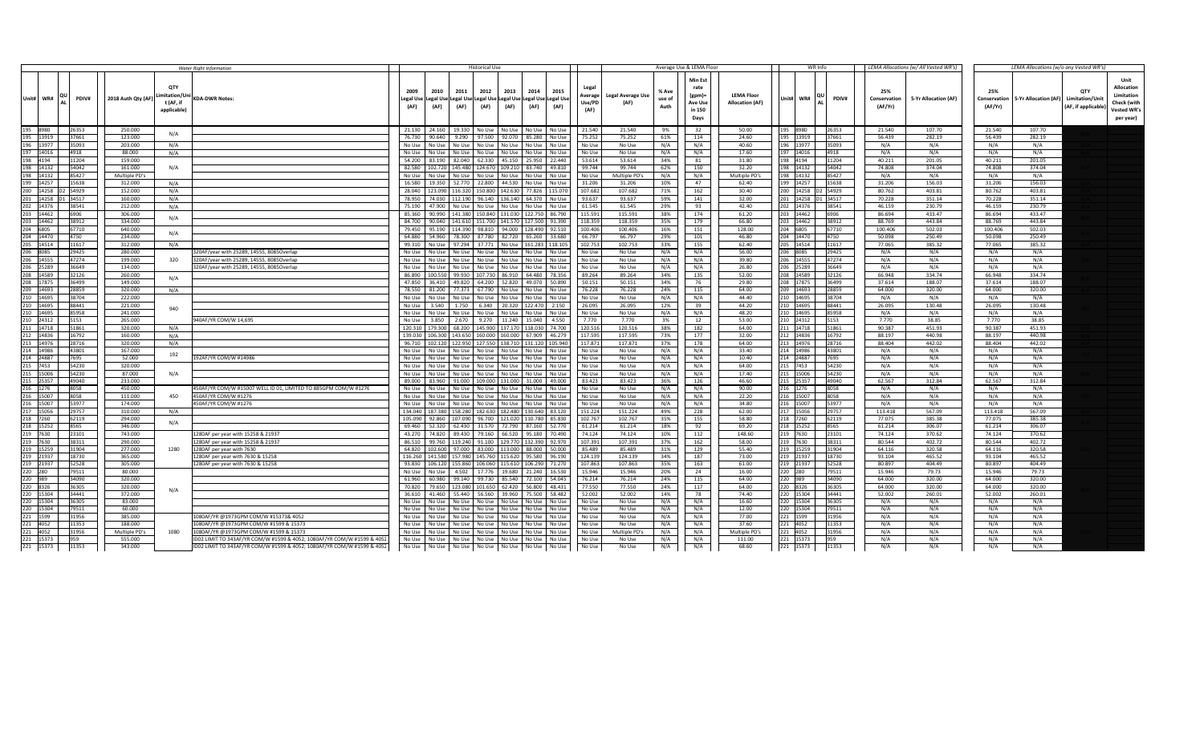| Water Right Information | | | | | | | | Historical Use | | | | | | | Average Use & LEMA Floor | | | | | WR Info | | | | LEMA Allocations (w/ All Vested WR's) | | LEMA Allocations (w/o any Vested WR's) | | |
|---|---|---|---|---|---|---|---|---|---|---|---|---|---|---|---|---|---|---|---|---|---|---|---|---|---|---|---|---|
| Unit# | WR# | QU AL | PDIV# | 2018 Auth Qty (AF) | QTY Limitation/Unit (AF, if applicable) | KDA-DWR Notes: | 2009 Legal Use (AF) | 2010 Legal Use (AF) | 2011 Legal Use (AF) | 2012 Legal Use (AF) | 2013 Legal Use (AF) | 2014 Legal Use (AF) | 2015 Legal Use (AF) | Legal Average Use/PD (AF) | Legal Average Use (AF) | % Ave use of Auth | Min Est rate (gpm)= Ave Use in 150 Days | LEMA Floor Allocation (AF) | Unit# | WR# | QU AL | PDIV# | 25% Conservation (AF/Yr) | 5-Yr Allocation (AF) | 25% Conservation (AF/Yr) | 5-Yr Allocation (AF) | QTY Limitation/Unit (AF, if applicable) | Unit Allocation Limitation Check (with Vested WR's per year) |
| 195 | 8980 | | 26353 | 250.000 | N/A | | 21.130 | 24.160 | 19.330 | No Use | No Use | No Use | No Use | 21.540 | 21.540 | 9% | 32 | 50.00 | 195 | 8980 | | 26353 | 21.540 | 107.70 | 21.540 | 107.70 | | |
| 195 | 13919 | | 37661 | 123.000 | | | 76.730 | 90.640 | 9.290 | 97.500 | 92.070 | 85.280 | No Use | 75.252 | 75.252 | 61% | 114 | 24.60 | 195 | 13919 | | 37661 | 56.439 | 282.19 | 56.439 | 282.19 | | |
| 196 | 13977 | | 35093 | 203.000 | N/A | | No Use | No Use | No Use | No Use | No Use | No Use | No Use | No Use | No Use | N/A | N/A | 40.60 | 196 | 13977 | | 35093 | N/A | N/A | N/A | N/A | | |
| 197 | 14016 | | 4918 | 88.000 | N/A | | No Use | No Use | No Use | No Use | No Use | No Use | No Use | No Use | No Use | N/A | N/A | 17.60 | 197 | 14016 | | 4918 | N/A | N/A | N/A | N/A | | |
| 198 | 4194 | | 11204 | 159.000 | N/A | | 54.200 | 83.190 | 82.040 | 62.330 | 45.150 | 25.950 | 22.440 | 53.614 | 53.614 | 34% | 81 | 31.80 | 198 | 4194 | | 11204 | 40.211 | 201.05 | 40.211 | 201.05 | | |
| 198 | 14132 | | 54042 | 161.000 | | | 82.580 | 102.720 | 145.480 | 124.670 | 109.210 | 83.740 | 49.810 | 99.744 | 99.744 | 62% | 150 | 32.20 | 198 | 14132 | | 54042 | 74.808 | 374.04 | 74.808 | 374.04 | | |
| 198 | 14132 | | 85427 | Multiple PD's | | | No Use | No Use | No Use | No Use | No Use | No Use | No Use | No Use | Multiple PD's | N/A | N/A | Multiple PD's | 198 | 14132 | | 85427 | N/A | N/A | N/A | N/A | | |
| 199 | 14257 | | 15638 | 312.000 | N/A | | 16.580 | 19.350 | 52.770 | 22.800 | 44.530 | No Use | No Use | 31.206 | 31.206 | 10% | 47 | 62.40 | 199 | 14257 | | 15638 | 31.206 | 156.03 | 31.206 | 156.03 | | |
| 200 | 14258 | D2 | 54929 | 152.000 | N/A | | 28.040 | 123.090 | 116.320 | 150.800 | 142.630 | 77.826 | 115.070 | 107.682 | 107.682 | 71% | 162 | 30.40 | 200 | 14258 | D2 | 54929 | 80.762 | 403.81 | 80.762 | 403.81 | | |
| 201 | 14258 | D1 | 34517 | 160.000 | N/A | | 78.950 | 74.030 | 112.190 | 96.140 | 136.140 | 64.370 | No Use | 93.637 | 93.637 | 59% | 141 | 32.00 | 201 | 14258 | D1 | 34517 | 70.228 | 351.14 | 70.228 | 351.14 | | |
| 202 | 14376 | | 38541 | 212.000 | N/A | | 75.190 | 47.900 | No Use | No Use | No Use | No Use | No Use | 61.545 | 61.545 | 29% | 93 | 42.40 | 202 | 14376 | | 38541 | 46.159 | 230.79 | 46.159 | 230.79 | | |
| 203 | 14462 | | 6906 | 306.000 | N/A | | 85.360 | 90.990 | 141.380 | 150.840 | 131.030 | 122.750 | 86.790 | 115.591 | 115.591 | 38% | 174 | 61.20 | 203 | 14462 | | 6906 | 86.694 | 433.47 | 86.694 | 433.47 | | |
| 203 | 14462 | | 38912 | 334.000 | | | 84.700 | 90.040 | 141.610 | 151.700 | 141.570 | 127.500 | 91.390 | 118.359 | 118.359 | 35% | 179 | 66.80 | 203 | 14462 | | 38912 | 88.769 | 443.84 | 88.769 | 443.84 | | |
| 204 | 6805 | | 67710 | 640.000 | N/A | | 79.450 | 95.190 | 114.390 | 98.810 | 94.000 | 128.490 | 92.510 | 100.406 | 100.406 | 16% | 151 | 128.00 | 204 | 6805 | | 67710 | 100.406 | 502.03 | 100.406 | 502.03 | | |
| 204 | 14470 | | 4750 | 234.000 | | | 64.880 | 54.960 | 78.300 | 87.780 | 82.720 | 65.260 | 33.680 | 66.797 | 66.797 | 29% | 101 | 46.80 | 204 | 14470 | | 4750 | 50.098 | 250.49 | 50.098 | 250.49 | | |
| 205 | 14514 | | 11617 | 312.000 | N/A | | 99.310 | No Use | 97.294 | 37.771 | No Use | 161.283 | 118.105 | 102.753 | 102.753 | 33% | 155 | 62.40 | 205 | 14514 | | 11617 | 77.065 | 385.32 | 77.065 | 385.32 | | |
| 206 | 8085 | | 29425 | 280.000 | 320 | 320AF/year with 25289, 14555, 8085Overlap | No Use | No Use | No Use | No Use | No Use | No Use | No Use | No Use | No Use | N/A | N/A | 56.00 | 206 | 8085 | | 29425 | N/A | N/A | N/A | N/A | | |
| 206 | 14555 | | 47274 | 199.000 | | 320AF/year with 25289, 14555, 8085Overlap | No Use | No Use | No Use | No Use | No Use | No Use | No Use | No Use | No Use | N/A | N/A | 39.80 | 206 | 14555 | | 47274 | N/A | N/A | N/A | N/A | | |
| 206 | 25289 | | 36649 | 134.000 | | 320AF/year with 25289, 14555, 8085Overlap | No Use | No Use | No Use | No Use | No Use | No Use | No Use | No Use | No Use | N/A | N/A | 26.80 | 206 | 25289 | | 36649 | N/A | N/A | N/A | N/A | | |
| 208 | 14589 | | 32126 | 260.000 | N/A | | 86.890 | 100.550 | 99.930 | 107.730 | 86.910 | 64.480 | 78.356 | 89.264 | 89.264 | 34% | 135 | 52.00 | 208 | 14589 | | 32126 | 66.948 | 334.74 | 66.948 | 334.74 | | |
| 208 | 17875 | | 36499 | 149.000 | | | 47.850 | 36.410 | 49.820 | 64.200 | 52.820 | 49.070 | 50.890 | 50.151 | 50.151 | 34% | 76 | 29.80 | 208 | 17875 | | 36499 | 37.614 | 188.07 | 37.614 | 188.07 | | |
| 209 | 14693 | | 28859 | 320.000 | N/A | | 78.550 | 81.200 | 77.373 | 67.790 | No Use | No Use | No Use | 76.228 | 76.228 | 24% | 115 | 64.00 | 209 | 14693 | | 28859 | 64.000 | 320.00 | 64.000 | 320.00 | | |
| 210 | 14695 | | 38704 | 222.000 | 940 | | No Use | No Use | No Use | No Use | No Use | No Use | No Use | No Use | No Use | N/A | N/A | 44.40 | 210 | 14695 | | 38704 | N/A | N/A | N/A | N/A | | |
| 210 | 14695 | | 88441 | 221.000 | | | No Use | 3.540 | 1.750 | 6.340 | 20.320 | 122.470 | 2.150 | 26.095 | 26.095 | 12% | 39 | 44.20 | 210 | 14695 | | 88441 | 26.095 | 130.48 | 26.095 | 130.48 | | |
| 210 | 14695 | | 85958 | 241.000 | | | No Use | No Use | No Use | No Use | No Use | No Use | No Use | No Use | No Use | N/A | N/A | 48.20 | 210 | 14695 | | 85958 | N/A | N/A | N/A | N/A | | |
| 210 | 24312 | | 5153 | 265.000 | | 940AF/YR COM/W 14,695 | No Use | 3.850 | 2.670 | 9.270 | 11.240 | 15.040 | 4.550 | 7.770 | 7.770 | 3% | 12 | 53.00 | 210 | 24312 | | 5153 | 7.770 | 38.85 | 7.770 | 38.85 | | |
| 211 | 14718 | | 51861 | 320.000 | N/A | | 120.310 | 179.300 | 68.200 | 145.900 | 137.170 | 118.030 | 74.700 | 120.516 | 120.516 | 38% | 182 | 64.00 | 211 | 14718 | | 51861 | 90.387 | 451.93 | 90.387 | 451.93 | | |
| 212 | 14836 | | 16792 | 160.000 | N/A | | 139.030 | 106.300 | 143.650 | 160.000 | 160.000 | 67.909 | 46.279 | 117.595 | 117.595 | 73% | 177 | 32.00 | 212 | 14836 | | 16792 | 88.197 | 440.98 | 88.197 | 440.98 | | |
| 213 | 14976 | | 28716 | 320.000 | N/A | | 96.710 | 102.120 | 122.950 | 127.550 | 138.710 | 131.120 | 105.940 | 117.871 | 117.871 | 37% | 178 | 64.00 | 213 | 14976 | | 28716 | 88.404 | 442.02 | 88.404 | 442.02 | | |
| 214 | 14986 | | 43801 | 167.000 | 192 | | No Use | No Use | No Use | No Use | No Use | No Use | No Use | No Use | No Use | N/A | N/A | 33.40 | 214 | 14986 | | 43801 | N/A | N/A | N/A | N/A | | |
| 214 | 24887 | | 7695 | 52.000 | | 192AF/YR COM/W #14986 | No Use | No Use | No Use | No Use | No Use | No Use | No Use | No Use | No Use | N/A | N/A | 10.40 | 214 | 24887 | | 7695 | N/A | N/A | N/A | N/A | | |
| 215 | 7453 | | 54230 | 320.000 | N/A | | No Use | No Use | No Use | No Use | No Use | No Use | No Use | No Use | No Use | N/A | N/A | 64.00 | 215 | 7453 | | 54230 | N/A | N/A | N/A | N/A | | |
| 215 | 15006 | | 54230 | 87.000 | | | No Use | No Use | No Use | No Use | No Use | No Use | No Use | No Use | No Use | N/A | N/A | 17.40 | 215 | 15006 | | 54230 | N/A | N/A | N/A | N/A | | |
| 215 | 25357 | | 49040 | 233.000 | | | 89.000 | 83.960 | 91.000 | 109.000 | 131.000 | 31.000 | 49.000 | 83.423 | 83.423 | 36% | 126 | 46.60 | 215 | 25357 | | 49040 | 62.567 | 312.84 | 62.567 | 312.84 | | |
| 216 | 1276 | | 8058 | 450.000 | 450 | 450AF/YR COM/W #15007 WELL ID 01, LIMITED TO 885GPM COM/W #1276 | No Use | No Use | No Use | No Use | No Use | No Use | No Use | No Use | No Use | N/A | N/A | 90.00 | 216 | 1276 | | 8058 | N/A | N/A | N/A | N/A | | |
| 216 | 15007 | | 8058 | 111.000 | | 450AF/YR COM/W #1276 | No Use | No Use | No Use | No Use | No Use | No Use | No Use | No Use | No Use | N/A | N/A | 22.20 | 216 | 15007 | | 8058 | N/A | N/A | N/A | N/A | | |
| 216 | 15007 | | 53977 | 174.000 | | 450AF/YR COM/W #1276 | No Use | No Use | No Use | No Use | No Use | No Use | No Use | No Use | No Use | N/A | N/A | 34.80 | 216 | 15007 | | 53977 | N/A | N/A | N/A | N/A | | |
| 217 | 15056 | | 29757 | 310.000 | N/A | | 134.040 | 187.380 | 158.280 | 182.630 | 182.480 | 130.640 | 83.120 | 151.224 | 151.224 | 49% | 228 | 62.00 | 217 | 15056 | | 29757 | 113.418 | 567.09 | 113.418 | 567.09 | | |
| 218 | 7260 | | 62119 | 294.000 | N/A | | 105.090 | 92.860 | 107.090 | 96.700 | 121.020 | 110.780 | 85.830 | 102.767 | 102.767 | 35% | 155 | 58.80 | 218 | 7260 | | 62119 | 77.075 | 385.38 | 77.075 | 385.38 | | |
| 218 | 15252 | | 8565 | 346.000 | | | 69.460 | 52.320 | 62.430 | 31.570 | 72.790 | 87.160 | 52.770 | 61.214 | 61.214 | 18% | 92 | 69.20 | 218 | 15252 | | 8565 | 61.214 | 306.07 | 61.214 | 306.07 | | |
| 219 | 7630 | | 23101 | 743.000 | 1280 | 1280AF per year with 15258 & 21937 | 43.270 | 74.820 | 89.430 | 79.160 | 66.520 | 95.180 | 70.490 | 74.124 | 74.124 | 10% | 112 | 148.60 | 219 | 7630 | | 23101 | 74.124 | 370.62 | 74.124 | 370.62 | | |
| 219 | 7630 | | 38311 | 290.000 | | 1280AF per year with 15258 & 21937 | 86.510 | 99.760 | 119.240 | 91.100 | 129.770 | 132.390 | 92.970 | 107.391 | 107.391 | 37% | 162 | 58.00 | 219 | 7630 | | 38311 | 80.544 | 402.72 | 80.544 | 402.72 | | |
| 219 | 15259 | | 31904 | 277.000 | | 1280AF per year with 7630 | 64.820 | 102.600 | 97.000 | 83.000 | 113.000 | 88.000 | 50.000 | 85.489 | 85.489 | 31% | 129 | 55.40 | 219 | 15259 | | 31904 | 64.116 | 320.58 | 64.116 | 320.58 | | |
| 219 | 21937 | | 18730 | 365.000 | | 1280AF per year with 7630 & 15258 | 116.260 | 141.580 | 157.980 | 145.760 | 115.620 | 95.580 | 96.190 | 124.139 | 124.139 | 34% | 187 | 73.00 | 219 | 21937 | | 18730 | 93.104 | 465.52 | 93.104 | 465.52 | | |
| 219 | 21937 | | 52528 | 305.000 | | 1280AF per year with 7630 & 15258 | 93.830 | 106.120 | 155.860 | 106.060 | 115.610 | 106.290 | 71.270 | 107.863 | 107.863 | 35% | 163 | 61.00 | 219 | 21937 | | 52528 | 80.897 | 404.49 | 80.897 | 404.49 | | |
| 220 | 280 | | 79511 | 80.000 | N/A | | No Use | No Use | 4.502 | 17.776 | 19.680 | 21.240 | 16.530 | 15.946 | 15.946 | 20% | 24 | 16.00 | 220 | 280 | | 79511 | 15.946 | 79.73 | 15.946 | 79.73 | | |
| 220 | 989 | | 34090 | 320.000 | | | 61.960 | 60.980 | 99.140 | 99.730 | 85.540 | 72.100 | 54.045 | 76.214 | 76.214 | 24% | 115 | 64.00 | 220 | 989 | | 34090 | 64.000 | 320.00 | 64.000 | 320.00 | | |
| 220 | 8326 | | 36305 | 320.000 | | | 70.820 | 79.650 | 123.080 | 101.650 | 62.420 | 56.800 | 48.431 | 77.550 | 77.550 | 24% | 117 | 64.00 | 220 | 8326 | | 36305 | 64.000 | 320.00 | 64.000 | 320.00 | | |
| 220 | 15304 | | 34441 | 372.000 | | | 36.610 | 41.460 | 55.440 | 56.560 | 39.960 | 75.500 | 58.482 | 52.002 | 52.002 | 14% | 78 | 74.40 | 220 | 15304 | | 34441 | 52.002 | 260.01 | 52.002 | 260.01 | | |
| 220 | 15304 | | 36305 | 83.000 | | | No Use | No Use | No Use | No Use | No Use | No Use | No Use | No Use | No Use | N/A | N/A | 16.60 | 220 | 15304 | | 36305 | N/A | N/A | N/A | N/A | | |
| 220 | 15304 | | 79511 | 60.000 | | | No Use | No Use | No Use | No Use | No Use | No Use | No Use | No Use | No Use | N/A | N/A | 12.00 | 220 | 15304 | | 79511 | N/A | N/A | N/A | N/A | | |
| 221 | 1599 | | 31956 | 385.000 | 1080 | 1080AF/YR @1973GPM COM/W #15373& 4052 | No Use | No Use | No Use | No Use | No Use | No Use | No Use | No Use | No Use | N/A | N/A | 77.00 | 221 | 1599 | | 31956 | N/A | N/A | N/A | N/A | | |
| 221 | 4052 | | 11353 | 188.000 | | 1080AF/YR @1973GPM COM/W #1599 & 15373 | No Use | No Use | No Use | No Use | No Use | No Use | No Use | No Use | No Use | N/A | N/A | 37.60 | 221 | 4052 | | 11353 | N/A | N/A | N/A | N/A | | |
| 221 | 4052 | | 31956 | Multiple PD's | | 1080AF/YR @1973GPM COM/W #1599 & 15373 | No Use | No Use | No Use | No Use | No Use | No Use | No Use | No Use | Multiple PD's | N/A | N/A | Multiple PD's | 221 | 4052 | | 31956 | N/A | N/A | N/A | N/A | | |
| 221 | 15373 | | 959 | 555.000 | | D02 LIMIT TO 343AF/YR COM/W #1599 & 4052; 1080AF/YR COM/W #1599 & 4052 | No Use | No Use | No Use | No Use | No Use | No Use | No Use | No Use | No Use | N/A | N/A | 111.00 | 221 | 15373 | | 959 | N/A | N/A | N/A | N/A | | |
| 221 | 15373 | | 11353 | 343.000 | | D02 LIMIT TO 343AF/YR COM/W #1599 & 4052; 1080AF/YR COM/W #1599 & 4052 | No Use | No Use | No Use | No Use | No Use | No Use | No Use | No Use | No Use | N/A | N/A | 68.60 | 221 | 15373 | | 11353 | N/A | N/A | N/A | N/A | | |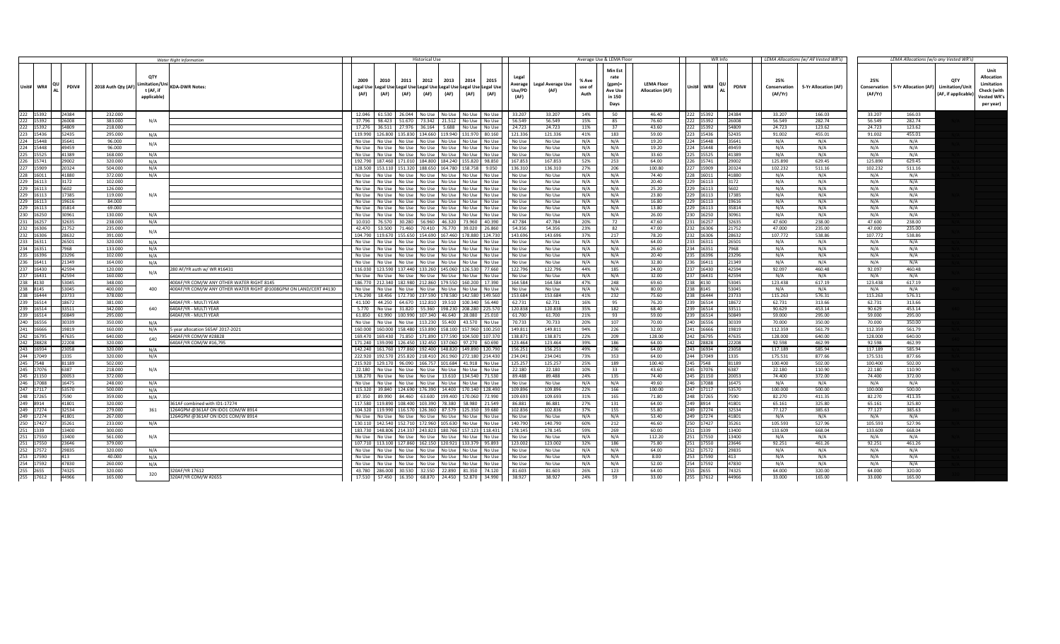| Water Right Information | | | | | | | Historical Use | | | | | | | Average Use & LEMA Floor | | | | | WR Info | | | | LEMA Allocations (w/ All Vested WR's) | | LEMA Allocations (w/o any Vested WR's) | | | |
|---|---|---|---|---|---|---|---|---|---|---|---|---|---|---|---|---|---|---|---|---|---|---|---|---|---|---|---|---|
| Unit# | WR# | QUAL | PDIV# | 2018 Auth Qty (AF) | QTY Limitation/Unit (AF, if applicable) | KDA-DWR Notes: | 2009 Legal Use (AF) | 2010 Legal Use (AF) | 2011 Legal Use (AF) | 2012 Legal Use (AF) | 2013 Legal Use (AF) | 2014 Legal Use (AF) | 2015 Legal Use (AF) | Legal Average Use/PD (AF) | Legal Average Use (AF) | % Ave use of Auth | Min Est rate (gpm)= Ave Use in 150 Days | LEMA Floor Allocation (AF) | Unit# | WR# | QUAL | PDIV# | 25% Conservation (AF/Yr) | 5-Yr Allocation (AF) | 25% Conservation (AF/Yr) | 5-Yr Allocation (AF) | QTY Limitation/Unit (AF, if applicable) | Unit Allocation Limitation Check (with Vested WR's per year) |
| 222 | 15392 | | 24384 | 232.000 | N/A | | 12.046 | 61.530 | 26.044 | No Use | No Use | No Use | No Use | 33.207 | 33.207 | 14% | 50 | 46.40 | 222 | 15392 | | 24384 | 33.207 | 166.03 | 33.207 | 166.03 | | |
| 222 | 15392 | | 26008 | 383.000 | | | 37.796 | 98.423 | 51.670 | 73.342 | 21.512 | No Use | No Use | 56.549 | 56.549 | 15% | 85 | 76.60 | 222 | 15392 | | 26008 | 56.549 | 282.74 | 56.549 | 282.74 | | |
| 222 | 15392 | | 54809 | 218.000 | | | 17.276 | 36.511 | 27.976 | 36.164 | 5.888 | No Use | No Use | 24.723 | 24.723 | 11% | 37 | 43.60 | 222 | 15392 | | 54809 | 24.723 | 123.62 | 24.723 | 123.62 | | |
| 223 | 15436 | | 52435 | 295.000 | N/A | | 119.990 | 126.800 | 135.830 | 134.660 | 119.940 | 131.970 | 80.160 | 121.336 | 121.336 | 41% | 183 | 59.00 | 223 | 15436 | | 52435 | 91.002 | 455.01 | 91.002 | 455.01 | | |
| 224 | 15448 | | 35641 | 96.000 | N/A | | No Use | No Use | No Use | No Use | No Use | No Use | No Use | No Use | No Use | N/A | N/A | 19.20 | 224 | 15448 | | 35641 | N/A | N/A | N/A | N/A | | |
| 224 | 15448 | | 49459 | 96.000 | | | No Use | No Use | No Use | No Use | No Use | No Use | No Use | No Use | No Use | N/A | N/A | 19.20 | 224 | 15448 | | 49459 | N/A | N/A | N/A | N/A | | |
| 225 | 15525 | | 41389 | 168.000 | N/A | | No Use | No Use | No Use | No Use | No Use | No Use | No Use | No Use | No Use | N/A | N/A | 33.60 | 225 | 15525 | | 41389 | N/A | N/A | N/A | N/A | | |
| 226 | 15741 | | 29002 | 320.000 | N/A | | 192.790 | 187.460 | 171.010 | 184.800 | 184.240 | 155.820 | 98.850 | 167.853 | 167.853 | 52% | 253 | 64.00 | 226 | 15741 | | 29002 | 125.890 | 629.45 | 125.890 | 629.45 | | |
| 227 | 15909 | | 20324 | 504.000 | N/A | | 128.500 | 153.110 | 151.320 | 188.650 | 164.780 | 158.758 | 9.050 | 136.310 | 136.310 | 27% | 206 | 100.80 | 227 | 15909 | | 20324 | 102.232 | 511.16 | 102.232 | 511.16 | | |
| 228 | 16011 | | 41880 | 372.000 | N/A | | No Use | No Use | No Use | No Use | No Use | No Use | No Use | No Use | No Use | N/A | N/A | 74.40 | 228 | 16011 | | 41880 | N/A | N/A | N/A | N/A | | |
| 229 | 16113 | | 3172 | 102.000 | N/A | | No Use | No Use | No Use | No Use | No Use | No Use | No Use | No Use | No Use | N/A | N/A | 20.40 | 229 | 16113 | | 3172 | N/A | N/A | N/A | N/A | | |
| 229 | 16113 | | 5602 | 126.000 | | | No Use | No Use | No Use | No Use | No Use | No Use | No Use | No Use | No Use | N/A | N/A | 25.20 | 229 | 16113 | | 5602 | N/A | N/A | N/A | N/A | | |
| 229 | 16113 | | 17385 | 119.000 | | | No Use | No Use | No Use | No Use | No Use | No Use | No Use | No Use | No Use | N/A | N/A | 23.80 | 229 | 16113 | | 17385 | N/A | N/A | N/A | N/A | | |
| 229 | 16113 | | 19616 | 84.000 | | | No Use | No Use | No Use | No Use | No Use | No Use | No Use | No Use | No Use | N/A | N/A | 16.80 | 229 | 16113 | | 19616 | N/A | N/A | N/A | N/A | | |
| 229 | 16113 | | 35814 | 69.000 | | | No Use | No Use | No Use | No Use | No Use | No Use | No Use | No Use | No Use | N/A | N/A | 13.80 | 229 | 16113 | | 35814 | N/A | N/A | N/A | N/A | | |
| 230 | 16250 | | 30961 | 130.000 | N/A | | No Use | No Use | No Use | No Use | No Use | No Use | No Use | No Use | No Use | N/A | N/A | 26.00 | 230 | 16250 | | 30961 | N/A | N/A | N/A | N/A | | |
| 231 | 16257 | | 32635 | 238.000 | N/A | | 10.010 | 76.570 | 30.280 | 56.960 | 46.320 | 73.960 | 40.390 | 47.784 | 47.784 | 20% | 72 | 47.60 | 231 | 16257 | | 32635 | 47.600 | 238.00 | 47.600 | 238.00 | | |
| 232 | 16306 | | 21752 | 235.000 | N/A | | 42.470 | 53.500 | 71.460 | 70.410 | 76.770 | 39.020 | 26.860 | 54.356 | 54.356 | 23% | 82 | 47.00 | 232 | 16306 | | 21752 | 47.000 | 235.00 | 47.000 | 235.00 | | |
| 232 | 16306 | | 28632 | 391.000 | | | 104.790 | 119.670 | 155.650 | 154.690 | 167.460 | 178.880 | 124.730 | 143.696 | 143.696 | 37% | 217 | 78.20 | 232 | 16306 | | 28632 | 107.772 | 538.86 | 107.772 | 538.86 | | |
| 233 | 16311 | | 26501 | 320.000 | N/A | | No Use | No Use | No Use | No Use | No Use | No Use | No Use | No Use | No Use | N/A | N/A | 64.00 | 233 | 16311 | | 26501 | N/A | N/A | N/A | N/A | | |
| 234 | 16351 | | 7968 | 133.000 | N/A | | No Use | No Use | No Use | No Use | No Use | No Use | No Use | No Use | No Use | N/A | N/A | 26.60 | 234 | 16351 | | 7968 | N/A | N/A | N/A | N/A | | |
| 235 | 16396 | | 23296 | 102.000 | N/A | | No Use | No Use | No Use | No Use | No Use | No Use | No Use | No Use | No Use | N/A | N/A | 20.40 | 235 | 16396 | | 23296 | N/A | N/A | N/A | N/A | | |
| 236 | 16411 | | 21349 | 164.000 | N/A | | No Use | No Use | No Use | No Use | No Use | No Use | No Use | No Use | No Use | N/A | N/A | 32.80 | 236 | 16411 | | 21349 | N/A | N/A | N/A | N/A | | |
| 237 | 16430 | | 42594 | 120.000 | N/A | 280 AF/YR auth w/ WR #16431 | 116.030 | 123.590 | 137.440 | 133.260 | 145.060 | 126.530 | 77.660 | 122.796 | 122.796 | 44% | 185 | 24.00 | 237 | 16430 | | 42594 | 92.097 | 460.48 | 92.097 | 460.48 | | |
| 237 | 16431 | | 42594 | 160.000 | | | No Use | No Use | No Use | No Use | No Use | No Use | No Use | No Use | No Use | N/A | N/A | 32.00 | 237 | 16431 | | 42594 | N/A | N/A | N/A | N/A | | |
| 238 | 4130 | | 53045 | 348.000 | 400 | 400AF/YR COM/W ANY OTHER WATER RIGHT 8145 | 186.770 | 212.340 | 182.980 | 212.860 | 179.550 | 160.200 | 17.390 | 164.584 | 164.584 | 47% | 248 | 69.60 | 238 | 4130 | | 53045 | 123.438 | 617.19 | 123.438 | 617.19 | | |
| 238 | 8145 | | 53045 | 400.000 | | 400AF/YR COM/W ANY OTHER WATER RIGHT @1008GPM ON LAND/CERT #4130 | No Use | No Use | No Use | No Use | No Use | No Use | No Use | No Use | No Use | N/A | N/A | 80.00 | 238 | 8145 | | 53045 | N/A | N/A | N/A | N/A | | |
| 238 | 16444 | | 23733 | 378.000 | | | 176.290 | 18.456 | 172.730 | 237.590 | 178.580 | 142.580 | 149.560 | 153.684 | 153.684 | 41% | 232 | 75.60 | 238 | 16444 | | 23733 | 115.263 | 576.31 | 115.263 | 576.31 | | |
| 239 | 16514 | | 18672 | 381.000 | 640 | 640AF/YR - MULTI YEAR | 41.100 | 44.250 | 64.670 | 112.810 | 19.510 | 100.340 | 56.440 | 62.731 | 62.731 | 16% | 95 | 76.20 | 239 | 16514 | | 18672 | 62.731 | 313.66 | 62.731 | 313.66 | | |
| 239 | 16514 | | 33511 | 342.000 | | 640AF/YR - MULTI YEAR | 5.770 | No Use | 31.820 | 55.360 | 198.230 | 208.280 | 225.570 | 120.838 | 120.838 | 35% | 182 | 68.40 | 239 | 16514 | | 33511 | 90.629 | 453.14 | 90.629 | 453.14 | | |
| 239 | 16514 | | 50849 | 295.000 | | 640AF/YR - MULTI YEAR | 61.850 | 61.990 | 100.990 | 107.340 | 46.640 | 28.080 | 25.010 | 61.700 | 61.700 | 21% | 93 | 59.00 | 239 | 16514 | | 50849 | 59.000 | 295.00 | 59.000 | 295.00 | | |
| 240 | 16556 | | 30339 | 350.000 | N/A | | No Use | No Use | No Use | 113.230 | 55.400 | 43.570 | No Use | 70.733 | 70.733 | 20% | 107 | 70.00 | 240 | 16556 | | 30339 | 70.000 | 350.00 | 70.000 | 350.00 | | |
| 241 | 16666 | | 19819 | 160.000 | N/A | 5 year allocation 565AF 2017-2021 | 160.000 | 160.000 | 158.480 | 153.890 | 158.100 | 157.960 | 100.250 | 149.811 | 149.811 | 94% | 226 | 32.00 | 241 | 16666 | | 19819 | 112.359 | 561.79 | 112.359 | 561.79 | | |
| 242 | 16795 | | 47635 | 640.000 | 640 | 640AF/YR COM/W #28828 | 169.470 | 169.430 | 71.850 | 171.890 | 177.590 | 104.500 | 107.370 | 138.871 | 138.871 | 22% | 209 | 128.00 | 242 | 16795 | | 47635 | 128.000 | 640.00 | 128.000 | 640.00 | | |
| 242 | 28828 | | 22208 | 320.000 | | 640AF/YR COM/W #16,795 | 171.240 | 139.090 | 126.450 | 132.450 | 137.060 | 97.270 | 60.690 | 123.464 | 123.464 | 39% | 186 | 64.00 | 242 | 28828 | | 22208 | 92.598 | 462.99 | 92.598 | 462.99 | | |
| 243 | 16934 | | 23058 | 320.000 | N/A | | 142.240 | 161.760 | 177.860 | 192.400 | 148.820 | 149.890 | 120.790 | 156.251 | 156.251 | 49% | 236 | 64.00 | 243 | 16934 | | 23058 | 117.189 | 585.94 | 117.189 | 585.94 | | |
| 244 | 17049 | | 1335 | 320.000 | N/A | | 222.920 | 192.570 | 255.820 | 218.410 | 261.960 | 272.180 | 214.430 | 234.041 | 234.041 | 73% | 353 | 64.00 | 244 | 17049 | | 1335 | 175.531 | 877.66 | 175.531 | 877.66 | | |
| 245 | 7548 | | 81189 | 502.000 | N/A | | 215.920 | 129.170 | 96.090 | 166.757 | 101.684 | 41.918 | No Use | 125.257 | 125.257 | 25% | 189 | 100.40 | 245 | 7548 | | 81189 | 100.400 | 502.00 | 100.400 | 502.00 | | |
| 245 | 17076 | | 6387 | 218.000 | | | 22.180 | No Use | No Use | No Use | No Use | No Use | No Use | 22.180 | 22.180 | 10% | 33 | 43.60 | 245 | 17076 | | 6387 | 22.180 | 110.90 | 22.180 | 110.90 | | |
| 245 | 21150 | | 20053 | 372.000 | | | 138.270 | No Use | No Use | No Use | 13.610 | 134.540 | 71.530 | 89.488 | 89.488 | 24% | 135 | 74.40 | 245 | 21150 | | 20053 | 74.400 | 372.00 | 74.400 | 372.00 | | |
| 246 | 17088 | | 16475 | 248.000 | N/A | | No Use | No Use | No Use | No Use | No Use | No Use | No Use | No Use | No Use | N/A | N/A | 49.60 | 246 | 17088 | | 16475 | N/A | N/A | N/A | N/A | | |
| 247 | 17117 | | 53570 | 500.000 | N/A | | 115.320 | 39.840 | 124.690 | 176.390 | 14.400 | 170.140 | 128.490 | 109.896 | 109.896 | 22% | 166 | 100.00 | 247 | 17117 | | 53570 | 100.000 | 500.00 | 100.000 | 500.00 | | |
| 248 | 17265 | | 7590 | 359.000 | N/A | | 87.350 | 89.990 | 84.460 | 63.600 | 199.400 | 170.060 | 72.990 | 109.693 | 109.693 | 31% | 165 | 71.80 | 248 | 17265 | | 7590 | 82.270 | 411.35 | 82.270 | 411.35 | | |
| 249 | 8914 | | 41801 | 320.000 | 361 | 361AF combined with ID1-17274 | 117.580 | 119.890 | 108.400 | 103.390 | 78.380 | 58.980 | 21.549 | 86.881 | 86.881 | 27% | 131 | 64.00 | 249 | 8914 | | 41801 | 65.161 | 325.80 | 65.161 | 325.80 | | |
| 249 | 17274 | | 32534 | 279.000 | | 1264GPM @361AF ON IDO1 COM/W 8914 | 104.320 | 119.990 | 116.570 | 126.360 | 87.579 | 125.350 | 39.680 | 102.836 | 102.836 | 37% | 155 | 55.80 | 249 | 17274 | | 32534 | 77.127 | 385.63 | 77.127 | 385.63 | | |
| 249 | 17274 | | 41801 | 267.000 | | 1264GPM @361AF ON IDO1 COM/W 8914 | No Use | No Use | No Use | No Use | No Use | No Use | No Use | No Use | No Use | N/A | N/A | 53.40 | 249 | 17274 | | 41801 | N/A | N/A | N/A | N/A | | |
| 250 | 17427 | | 35261 | 233.000 | N/A | | 130.110 | 142.540 | 152.710 | 172.960 | 105.630 | No Use | No Use | 140.790 | 140.790 | 60% | 212 | 46.60 | 250 | 17427 | | 35261 | 105.593 | 527.96 | 105.593 | 527.96 | | |
| 251 | 1339 | | 13400 | 300.000 | N/A | | 183.730 | 148.806 | 214.337 | 243.823 | 180.766 | 157.123 | 118.431 | 178.145 | 178.145 | 59% | 269 | 60.00 | 251 | 1339 | | 13400 | 133.609 | 668.04 | 133.609 | 668.04 | | |
| 251 | 17550 | | 13400 | 561.000 | | | No Use | No Use | No Use | No Use | No Use | No Use | No Use | No Use | No Use | N/A | N/A | 112.20 | 251 | 17550 | | 13400 | N/A | N/A | N/A | N/A | | |
| 251 | 17550 | | 23646 | 379.000 | | | 107.710 | 113.100 | 127.860 | 162.150 | 120.921 | 133.379 | 95.893 | 123.002 | 123.002 | 32% | 186 | 75.80 | 251 | 17550 | | 23646 | 92.251 | 461.26 | 92.251 | 461.26 | | |
| 252 | 17572 | | 29835 | 320.000 | N/A | | No Use | No Use | No Use | No Use | No Use | No Use | No Use | No Use | No Use | N/A | N/A | 64.00 | 252 | 17572 | | 29835 | N/A | N/A | N/A | N/A | | |
| 253 | 17590 | | 413 | 40.000 | N/A | | No Use | No Use | No Use | No Use | No Use | No Use | No Use | No Use | No Use | N/A | N/A | 8.00 | 253 | 17590 | | 413 | N/A | N/A | N/A | N/A | | |
| 254 | 17592 | | 47830 | 260.000 | N/A | | No Use | No Use | No Use | No Use | No Use | No Use | No Use | No Use | No Use | N/A | N/A | 52.00 | 254 | 17592 | | 47830 | N/A | N/A | N/A | N/A | | |
| 255 | 2655 | | 74325 | 320.000 | 320 | 320AF/YR 17612 | 43.780 | 286.000 | 30.530 | 32.550 | 22.890 | 81.350 | 74.120 | 81.603 | 81.603 | 26% | 123 | 64.00 | 255 | 2655 | | 74325 | 64.000 | 320.00 | 64.000 | 320.00 | | |
| 255 | 17612 | | 44966 | 165.000 | | 320AF/YR COM/W #2655 | 17.510 | 57.450 | 16.350 | 68.870 | 24.450 | 52.870 | 34.990 | 38.927 | 38.927 | 24% | 59 | 33.00 | 255 | 17612 | | 44966 | 33.000 | 165.00 | 33.000 | 165.00 | | |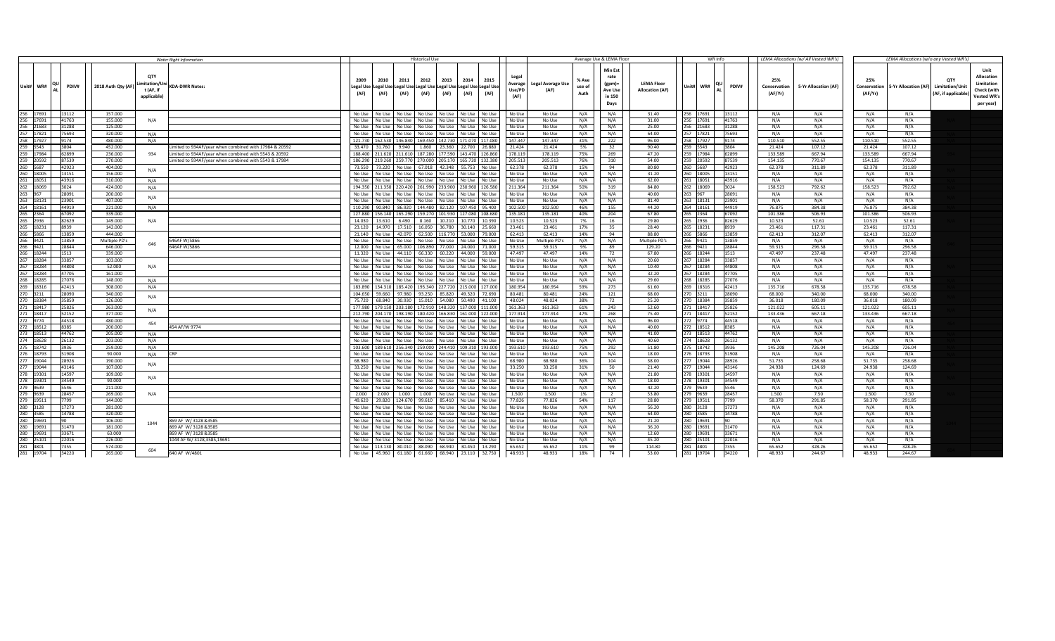| Water Right Information | | | | | | | Historical Use | | | | | | | Average Use & LEMA Floor | | | | | WR Info | | | | LEMA Allocations (w/ All Vested WR's) | | LEMA Allocations (w/o any Vested WR's) | | | |
|---|---|---|---|---|---|---|---|---|---|---|---|---|---|---|---|---|---|---|---|---|---|---|---|---|---|---|---|---|
| Unit# | WR# | QUAL | PDIV# | 2018 Auth Qty (AF) | QTY Limitation/Unit (AF, if applicable) | KDA-DWR Notes: | 2009 Legal Use (AF) | 2010 Legal Use (AF) | 2011 Legal Use (AF) | 2012 Legal Use (AF) | 2013 Legal Use (AF) | 2014 Legal Use (AF) | 2015 Legal Use (AF) | Legal Average Use/PD (AF) | Legal Average Use (AF) | % Ave use of Auth | Min Est rate (gpm)= Ave Use in 150 Days | LEMA Floor Allocation (AF) | Unit# | WR# | QUAL | PDIV# | 25% Conservation (AF/Yr) | 5-Yr Allocation (AF) | 25% Conservation (AF/Yr) | 5-Yr Allocation (AF) | QTY Limitation/Unit (AF, if applicable) | Unit Allocation Check (with Vested WR's per year) |
| 256 | 17691 | | 13112 | 157.000 | N/A | | No Use | No Use | No Use | No Use | No Use | No Use | No Use | No Use | No Use | N/A | N/A | 31.40 | 256 | 17691 | | 13112 | N/A | N/A | N/A | N/A | | |
| 256 | 17691 | | 41763 | 155.000 | | | No Use | No Use | No Use | No Use | No Use | No Use | No Use | No Use | No Use | N/A | N/A | 31.00 | 256 | 17691 | | 41763 | N/A | N/A | N/A | N/A | | |
| 256 | 21683 | | 31288 | 125.000 | | | No Use | No Use | No Use | No Use | No Use | No Use | No Use | No Use | No Use | N/A | N/A | 25.00 | 256 | 21683 | | 31288 | N/A | N/A | N/A | N/A | | |
| 257 | 17821 | | 75693 | 320.000 | N/A | | No Use | No Use | No Use | No Use | No Use | No Use | No Use | No Use | No Use | N/A | N/A | 64.00 | 257 | 17821 | | 75693 | N/A | N/A | N/A | N/A | | |
| 258 | 17927 | | 9174 | 480.000 | N/A | | 121.730 | 162.530 | 146.840 | 169.450 | 142.730 | 171.070 | 117.080 | 147.347 | 147.347 | 31% | 222 | 96.00 | 258 | 17927 | | 9174 | 110.510 | 552.55 | 110.510 | 552.55 | | |
| 259 | 5543 | | 3804 | 452.000 | 934 | Limited to 934AF/year when combined with 17984 & 20592 | 33.470 | 31.760 | 9.940 | 1.860 | 23.360 | 22.700 | 26.880 | 21.424 | 21.424 | 5% | 32 | 90.40 | 259 | 5543 | | 3804 | 21.424 | 107.12 | 21.424 | 107.12 | | |
| 259 | 17984 | | 62899 | 236.000 | | Limited to 934AF/year when combined with 5543 & 20592 | 188.400 | 211.620 | 211.610 | 187.280 | 177.590 | 143.470 | 126.860 | 178.119 | 178.119 | 75% | 269 | 47.20 | 259 | 17984 | | 62899 | 133.589 | 667.94 | 133.589 | 667.94 | | |
| 259 | 20592 | | 87539 | 270.000 | | Limited to 934AF/year when combined with 5543 & 17984 | 186.290 | 219.260 | 259.770 | 270.000 | 205.170 | 165.720 | 132.380 | 205.513 | 205.513 | 76% | 310 | 54.00 | 259 | 20592 | | 87539 | 154.135 | 770.67 | 154.135 | 770.67 | | |
| 260 | 5687 | | 42923 | 404.000 | N/A | | 73.550 | 73.220 | No Use | 67.018 | 42.348 | 55.753 | No Use | 62.378 | 62.378 | 15% | 94 | 80.80 | 260 | 5687 | | 42923 | 62.378 | 311.89 | 62.378 | 311.89 | | |
| 260 | 18005 | | 13151 | 156.000 | | | No Use | No Use | No Use | No Use | No Use | No Use | No Use | No Use | No Use | N/A | N/A | 31.20 | 260 | 18005 | | 13151 | N/A | N/A | N/A | N/A | | |
| 261 | 18051 | | 43916 | 310.000 | N/A | | No Use | No Use | No Use | No Use | No Use | No Use | No Use | No Use | No Use | N/A | N/A | 62.00 | 261 | 18051 | | 43916 | N/A | N/A | N/A | N/A | | |
| 262 | 18069 | | 3024 | 424.000 | N/A | | 194.350 | 211.350 | 220.420 | 261.990 | 233.900 | 230.960 | 126.580 | 211.364 | 211.364 | 50% | 319 | 84.80 | 262 | 18069 | | 3024 | 158.523 | 792.62 | 158.523 | 792.62 | | |
| 263 | 967 | | 28091 | 200.000 | N/A | | No Use | No Use | No Use | No Use | No Use | No Use | No Use | No Use | No Use | N/A | N/A | 40.00 | 263 | 967 | | 28091 | N/A | N/A | N/A | N/A | | |
| 263 | 18131 | | 23901 | 407.000 | | | No Use | No Use | No Use | No Use | No Use | No Use | No Use | No Use | No Use | N/A | N/A | 81.40 | 263 | 18131 | | 23901 | N/A | N/A | N/A | N/A | | |
| 264 | 18161 | | 44919 | 221.000 | N/A | | 110.290 | 90.840 | 86.920 | 144.480 | 82.120 | 107.450 | 95.400 | 102.500 | 102.500 | 46% | 155 | 44.20 | 264 | 18161 | | 44919 | 76.875 | 384.38 | 76.875 | 384.38 | | |
| 265 | 2364 | | 67092 | 339.000 | N/A | | 127.880 | 156.140 | 165.290 | 159.270 | 101.930 | 127.080 | 108.680 | 135.181 | 135.181 | 40% | 204 | 67.80 | 265 | 2364 | | 67092 | 101.386 | 506.93 | 101.386 | 506.93 | | |
| 265 | 2936 | | 82629 | 149.000 | | | 14.030 | 13.610 | 6.490 | 8.160 | 10.210 | 10.770 | 10.390 | 10.523 | 10.523 | 7% | 16 | 29.80 | 265 | 2936 | | 82629 | 10.523 | 52.61 | 10.523 | 52.61 | | |
| 265 | 18231 | | 8939 | 142.000 | | | 23.120 | 14.970 | 17.510 | 16.050 | 36.780 | 30.140 | 25.660 | 23.461 | 23.461 | 17% | 35 | 28.40 | 265 | 18231 | | 8939 | 23.461 | 117.31 | 23.461 | 117.31 | | |
| 266 | 5866 | | 13859 | 444.000 | 646 | | 21.140 | No Use | 42.070 | 62.500 | 116.770 | 53.000 | 79.000 | 62.413 | 62.413 | 14% | 94 | 88.80 | 266 | 5866 | | 13859 | 62.413 | 312.07 | 62.413 | 312.07 | | |
| 266 | 9421 | | 13859 | Multiple PD's | | 646AF W/5866 | No Use | No Use | No Use | No Use | No Use | No Use | No Use | No Use | Multiple PD's | N/A | N/A | Multiple PD's | 266 | 9421 | | 13859 | N/A | N/A | N/A | N/A | | |
| 266 | 9421 | | 28844 | 646.000 | | 646AF W/5866 | 12.000 | No Use | 65.000 | 106.890 | 77.000 | 24.000 | 71.000 | 59.315 | 59.315 | 9% | 89 | 129.20 | 266 | 9421 | | 28844 | 59.315 | 296.58 | 59.315 | 296.58 | | |
| 266 | 18244 | | 1513 | 339.000 | | | 11.320 | No Use | 44.110 | 66.330 | 60.220 | 44.000 | 59.000 | 47.497 | 47.497 | 14% | 72 | 67.80 | 266 | 18244 | | 1513 | 47.497 | 237.48 | 47.497 | 237.48 | | |
| 267 | 18284 | | 33857 | 103.000 | N/A | | No Use | No Use | No Use | No Use | No Use | No Use | No Use | No Use | No Use | N/A | N/A | 20.60 | 267 | 18284 | | 33857 | N/A | N/A | N/A | N/A | | |
| 267 | 18284 | | 44808 | 52.000 | | | No Use | No Use | No Use | No Use | No Use | No Use | No Use | No Use | No Use | N/A | N/A | 10.40 | 267 | 18284 | | 44808 | N/A | N/A | N/A | N/A | | |
| 267 | 18284 | | 47705 | 161.000 | | | No Use | No Use | No Use | No Use | No Use | No Use | No Use | No Use | No Use | N/A | N/A | 32.20 | 267 | 18284 | | 47705 | N/A | N/A | N/A | N/A | | |
| 268 | 18285 | | 27076 | 148.000 | N/A | | No Use | No Use | No Use | No Use | No Use | No Use | No Use | No Use | No Use | N/A | N/A | 29.60 | 268 | 18285 | | 27076 | N/A | N/A | N/A | N/A | | |
| 269 | 18316 | | 42413 | 308.000 | N/A | | 183.890 | 134.310 | 185.420 | 193.340 | 227.720 | 215.000 | 127.000 | 180.954 | 180.954 | 59% | 273 | 61.60 | 269 | 18316 | | 42413 | 135.716 | 678.58 | 135.716 | 678.58 | | |
| 270 | 3211 | | 28090 | 340.000 | N/A | | 104.650 | 59.660 | 97.980 | 93.250 | 85.820 | 49.320 | 72.690 | 80.481 | 80.481 | 24% | 121 | 68.00 | 270 | 3211 | | 28090 | 68.000 | 340.00 | 68.000 | 340.00 | | |
| 270 | 18384 | | 35859 | 126.000 | | | 75.720 | 68.840 | 30.930 | 15.010 | 54.080 | 50.490 | 41.100 | 48.024 | 48.024 | 38% | 72 | 25.20 | 270 | 18384 | | 35859 | 36.018 | 180.09 | 36.018 | 180.09 | | |
| 271 | 18417 | | 25826 | 263.000 | N/A | | 177.980 | 179.150 | 203.180 | 172.910 | 148.320 | 137.000 | 111.000 | 161.363 | 161.363 | 61% | 243 | 52.60 | 271 | 18417 | | 25826 | 121.022 | 605.11 | 121.022 | 605.11 | | |
| 271 | 18417 | | 52152 | 377.000 | | | 212.790 | 204.170 | 198.190 | 180.420 | 166.830 | 161.000 | 122.000 | 177.914 | 177.914 | 47% | 268 | 75.40 | 271 | 18417 | | 52152 | 133.436 | 667.18 | 133.436 | 667.18 | | |
| 272 | 9774 | | 44518 | 480.000 | 454 | | No Use | No Use | No Use | No Use | No Use | No Use | No Use | No Use | No Use | N/A | N/A | 96.00 | 272 | 9774 | | 44518 | N/A | N/A | N/A | N/A | | |
| 272 | 18512 | | 8385 | 200.000 | | 454 AF/W 9774 | No Use | No Use | No Use | No Use | No Use | No Use | No Use | No Use | No Use | N/A | N/A | 40.00 | 272 | 18512 | | 8385 | N/A | N/A | N/A | N/A | | |
| 273 | 18513 | | 44762 | 205.000 | N/A | | No Use | No Use | No Use | No Use | No Use | No Use | No Use | No Use | No Use | N/A | N/A | 41.00 | 273 | 18513 | | 44762 | N/A | N/A | N/A | N/A | | |
| 274 | 18628 | | 26132 | 203.000 | N/A | | No Use | No Use | No Use | No Use | No Use | No Use | No Use | No Use | No Use | N/A | N/A | 40.60 | 274 | 18628 | | 26132 | N/A | N/A | N/A | N/A | | |
| 275 | 18742 | | 3936 | 259.000 | N/A | | 103.600 | 189.610 | 256.340 | 259.000 | 244.410 | 109.310 | 193.000 | 193.610 | 193.610 | 75% | 292 | 51.80 | 275 | 18742 | | 3936 | 145.208 | 726.04 | 145.208 | 726.04 | | |
| 276 | 18793 | | 51908 | 90.000 | N/A | CRP | No Use | No Use | No Use | No Use | No Use | No Use | No Use | No Use | No Use | N/A | N/A | 18.00 | 276 | 18793 | | 51908 | N/A | N/A | N/A | N/A | | |
| 277 | 19044 | | 28926 | 190.000 | N/A | | 68.980 | No Use | No Use | No Use | No Use | No Use | No Use | 68.980 | 68.980 | 36% | 104 | 38.00 | 277 | 19044 | | 28926 | 51.735 | 258.68 | 51.735 | 258.68 | | |
| 277 | 19044 | | 43146 | 107.000 | | | 33.250 | No Use | No Use | No Use | No Use | No Use | No Use | 33.250 | 33.250 | 31% | 50 | 21.40 | 277 | 19044 | | 43146 | 24.938 | 124.69 | 24.938 | 124.69 | | |
| 278 | 19301 | | 14597 | 109.000 | N/A | | No Use | No Use | No Use | No Use | No Use | No Use | No Use | No Use | No Use | N/A | N/A | 21.80 | 278 | 19301 | | 14597 | N/A | N/A | N/A | N/A | | |
| 278 | 19301 | | 34549 | 90.000 | | | No Use | No Use | No Use | No Use | No Use | No Use | No Use | No Use | No Use | N/A | N/A | 18.00 | 278 | 19301 | | 34549 | N/A | N/A | N/A | N/A | | |
| 279 | 9639 | | 5546 | 211.000 | N/A | | No Use | No Use | No Use | No Use | No Use | No Use | No Use | No Use | No Use | N/A | N/A | 42.20 | 279 | 9639 | | 5546 | N/A | N/A | N/A | N/A | | |
| 279 | 9639 | | 28457 | 269.000 | | | 2.000 | 2.000 | 1.000 | 1.000 | No Use | No Use | No Use | 1.500 | 1.500 | 1% | 2 | 53.80 | 279 | 9639 | | 28457 | 1.500 | 7.50 | 1.500 | 7.50 | | |
| 279 | 19511 | | 7799 | 144.000 | | | 49.620 | 29.820 | 124.670 | 99.610 | 85.410 | No Use | No Use | 77.826 | 77.826 | 54% | 117 | 28.80 | 279 | 19511 | | 7799 | 58.370 | 291.85 | 58.370 | 291.85 | | |
| 280 | 3128 | | 17273 | 281.000 | 1044 | | No Use | No Use | No Use | No Use | No Use | No Use | No Use | No Use | No Use | N/A | N/A | 56.20 | 280 | 3128 | | 17273 | N/A | N/A | N/A | N/A | | |
| 280 | 3585 | | 14788 | 320.000 | | | No Use | No Use | No Use | No Use | No Use | No Use | No Use | No Use | No Use | N/A | N/A | 64.00 | 280 | 3585 | | 14788 | N/A | N/A | N/A | N/A | | |
| 280 | 19691 | | 90 | 106.000 | | 869 AF W/ 3128 &3585 | No Use | No Use | No Use | No Use | No Use | No Use | No Use | No Use | No Use | N/A | N/A | 21.20 | 280 | 19691 | | 90 | N/A | N/A | N/A | N/A | | |
| 280 | 19691 | | 31470 | 181.000 | | 869 AF W/ 3128 &3585 | No Use | No Use | No Use | No Use | No Use | No Use | No Use | No Use | No Use | N/A | N/A | 36.20 | 280 | 19691 | | 31470 | N/A | N/A | N/A | N/A | | |
| 280 | 19691 | | 33671 | 63.000 | | 869 AF W/ 3128 &3585 | No Use | No Use | No Use | No Use | No Use | No Use | No Use | No Use | No Use | N/A | N/A | 12.60 | 280 | 19691 | | 33671 | N/A | N/A | N/A | N/A | | |
| 280 | 25101 | | 22016 | 226.000 | | 1044 AF W/ 3128,3585,19691 | No Use | No Use | No Use | No Use | No Use | No Use | No Use | No Use | No Use | N/A | N/A | 45.20 | 280 | 25101 | | 22016 | N/A | N/A | N/A | N/A | | |
| 281 | 4801 | | 7355 | 574.000 | 604 | | No Use | 113.130 | 80.010 | 88.090 | 68.940 | 30.450 | 13.290 | 65.652 | 65.652 | 11% | 99 | 114.80 | 281 | 4801 | | 7355 | 65.652 | 328.26 | 65.652 | 328.26 | | |
| 281 | 19704 | | 34220 | 265.000 | | 640 AF W/4801 | No Use | 45.960 | 61.180 | 61.660 | 68.940 | 23.110 | 32.750 | 48.933 | 48.933 | 18% | 74 | 53.00 | 281 | 19704 | | 34220 | 48.933 | 244.67 | 48.933 | 244.67 | | |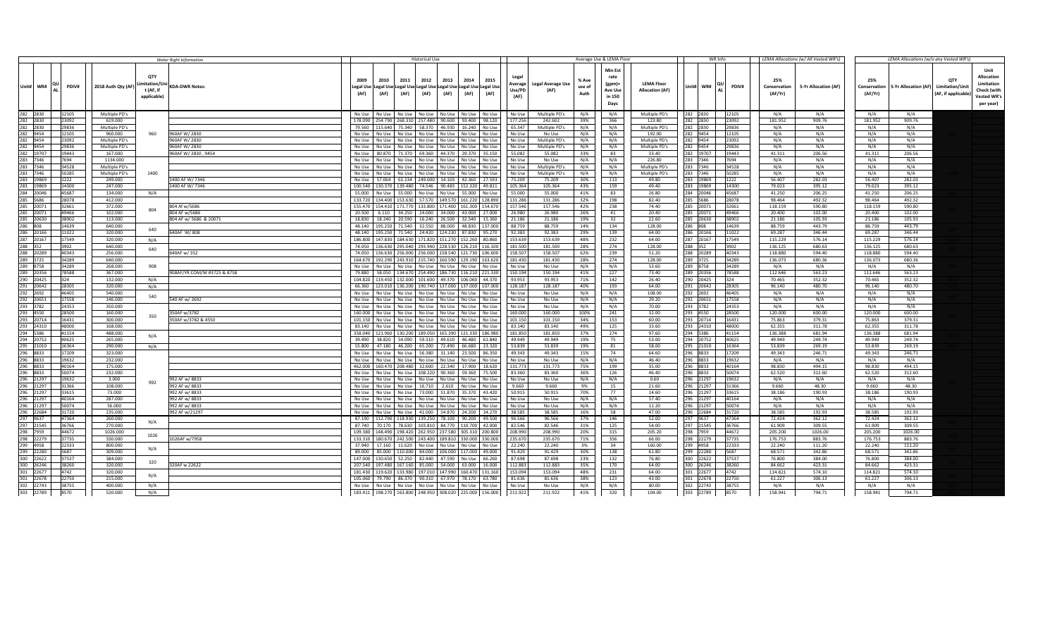| Water Right Information | | | | | | | Historical Use | | | | | | | Average Use & LEMA Floor | | | | | WR Info | | | | LEMA Allocations (w/ All Vested WR's) | | LEMA Allocations (w/o any Vested WR's) | | | |
|---|---|---|---|---|---|---|---|---|---|---|---|---|---|---|---|---|---|---|---|---|---|---|---|---|---|---|---|---|
| Unit# | WR# | QUAL | PDIV# | 2018 Auth Qty (AF) | QTY Limitation/Unit (AF, if applicable) | KDA-DWR Notes: | 2009 Legal Use (AF) | 2010 Legal Use (AF) | 2011 Legal Use (AF) | 2012 Legal Use (AF) | 2013 Legal Use (AF) | 2014 Legal Use (AF) | 2015 Legal Use (AF) | Legal Average Use/PD (AF) | Legal Average Use (AF) | % Ave use of Auth | Min Est rate (gpm)= Ave Use in 150 Days | LEMA Floor Allocation (AF) | Unit# | WR# | QUAL | PDIV# | 25% Conservation (AF/Yr) | 5-Yr Allocation (AF) | 25% Conservation (AF/Yr) | 5-Yr Allocation (AF) | QTY Limitation/Unit (AF, if applicable) | Unit Allocation Limitation Check (with Vested WR's per year) |
| 282 | 2830 | | 12105 | Multiple PD's | | | No Use | No Use | No Use | No Use | No Use | No Use | No Use | No Use | Multiple PD's | N/A | N/A | Multiple PD's | 282 | 2830 | | 12105 | N/A | N/A | N/A | N/A | | |
| 282 | 2830 | | 23092 | 619.000 | | | 178.090 | 254.790 | 268.310 | 257.480 | 90.600 | 93.400 | 98.120 | 177.256 | 242.602 | 39% | 366 | 123.80 | 282 | 2830 | | 23092 | 181.952 | 909.76 | 181.952 | 909.76 | | |
| 282 | 2830 | | 29836 | Multiple PD's | | | 79.560 | 115.640 | 75.340 | 58.370 | 46.930 | 16.240 | No Use | 65.347 | Multiple PD's | N/A | N/A | Multiple PD's | 282 | 2830 | | 29836 | N/A | N/A | N/A | N/A | | |
| 282 | 9454 | | 12105 | 960.000 | 960 | 960AF W/ 2830 | No Use | No Use | No Use | No Use | No Use | No Use | No Use | No Use | No Use | N/A | N/A | 192.00 | 282 | 9454 | | 12105 | N/A | N/A | N/A | N/A | | |
| 282 | 9454 | | 23092 | Multiple PD's | | 960AF W/ 2830 | No Use | No Use | No Use | No Use | No Use | No Use | No Use | No Use | Multiple PD's | N/A | N/A | Multiple PD's | 282 | 9454 | | 23092 | N/A | N/A | N/A | N/A | | |
| 282 | 9454 | | 29836 | Multiple PD's | | 960AF W/ 2830 | No Use | No Use | No Use | No Use | No Use | No Use | No Use | No Use | Multiple PD's | N/A | N/A | Multiple PD's | 282 | 9454 | | 29836 | N/A | N/A | N/A | N/A | | |
| 282 | 19707 | | 19443 | 167.000 | | 960AF W/ 2830 , 9454 | No Use | 80.870 | 71.370 | 69.360 | 44.370 | 29.370 | 35.150 | 55.082 | 55.082 | 33% | 83 | 33.40 | 282 | 19707 | | 19443 | 41.311 | 206.56 | 41.311 | 206.56 | | |
| 283 | 7346 | | 7694 | 1134.000 | 1400 | | No Use | No Use | No Use | No Use | No Use | No Use | No Use | No Use | No Use | N/A | N/A | 226.80 | 283 | 7346 | | 7694 | N/A | N/A | N/A | N/A | | |
| 283 | 7346 | | 34528 | Multiple PD's | | | No Use | No Use | No Use | No Use | No Use | No Use | No Use | No Use | Multiple PD's | N/A | N/A | Multiple PD's | 283 | 7346 | | 34528 | N/A | N/A | N/A | N/A | | |
| 283 | 7346 | | 50285 | Multiple PD's | | | No Use | No Use | No Use | No Use | No Use | No Use | No Use | No Use | Multiple PD's | N/A | N/A | Multiple PD's | 283 | 7346 | | 50285 | N/A | N/A | N/A | N/A | | |
| 283 | 19869 | | 1222 | 249.000 | | 1400 AF W/ 7346 | No Use | 57.064 | 61.134 | 249.000 | 14.103 | 42.360 | 27.593 | 75.209 | 75.209 | 30% | 113 | 49.80 | 283 | 19869 | | 1222 | 56.407 | 282.03 | 56.407 | 282.03 | | |
| 283 | 19869 | | 14300 | 247.000 | | 1400 AF W/ 7346 | 100.540 | 130.370 | 139.480 | 74.546 | 90.483 | 152.320 | 49.811 | 105.364 | 105.364 | 43% | 159 | 49.40 | 283 | 19869 | | 14300 | 79.023 | 395.12 | 79.023 | 395.12 | | |
| 284 | 20046 | | 45687 | 134.000 | N/A | | 55.000 | No Use | 55.000 | No Use | No Use | 55.000 | No Use | 55.000 | 55.000 | 41% | 83 | 26.80 | 284 | 20046 | | 45687 | 41.250 | 206.25 | 41.250 | 206.25 | | |
| 285 | 5686 | | 28078 | 412.000 | 804 | | 133.720 | 134.400 | 153.630 | 57.570 | 149.570 | 161.220 | 128.890 | 131.286 | 131.286 | 32% | 198 | 82.40 | 285 | 5686 | | 28078 | 98.464 | 492.32 | 98.464 | 492.32 | | |
| 285 | 20071 | | 32661 | 372.000 | | 804 AF w/5686 | 155.470 | 154.410 | 171.770 | 133.800 | 171.400 | 161.300 | 154.670 | 157.546 | 157.546 | 42% | 238 | 74.40 | 285 | 20071 | | 32661 | 118.159 | 590.80 | 118.159 | 590.80 | | |
| 285 | 20071 | | 49466 | 102.000 | | 804 AF w/5686 | 20.500 | 6.110 | 34.250 | 24.000 | 34.000 | 43.000 | 27.000 | 26.980 | 26.980 | 26% | 41 | 20.40 | 285 | 20071 | | 49466 | 20.400 | 102.00 | 20.400 | 102.00 | | |
| 285 | 20630 | | 38902 | 113.000 | | 804 AF w/ 5686 & 20071 | 18.830 | 18.240 | 20.590 | 16.240 | 26.500 | 32.540 | 15.360 | 21.186 | 21.186 | 19% | 32 | 22.60 | 285 | 20630 | | 38902 | 21.186 | 105.93 | 21.186 | 105.93 | | |
| 286 | 808 | | 14639 | 640.000 | 640 | | 48.140 | 195.250 | 71.540 | 32.550 | 88.000 | 48.830 | 137.000 | 88.759 | 88.759 | 14% | 134 | 128.00 | 286 | 808 | | 14639 | 88.759 | 443.79 | 88.759 | 443.79 | | |
| 286 | 20166 | | 11022 | 320.000 | | 640AF W/ 808 | 48.140 | 195.250 | 71.540 | 24.420 | 124.230 | 87.830 | 95.270 | 92.383 | 92.383 | 29% | 139 | 64.00 | 286 | 20166 | | 11022 | 69.287 | 346.44 | 69.287 | 346.44 | | |
| 287 | 20167 | | 17549 | 320.000 | N/A | | 186.800 | 147.830 | 184.630 | 171.820 | 151.270 | 152.260 | 80.860 | 153.639 | 153.639 | 48% | 232 | 64.00 | 287 | 20167 | | 17549 | 115.229 | 576.14 | 115.229 | 576.14 | | |
| 288 | 352 | | 3902 | 640.000 | 640 | | 74.050 | 136.630 | 295.040 | 293.940 | 228.530 | 126.210 | 116.100 | 181.500 | 181.500 | 28% | 274 | 128.00 | 288 | 352 | | 3902 | 136.125 | 680.63 | 136.125 | 680.63 | | |
| 288 | 20289 | | 40343 | 256.000 | | 640AF w/ 352 | 74.050 | 136.630 | 256.000 | 256.000 | 158.540 | 121.730 | 106.600 | 158.507 | 158.507 | 62% | 239 | 51.20 | 288 | 20289 | | 40343 | 118.880 | 594.40 | 118.880 | 594.40 | | |
| 289 | 3725 | | 34289 | 640.000 | 908 | | 164.670 | 192.290 | 243.910 | 215.740 | 160.590 | 129.190 | 163.620 | 181.430 | 181.430 | 28% | 274 | 128.00 | 289 | 3725 | | 34289 | 136.073 | 680.36 | 136.073 | 680.36 | | |
| 289 | 8758 | | 34289 | 268.000 | | | No Use | No Use | No Use | No Use | No Use | No Use | No Use | No Use | No Use | N/A | N/A | 53.60 | 289 | 8758 | | 34289 | N/A | N/A | N/A | N/A | | |
| 289 | 20356 | | 78588 | 367.000 | | 908AF/YR COM/W #3725 & 8758 | 79.880 | 58.050 | 134.670 | 254.490 | 186.730 | 116.210 | 221.330 | 150.194 | 150.194 | 41% | 227 | 73.40 | 289 | 20356 | | 78588 | 112.646 | 563.23 | 112.646 | 563.23 | | |
| 290 | 20425 | | 324 | 132.000 | N/A | | 104.820 | 119.450 | 132.000 | 101.600 | 49.370 | 106.060 | 44.370 | 93.953 | 93.953 | 71% | 142 | 26.40 | 290 | 20425 | | 324 | 70.465 | 352.32 | 70.465 | 352.32 | | |
| 291 | 20642 | | 28305 | 320.000 | N/A | | 66.360 | 123.010 | 136.200 | 190.740 | 137.000 | 137.000 | 107.000 | 128.187 | 128.187 | 40% | 193 | 64.00 | 291 | 20642 | | 28305 | 96.140 | 480.70 | 96.140 | 480.70 | | |
| 292 | 2692 | | 46405 | 540.000 | 540 | | No Use | No Use | No Use | No Use | No Use | No Use | No Use | No Use | No Use | N/A | N/A | 108.00 | 292 | 2692 | | 46405 | N/A | N/A | N/A | N/A | | |
| 292 | 20651 | | 17558 | 146.000 | | 540 AF w/ 2692 | No Use | No Use | No Use | No Use | No Use | No Use | No Use | No Use | No Use | N/A | N/A | 29.20 | 292 | 20651 | | 17558 | N/A | N/A | N/A | N/A | | |
| 293 | 3782 | | 24353 | 350.000 | 350 | | No Use | No Use | No Use | No Use | No Use | No Use | No Use | No Use | No Use | N/A | N/A | 70.00 | 293 | 3782 | | 24353 | N/A | N/A | N/A | N/A | | |
| 293 | 4550 | | 28500 | 160.000 | | 350AF w/3782 | 160.000 | No Use | No Use | No Use | No Use | No Use | No Use | 160.000 | 160.000 | 100% | 241 | 32.00 | 293 | 4550 | | 28500 | 120.000 | 600.00 | 120.000 | 600.00 | | |
| 293 | 20714 | | 16431 | 300.000 | | 350AF w/3782 & 4550 | 101.150 | No Use | No Use | No Use | No Use | No Use | No Use | 101.150 | 101.150 | 34% | 153 | 60.00 | 293 | 20714 | | 16431 | 75.863 | 379.31 | 75.863 | 379.31 | | |
| 293 | 24310 | | 48000 | 168.000 | | | 83.140 | No Use | No Use | No Use | No Use | No Use | No Use | 83.140 | 83.140 | 49% | 125 | 33.60 | 293 | 24310 | | 48000 | 62.355 | 311.78 | 62.355 | 311.78 | | |
| 294 | 5386 | | 41154 | 488.000 | N/A | | 358.040 | 121.960 | 130.200 | 189.050 | 165.390 | 121.330 | 186.980 | 181.850 | 181.850 | 37% | 274 | 97.60 | 294 | 5386 | | 41154 | 136.388 | 681.94 | 136.388 | 681.94 | | |
| 294 | 20752 | | 40625 | 265.000 | | | 39.490 | 38.820 | 54.090 | 59.310 | 49.610 | 46.480 | 61.840 | 49.949 | 49.949 | 19% | 75 | 53.00 | 294 | 20752 | | 40625 | 49.949 | 249.74 | 49.949 | 249.74 | | |
| 295 | 21010 | | 16364 | 290.000 | N/A | | 55.800 | 47.180 | 46.200 | 65.200 | 72.490 | 66.680 | 23.320 | 53.839 | 53.839 | 19% | 81 | 58.00 | 295 | 21010 | | 16364 | 53.839 | 269.19 | 53.839 | 269.19 | | |
| 296 | 8833 | | 17209 | 323.000 | 992 | | No Use | No Use | No Use | 56.380 | 31.140 | 23.500 | 86.350 | 49.343 | 49.343 | 15% | 74 | 64.60 | 296 | 8833 | | 17209 | 49.343 | 246.71 | 49.343 | 246.71 | | |
| 296 | 8833 | | 19632 | 232.000 | | | No Use | No Use | No Use | No Use | No Use | No Use | No Use | No Use | No Use | N/A | N/A | 46.40 | 296 | 8833 | | 19632 | N/A | N/A | N/A | N/A | | |
| 296 | 8833 | | 40164 | 175.000 | | | 462.000 | 160.470 | 208.480 | 32.600 | 22.340 | 17.900 | 18.620 | 131.773 | 131.773 | 75% | 199 | 35.00 | 296 | 8833 | | 40164 | 98.830 | 494.15 | 98.830 | 494.15 | | |
| 296 | 8833 | | 50074 | 232.000 | | | No Use | No Use | No Use | 108.220 | 90.360 | 59.360 | 75.500 | 83.360 | 83.360 | 36% | 126 | 46.40 | 296 | 8833 | | 50074 | 62.520 | 312.60 | 62.520 | 312.60 | | |
| 296 | 21297 | | 19632 | 3.000 | | 992 AF w/ 8833 | No Use | No Use | No Use | No Use | No Use | No Use | No Use | No Use | No Use | N/A | N/A | 0.60 | 296 | 21297 | | 19632 | N/A | N/A | N/A | N/A | | |
| 296 | 21297 | | 31366 | 108.000 | | 992 AF w/ 8833 | No Use | No Use | No Use | 16.710 | 2.610 | No Use | No Use | 9.660 | 9.660 | 9% | 15 | 21.60 | 296 | 21297 | | 31366 | 9.660 | 48.30 | 9.660 | 48.30 | | |
| 296 | 21297 | | 33615 | 73.000 | | 992 AF w/ 8833 | No Use | No Use | No Use | 73.000 | 51.870 | 35.370 | 43.420 | 50.915 | 50.915 | 70% | 77 | 14.60 | 296 | 21297 | | 33615 | 38.186 | 190.93 | 38.186 | 190.93 | | |
| 296 | 21297 | | 40164 | 287.000 | | 992 AF w/ 8833 | No Use | No Use | No Use | No Use | No Use | No Use | No Use | No Use | No Use | N/A | N/A | 57.40 | 296 | 21297 | | 40164 | N/A | N/A | N/A | N/A | | |
| 296 | 21297 | | 50074 | 56.000 | | 992 AF w/ 8833 | No Use | No Use | No Use | No Use | No Use | No Use | No Use | No Use | No Use | N/A | N/A | 11.20 | 296 | 21297 | | 50074 | N/A | N/A | N/A | N/A | | |
| 296 | 22684 | | 31720 | 235.000 | | 992 AF w/21297 | No Use | No Use | No Use | 41.000 | 54.870 | 24.200 | 34.270 | 38.585 | 38.585 | 16% | 58 | 47.00 | 296 | 22684 | | 31720 | 38.585 | 192.93 | 38.585 | 192.93 | | |
| 297 | 9637 | | 47364 | 260.000 | N/A | | 87.190 | 112.790 | 118.930 | 139.250 | 78.100 | 90.200 | 49.500 | 96.566 | 96.566 | 37% | 146 | 52.00 | 297 | 9637 | | 47364 | 72.424 | 362.12 | 72.424 | 362.12 | | |
| 297 | 21545 | | 36766 | 270.000 | | | 87.740 | 70.170 | 78.630 | 103.810 | 84.770 | 110.700 | 42.000 | 82.546 | 82.546 | 31% | 125 | 54.00 | 297 | 21545 | | 36766 | 61.909 | 309.55 | 61.909 | 309.55 | | |
| 298 | 7959 | | 44672 | 1026.000 | 1026 | | 109.380 | 148.490 | 198.420 | 262.950 | 237.580 | 305.310 | 200.800 | 208.990 | 208.990 | 20% | 315 | 205.20 | 298 | 7959 | | 44672 | 205.200 | 1026.00 | 205.200 | 1026.00 | | |
| 298 | 22279 | | 37735 | 330.000 | | 1026AF w/7958 | 133.310 | 180.670 | 242.500 | 243.400 | 189.810 | 330.000 | 330.000 | 235.670 | 235.670 | 71% | 356 | 66.00 | 298 | 22279 | | 37735 | 176.753 | 883.76 | 176.753 | 883.76 | | |
| 299 | 4958 | | 22333 | 800.000 | N/A | | 37.940 | 17.160 | 11.620 | No Use | No Use | No Use | No Use | 22.240 | 22.240 | 3% | 34 | 160.00 | 299 | 4958 | | 22333 | 22.240 | 111.20 | 22.240 | 111.20 | | |
| 299 | 22280 | | 5687 | 309.000 | | | 89.000 | 85.000 | 110.000 | 84.000 | 106.000 | 117.000 | 49.000 | 91.429 | 91.429 | 30% | 138 | 61.80 | 299 | 22280 | | 5687 | 68.571 | 342.86 | 68.571 | 342.86 | | |
| 300 | 22622 | | 37537 | 384.000 | 320 | | 147.000 | 130.650 | 52.250 | 82.440 | 47.590 | No Use | 66.260 | 87.698 | 87.698 | 23% | 132 | 76.80 | 300 | 22622 | | 37537 | 76.800 | 384.00 | 76.800 | 384.00 | | |
| 300 | 26246 | | 38260 | 320.000 | | 320AF w 22622 | 207.540 | 197.480 | 167.160 | 85.000 | 54.000 | 63.000 | 16.000 | 112.883 | 112.883 | 35% | 170 | 64.00 | 300 | 26246 | | 38260 | 84.662 | 423.31 | 84.662 | 423.31 | | |
| 301 | 22677 | | 4742 | 320.000 | N/A | | 181.430 | 119.620 | 133.980 | 197.010 | 147.990 | 160.470 | 131.160 | 153.094 | 153.094 | 48% | 231 | 64.00 | 301 | 22677 | | 4742 | 114.821 | 574.10 | 114.821 | 574.10 | | |
| 301 | 22678 | | 22750 | 215.000 | | | 105.060 | 79.790 | 86.370 | 90.310 | 67.970 | 78.170 | 63.780 | 81.636 | 81.636 | 38% | 123 | 43.00 | 301 | 22678 | | 22750 | 61.227 | 306.13 | 61.227 | 306.13 | | |
| 302 | 22743 | | 38755 | 400.000 | N/A | | No Use | No Use | No Use | No Use | No Use | No Use | No Use | No Use | No Use | N/A | N/A | 80.00 | 302 | 22743 | | 38755 | N/A | N/A | N/A | N/A | | |
| 303 | 22789 | | 8570 | 520.000 | N/A | | 183.411 | 198.270 | 163.800 | 248.950 | 308.020 | 225.000 | 156.000 | 211.922 | 211.922 | 41% | 320 | 104.00 | 303 | 22789 | | 8570 | 158.941 | 794.71 | 158.941 | 794.71 | | |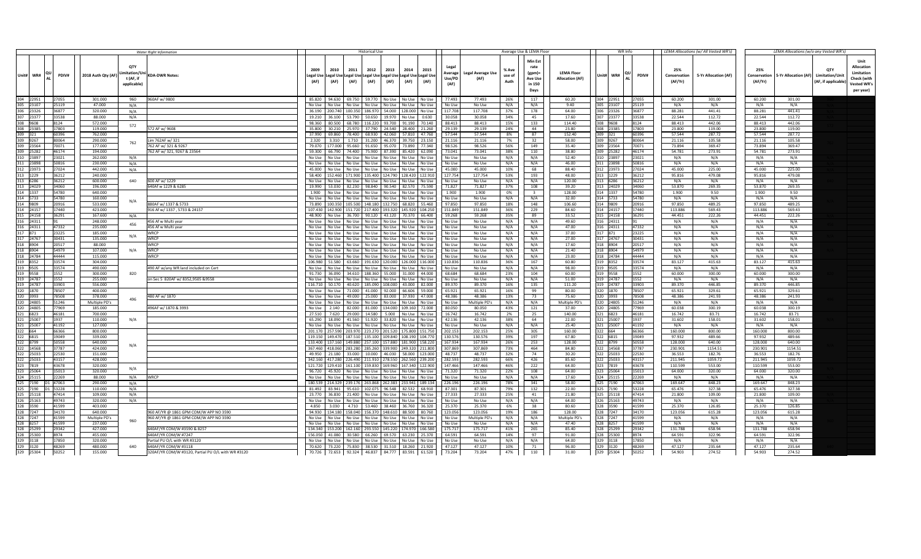| Water Right Information | | | | | | | Historical Use | | | | | | | Average Use & LEMA Floor | | | | | WR Info | | | | LEMA Allocations (w/ All Vested WR's) | | LEMA Allocations (w/o any Vested WR's) | | | |
|---|---|---|---|---|---|---|---|---|---|---|---|---|---|---|---|---|---|---|---|---|---|---|---|---|---|---|---|---|
| Unit# | WR# | QU AL | PDIV# | 2018 Auth Qty (AF) | QTY Limitation/Unit (AF, if applicable) | KDA-DWR Notes: | 2009 Legal Use (AF) | 2010 Legal Use (AF) | 2011 Legal Use (AF) | 2012 Legal Use (AF) | 2013 Legal Use (AF) | 2014 Legal Use (AF) | 2015 Legal Use (AF) | Legal Average Use/PD (AF) | Legal Average Use (AF) | % Ave use of Auth | Min Est rate (gpm)= Ave Use in 150 Days | LEMA Floor Allocation (AF) | Unit# | WR# | QU AL | PDIV# | 25% Conservation (AF/Yr) | 5-Yr Allocation (AF) | 25% Conservation (AF/Yr) | 5-Yr Allocation (AF) | QTY Limitation/Unit (AF, if applicable) | Unit Allocation Limitation Check (with Vested WR's per year) |
| 304 | 22951 | | 27055 | 301.000 | 960 | 960AF w/ 9800 | 85.820 | 94.630 | 69.750 | 59.770 | No Use | No Use | No Use | 77.493 | 77.493 | 26% | 117 | 60.20 | 304 | 22951 | | 27055 | 60.200 | 301.00 | 60.200 | 301.00 | | |
| 305 | 23107 | | 25119 | 47.000 | N/A | | No Use | No Use | No Use | No Use | No Use | No Use | No Use | No Use | No Use | N/A | N/A | 9.40 | 305 | 23107 | | 25119 | N/A | N/A | N/A | N/A | | |
| 306 | 23326 | | 36877 | 320.000 | N/A | | 36.190 | 200.740 | 100.350 | 186.970 | 54.000 | 128.000 | No Use | 117.708 | 117.708 | 37% | 178 | 64.00 | 306 | 23326 | | 36877 | 88.281 | 441.41 | 88.281 | 441.41 | | |
| 307 | 23377 | | 33538 | 88.000 | N/A | | 19.210 | 36.100 | 53.790 | 50.650 | 19.970 | No Use | 0.630 | 30.058 | 30.058 | 34% | 45 | 17.60 | 307 | 23377 | | 33538 | 22.544 | 112.72 | 22.544 | 112.72 | | |
| 308 | 9608 | | 8124 | 572.000 | 572 | | 98.360 | 80.500 | 68.780 | 116.220 | 93.700 | 91.190 | 70.140 | 88.413 | 88.413 | 15% | 133 | 114.40 | 308 | 9608 | | 8124 | 88.413 | 442.06 | 88.413 | 442.06 | | |
| 308 | 23385 | | 17803 | 119.000 | | 572 AF w/ 9608 | 35.800 | 30.210 | 25.970 | 37.790 | 24.540 | 28.400 | 21.260 | 29.139 | 29.139 | 24% | 44 | 23.80 | 308 | 23385 | | 17803 | 23.800 | 119.00 | 23.800 | 119.00 | | |
| 309 | 321 | | 60396 | 762.000 | | | 37.990 | 69.860 | 78.400 | 68.930 | 42.060 | 57.810 | 47.760 | 57.544 | 57.544 | 8% | 87 | 152.40 | 309 | 321 | | 60396 | 57.544 | 287.72 | 57.544 | 287.72 | | |
| 309 | 9267 | | 80064 | 290.000 | 762 | Lim 762AF w/ 321 | 2.320 | 3.310 | 1.710 | 31.200 | 46.370 | 39.750 | 23.150 | 21.116 | 21.116 | 7% | 32 | 58.00 | 309 | 9267 | | 80064 | 21.116 | 105.58 | 21.116 | 105.58 | | |
| 309 | 23564 | | 70071 | 177.000 | | 762 AF w/ 321 & 9267 | 79.070 | 177.000 | 95.660 | 91.650 | 95.070 | 73.890 | 77.340 | 98.526 | 98.526 | 56% | 149 | 35.40 | 309 | 23564 | | 70071 | 73.894 | 369.47 | 73.894 | 369.47 | | |
| 309 | 25282 | | 46174 | 194.000 | | 762 AF w/ 321, 9267 & 23564 | 59.300 | 66.790 | 74.400 | 75.900 | 87.390 | 85.420 | 62.090 | 73.041 | 73.041 | 38% | 110 | 38.80 | 309 | 25282 | | 46174 | 54.781 | 273.91 | 54.781 | 273.91 | | |
| 310 | 23897 | | 23021 | 262.000 | N/A | | No Use | No Use | No Use | No Use | No Use | No Use | No Use | No Use | No Use | N/A | N/A | 52.40 | 310 | 23897 | | 23021 | N/A | N/A | N/A | N/A | | |
| 311 | 23898 | | 50816 | 230.000 | N/A | | No Use | No Use | No Use | No Use | No Use | No Use | No Use | No Use | No Use | N/A | N/A | 46.00 | 311 | 23898 | | 50816 | N/A | N/A | N/A | N/A | | |
| 312 | 23973 | | 27024 | 442.000 | N/A | | 45.000 | No Use | No Use | No Use | No Use | No Use | No Use | 45.000 | 45.000 | 10% | 68 | 88.40 | 312 | 23973 | | 27024 | 45.000 | 225.00 | 45.000 | 225.00 | | |
| 313 | 1229 | | 36212 | 240.000 | | | 58.400 | 152.460 | 171.900 | 135.400 | 124.790 | 128.420 | 122.910 | 127.754 | 127.754 | 53% | 193 | 48.00 | 313 | 1229 | | 36212 | 95.816 | 479.08 | 95.816 | 479.08 | | |
| 313 | 6286 | | 36212 | 600.000 | 640 | 600 AF w/ 1229 | No Use | No Use | No Use | No Use | No Use | No Use | No Use | No Use | No Use | N/A | N/A | 120.00 | 313 | 6286 | | 36212 | N/A | N/A | N/A | N/A | | |
| 313 | 24029 | | 34060 | 196.000 | | 640AF w/ 1229 & 6285 | 19.990 | 53.030 | 82.230 | 98.840 | 90.540 | 82.570 | 75.590 | 71.827 | 71.827 | 37% | 108 | 39.20 | 313 | 24029 | | 34060 | 53.870 | 269.35 | 53.870 | 269.35 | | |
| 314 | 1337 | | 54780 | 640.000 | | | 1.900 | No Use | No Use | No Use | No Use | No Use | No Use | 1.900 | 1.900 | 0% | 3 | 128.00 | 314 | 1337 | | 54780 | 1.900 | 9.50 | 1.900 | 9.50 | | |
| 314 | 5733 | | 54780 | 160.000 | N/A | | No Use | No Use | No Use | No Use | No Use | No Use | No Use | No Use | No Use | N/A | N/A | 32.00 | 314 | 5733 | | 54780 | N/A | N/A | N/A | N/A | | |
| 314 | 9809 | | 20916 | 533.000 | | 880AF w/ 1337 & 5733 | 73.890 | 100.350 | 105.500 | 148.180 | 132.750 | 68.820 | 55.460 | 97.850 | 97.850 | 18% | 148 | 106.60 | 314 | 9809 | | 20916 | 97.850 | 489.25 | 97.850 | 489.25 | | |
| 314 | 24157 | | 17440 | 423.000 | | 916 AF w/ 1337 , 5733 & 24157 | 107.430 | 142.900 | 151.720 | 217.400 | 193.320 | 145.920 | 104.250 | 151.849 | 151.849 | 36% | 229 | 84.60 | 314 | 24157 | | 17440 | 113.886 | 569.43 | 113.886 | 569.43 | | |
| 315 | 24158 | | 36291 | 167.600 | N/A | | 48.900 | No Use | 36.700 | 90.120 | 43.120 | 70.370 | 66.400 | 59.268 | 59.268 | 35% | 89 | 33.52 | 315 | 24158 | | 36291 | 44.451 | 222.26 | 44.451 | 222.26 | | |
| 316 | 24311 | | 91 | 248.000 | 456 | 456 AF w Multi year | No Use | No Use | No Use | No Use | No Use | No Use | No Use | No Use | No Use | N/A | N/A | 49.60 | 316 | 24311 | | 91 | N/A | N/A | N/A | N/A | | |
| 316 | 24311 | | 47332 | 235.000 | | 456 AF w Multi year | No Use | No Use | No Use | No Use | No Use | No Use | No Use | No Use | No Use | N/A | N/A | 47.00 | 316 | 24311 | | 47332 | N/A | N/A | N/A | N/A | | |
| 317 | 871 | | 23225 | 185.000 | N/A | WRCP | No Use | No Use | No Use | No Use | No Use | No Use | No Use | No Use | No Use | N/A | N/A | 37.00 | 317 | 871 | | 23225 | N/A | N/A | N/A | N/A | | |
| 317 | 24767 | | 30431 | 135.000 | | WRCP | No Use | No Use | No Use | No Use | No Use | No Use | No Use | No Use | No Use | N/A | N/A | 27.00 | 317 | 24767 | | 30431 | N/A | N/A | N/A | N/A | | |
| 318 | 8904 | | 20517 | 88.000 | | WRCP | No Use | No Use | No Use | No Use | No Use | No Use | No Use | No Use | No Use | N/A | N/A | 17.60 | 318 | 8904 | | 20517 | N/A | N/A | N/A | N/A | | |
| 318 | 8904 | | 54979 | 107.000 | N/A | WRCP | No Use | No Use | No Use | No Use | No Use | No Use | No Use | No Use | No Use | N/A | N/A | 21.40 | 318 | 8904 | | 54979 | N/A | N/A | N/A | N/A | | |
| 318 | 24784 | | 44444 | 115.000 | | WRCP | No Use | No Use | No Use | No Use | No Use | No Use | No Use | No Use | No Use | N/A | N/A | 23.00 | 318 | 24784 | | 44444 | N/A | N/A | N/A | N/A | | |
| 319 | 8352 | | 33574 | 304.000 | | | 106.980 | 51.580 | 63.660 | 191.630 | 120.000 | 126.000 | 116.000 | 110.836 | 110.836 | 36% | 167 | 60.80 | 319 | 8352 | | 33574 | 83.127 | 415.63 | 83.127 | 415.63 | | |
| 319 | 9505 | | 33574 | 490.000 | | 490 AF w/any WR land included on Cert | No Use | No Use | No Use | No Use | No Use | No Use | No Use | No Use | No Use | N/A | N/A | 98.00 | 319 | 9505 | | 33574 | N/A | N/A | N/A | N/A | | |
| 319 | 9558 | | 1552 | 300.000 | 820 | | 91.730 | 36.090 | 34.610 | 188.360 | 55.000 | 31.000 | 44.000 | 68.684 | 68.684 | 23% | 104 | 60.00 | 319 | 9558 | | 1552 | 60.000 | 300.00 | 60.000 | 300.00 | | |
| 319 | 24787 | | 1552 | 255.000 | | on Sec 5 820AF w/ 8352,9505 &9558 | No Use | No Use | No Use | No Use | No Use | No Use | No Use | No Use | No Use | N/A | N/A | 51.00 | 319 | 24787 | | 1552 | N/A | N/A | N/A | N/A | | |
| 319 | 24787 | | 33903 | 556.000 | | | 116.710 | 50.170 | 40.620 | 185.090 | 108.000 | 43.000 | 82.000 | 89.370 | 89.370 | 16% | 135 | 111.20 | 319 | 24787 | | 33903 | 89.370 | 446.85 | 89.370 | 446.85 | | |
| 320 | 1870 | | 78507 | 400.000 | | | No Use | No Use | 71.000 | 41.000 | 92.000 | 66.606 | 59.000 | 65.921 | 65.921 | 16% | 99 | 80.00 | 320 | 1870 | | 78507 | 65.921 | 329.61 | 65.921 | 329.61 | | |
| 320 | 3993 | | 78508 | 378.000 | 496 | 480 AF w/ 1870 | No Use | No Use | 49.000 | 25.000 | 83.000 | 37.930 | 47.000 | 48.386 | 48.386 | 13% | 73 | 75.60 | 320 | 3993 | | 78508 | 48.386 | 241.93 | 48.386 | 241.93 | | |
| 320 | 24805 | | 51246 | Multiple PD's | | | No Use | No Use | No Use | No Use | No Use | No Use | No Use | No Use | Multiple PD's | N/A | N/A | Multiple PD's | 320 | 24805 | | 51246 | N/A | N/A | N/A | N/A | | |
| 320 | 24805 | | 77969 | 185.000 | | 496AF w/ 1870 & 3993 | No Use | 2.140 | 82.000 | 81.000 | 134.000 | 109.160 | 72.000 | 80.050 | 80.050 | 43% | 121 | 37.00 | 320 | 24805 | | 77969 | 60.038 | 300.19 | 60.038 | 300.19 | | |
| 321 | 6823 | | 46181 | 700.000 | | | 27.510 | 7.620 | 29.000 | 14.580 | 5.000 | No Use | No Use | 16.742 | 16.742 | 2% | 25 | 140.00 | 321 | 6823 | | 46181 | 16.742 | 83.71 | 16.742 | 83.71 | | |
| 321 | 25007 | | 1937 | 110.000 | N/A | | 65.290 | 18.090 | 41.560 | 51.920 | 33.820 | No Use | No Use | 42.136 | 42.136 | 38% | 64 | 22.00 | 321 | 25007 | | 1937 | 31.602 | 158.01 | 31.602 | 158.01 | | |
| 321 | 25007 | | 41192 | 127.000 | | | No Use | No Use | No Use | No Use | No Use | No Use | No Use | No Use | No Use | N/A | N/A | 25.40 | 321 | 25007 | | 41192 | N/A | N/A | N/A | N/A | | |
| 322 | 664 | | 66366 | 800.000 | | | 201.170 | 257.590 | 203.970 | 223.270 | 201.520 | 175.800 | 151.750 | 202.153 | 202.153 | 25% | 305 | 160.00 | 322 | 664 | | 66366 | 160.000 | 800.00 | 160.000 | 800.00 | | |
| 322 | 6815 | | 19049 | 339.000 | | | 119.150 | 149.470 | 187.510 | 135.100 | 109.840 | 108.190 | 104.770 | 130.576 | 130.576 | 39% | 197 | 67.80 | 322 | 6815 | | 19049 | 97.932 | 489.66 | 97.932 | 489.66 | | |
| 322 | 8799 | | 50558 | 640.000 | N/A | | 133.400 | 137.160 | 149.880 | 257.000 | 157.880 | 181.900 | 158.220 | 167.934 | 167.934 | 26% | 253 | 128.00 | 322 | 8799 | | 50558 | 128.000 | 640.00 | 128.000 | 640.00 | | |
| 322 | 14568 | | 37787 | 424.000 | | | 367.460 | 418.060 | 283.280 | 285.260 | 339.900 | 249.320 | 211.800 | 307.869 | 307.869 | 73% | 464 | 84.80 | 322 | 14568 | | 37787 | 230.901 | 1154.51 | 230.901 | 1154.51 | | |
| 322 | 25033 | | 22530 | 151.000 | | | 49.950 | 21.180 | 33.000 | 10.000 | 46.030 | 58.000 | 123.000 | 48.737 | 48.737 | 32% | 74 | 30.20 | 322 | 25033 | | 22530 | 36.553 | 182.76 | 36.553 | 182.76 | | |
| 322 | 25033 | | 43157 | 428.000 | | | 342.160 | 417.280 | 226.490 | 211.910 | 278.550 | 262.560 | 239.200 | 282.593 | 282.593 | 66% | 426 | 85.60 | 322 | 25033 | | 43157 | 211.945 | 1059.72 | 211.945 | 1059.72 | | |
| 323 | 7819 | | 43678 | 320.000 | N/A | | 121.720 | 129.410 | 161.100 | 159.830 | 169.960 | 167.340 | 122.900 | 147.466 | 147.466 | 46% | 222 | 64.00 | 323 | 7819 | | 43678 | 110.599 | 553.00 | 110.599 | 553.00 | | |
| 323 | 25064 | | 15013 | 320.000 | | | 96.720 | 45.920 | No Use | No Use | No Use | No Use | No Use | 71.320 | 71.320 | 22% | 108 | 64.00 | 323 | 25064 | | 15013 | 64.000 | 320.00 | 64.000 | 320.00 | | |
| 324 | 25115 | | 22269 | 88.000 | N/A | WRCP | No Use | No Use | No Use | No Use | No Use | No Use | No Use | No Use | No Use | N/A | N/A | 17.60 | 324 | 25115 | | 22269 | N/A | N/A | N/A | N/A | | |
| 325 | 7190 | D1 | 47063 | 290.000 | N/A | | 180.539 | 214.529 | 239.176 | 263.868 | 262.383 | 233.941 | 189.134 | 226.196 | 226.196 | 78% | 341 | 58.00 | 325 | 7190 | | 47063 | 169.647 | 848.23 | 169.647 | 848.23 | | |
| 325 | 7190 | D1 | 53228 | 110.000 | N/A | | 81.492 | 83.941 | 95.610 | 102.075 | 96.548 | 82.532 | 68.910 | 87.301 | 87.301 | 79% | 132 | 22.00 | 325 | 7190 | | 53228 | 65.476 | 327.38 | 65.476 | 327.38 | | |
| 325 | 25118 | | 47414 | 109.000 | N/A | | 23.770 | 36.830 | 21.400 | No Use | No Use | No Use | No Use | 27.333 | 27.333 | 25% | 41 | 21.80 | 325 | 25118 | | 47414 | 21.800 | 109.00 | 21.800 | 109.00 | | |
| 326 | 25163 | | 49743 | 320.000 | N/A | | No Use | No Use | No Use | No Use | No Use | No Use | No Use | No Use | No Use | N/A | N/A | 64.00 | 326 | 25163 | | 49743 | N/A | N/A | N/A | N/A | | |
| 328 | 3590 | | 41599 | 403.000 | | | 4.850 | 3.030 | 4.710 | 53.460 | 38.460 | 36.760 | 36.320 | 25.370 | 25.370 | 6% | 38 | 80.60 | 328 | 3590 | | 41599 | 25.370 | 126.85 | 25.370 | 126.85 | | |
| 328 | 7247 | | 34170 | 640.000 | | 960 AF/YR @ 1861 GPM COM/W APP NO 3590 | 94.930 | 134.180 | 158.040 | 156.370 | 148.610 | 88.500 | 80.760 | 123.056 | 123.056 | 19% | 186 | 128.00 | 328 | 7247 | | 34170 | 123.056 | 615.28 | 123.056 | 615.28 | | |
| 328 | 7247 | | 41599 | Multiple PD's | 960 | 960 AF/YR @ 1861 GPM COM/W APP NO 3590 | No Use | No Use | No Use | No Use | No Use | No Use | No Use | No Use | Multiple PD's | N/A | N/A | Multiple PD's | 328 | 7247 | | 41599 | N/A | N/A | N/A | N/A | | |
| 328 | 8257 | | 41599 | 237.000 | | 640AF/YR COM/W #3590 & 8257 | No Use | No Use | No Use | No Use | No Use | No Use | No Use | No Use | No Use | N/A | N/A | 47.40 | 328 | 8257 | | 41599 | N/A | N/A | N/A | N/A | | |
| 328 | 25299 | | 29342 | 427.000 | | 640AF/YR COM/W #7247 | 134.340 | 153.200 | 162.160 | 293.550 | 145.220 | 174.970 | 166.580 | 175.717 | 175.717 | 41% | 265 | 85.40 | 328 | 25299 | | 29342 | 131.788 | 658.94 | 131.788 | 658.94 | | |
| 328 | 25300 | | 8974 | 455.000 | | 640AF/YR COM/W #7247 | 156.050 | 41.080 | 30.580 | 66.260 | 69.570 | 63.230 | 25.370 | 64.591 | 64.591 | 14% | 97 | 91.00 | 328 | 25300 | | 8974 | 64.591 | 322.96 | 64.591 | 322.96 | | |
| 329 | 3118 | | 17850 | 320.000 | | Partial PU O/L with WR #3120 | No Use | No Use | No Use | No Use | No Use | No Use | No Use | No Use | No Use | N/A | N/A | 64.00 | 329 | 3118 | | 17850 | N/A | N/A | N/A | N/A | | |
| 329 | 3120 | | 48269 | 480.000 | 640 | 640AF/YR COM/W #3118 | 70.620 | 73.220 | 75.830 | 38.530 | 31.510 | 18.260 | 21.920 | 47.127 | 47.127 | 10% | 71 | 96.00 | 329 | 3120 | | 48269 | 47.127 | 235.64 | 47.127 | 235.64 | | |
| 329 | 25304 | | 50252 | 155.000 | | 320AF/YR COM/W #3120, Partial PU O/L with WR #3120 | 70.726 | 72.653 | 92.324 | 46.837 | 84.777 | 83.591 | 61.520 | 73.204 | 73.204 | 47% | 110 | 31.00 | 329 | 25304 | | 50252 | 54.903 | 274.52 | 54.903 | 274.52 | | |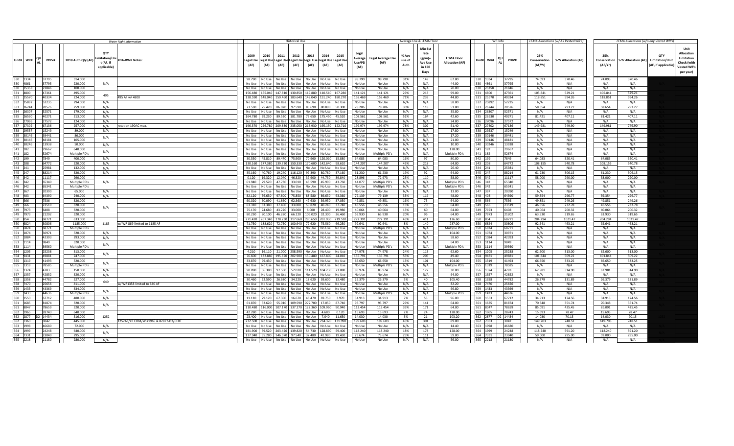| Water Right Information | | | | | | | Historical Use | | | | | | | Average Use & LEMA Floor | | | | | WR Info | | | | LEMA Allocations (w/ All Vested WR's) | | LEMA Allocations (w/o any Vested WR's) | | | |
|---|---|---|---|---|---|---|---|---|---|---|---|---|---|---|---|---|---|---|---|---|---|---|---|---|---|---|---|---|
| Unit# | WR# | QUAL | PDIV# | 2018 Auth Qty (AF) | QTY Limitation/Unit (AF, if applicable) | KDA-DWR Notes: | 2009 Legal Use (AF) | 2010 Legal Use (AF) | 2011 Legal Use (AF) | 2012 Legal Use (AF) | 2013 Legal Use (AF) | 2014 Legal Use (AF) | 2015 Legal Use (AF) | Legal Average Use/PD (AF) | Legal Average Use (AF) | % Ave use of Auth | Min Est rate (gpm)= Ave Use in 150 Days | LEMA Floor Allocation (AF) | Unit# | WR# | QUAL | PDIV# | 25% Conservation (AF/Yr) | 5-Yr Allocation (AF) | 25% Conservation (AF/Yr) | 5-Yr Allocation (AF) | QTY Limitation/Unit (AF, if applicable) | Unit Allocation Limitation Check (with Vested WR's per year) |
| 330 | 1334 | | 37795 | 314.000 | N/A | | 98.790 | No Use | No Use | No Use | No Use | No Use | No Use | 98.790 | 98.790 | 31% | 149 | 62.80 | 330 | 1334 | | 37795 | 74.093 | 370.46 | 74.093 | 370.46 | | |
| 330 | 4861 | | 37795 | 220.000 | | | No Use | No Use | No Use | No Use | No Use | No Use | No Use | No Use | No Use | N/A | N/A | 44.00 | 330 | 4861 | | 37795 | N/A | N/A | N/A | N/A | | |
| 330 | 25358 | | 21846 | 100.000 | | | No Use | No Use | No Use | No Use | No Use | No Use | No Use | No Use | No Use | N/A | N/A | 20.00 | 330 | 25358 | | 21846 | N/A | N/A | N/A | N/A | | |
| 331 | 4800 | | 47361 | 495.000 | 495 | | 156.480 | 155.040 | 147.810 | 130.850 | 119.880 | 110.510 | 167.280 | 141.121 | 141.121 | 29% | 213 | 99.00 | 331 | 4800 | | 47361 | 105.841 | 529.21 | 105.841 | 529.21 | | |
| 331 | 25570 | | 40334 | 224.000 | | 495 AF w/ 4800 | 138.590 | 148.040 | 159.460 | 183.640 | 148.040 | 151.240 | 180.270 | 158.469 | 158.469 | 71% | 239 | 44.80 | 331 | 25570 | | 40334 | 118.851 | 594.26 | 118.851 | 594.26 | | |
| 332 | 25892 | | 52235 | 294.000 | N/A | | No Use | No Use | No Use | No Use | No Use | No Use | No Use | No Use | No Use | N/A | N/A | 58.80 | 332 | 25892 | | 52235 | N/A | N/A | N/A | N/A | | |
| 333 | 26244 | | 20576 | 259.000 | N/A | | 73.530 | 75.420 | 86.020 | 97.590 | 83.690 | 80.890 | 50.300 | 78.206 | 78.206 | 30% | 118 | 51.80 | 333 | 26244 | | 20576 | 58.654 | 293.27 | 58.654 | 293.27 | | |
| 334 | 26307 | | 52571 | 179.000 | N/A | | No Use | No Use | No Use | No Use | No Use | No Use | No Use | No Use | No Use | N/A | N/A | 35.80 | 334 | 26307 | | 52571 | N/A | N/A | N/A | N/A | | |
| 335 | 26530 | | 40271 | 213.000 | N/A | | 164.780 | 29.230 | 89.520 | 181.780 | 73.650 | 175.450 | 45.520 | 108.561 | 108.561 | 51% | 164 | 42.60 | 335 | 26530 | | 40271 | 81.421 | 407.11 | 81.421 | 407.11 | | |
| 336 | 27096 | | 27572 | 124.000 | N/A | | No Use | No Use | No Use | No Use | No Use | No Use | No Use | No Use | No Use | N/A | N/A | 24.80 | 336 | 27096 | | 27572 | N/A | N/A | N/A | N/A | | |
| 337 | 27302 | | 67136 | 257.000 | N/A | rotation 190AC max. | 196.370 | 226.780 | 209.830 | 235.050 | 213.930 | 195.150 | 122.710 | 199.974 | 199.974 | 78% | 302 | 51.40 | 337 | 27302 | | 67136 | 149.981 | 749.90 | 149.981 | 749.90 | | |
| 338 | 29537 | | 15249 | 89.000 | N/A | | No Use | No Use | No Use | No Use | No Use | No Use | No Use | No Use | No Use | N/A | N/A | 17.80 | 338 | 29537 | | 15249 | N/A | N/A | N/A | N/A | | |
| 339 | 30146 | | 39441 | 86.000 | N/A | | No Use | No Use | No Use | No Use | No Use | No Use | No Use | No Use | No Use | N/A | N/A | 17.20 | 339 | 30146 | | 39441 | N/A | N/A | N/A | N/A | | |
| 339 | 30146 | | 48181 | 105.000 | | | No Use | No Use | No Use | No Use | No Use | No Use | No Use | No Use | No Use | N/A | N/A | 21.00 | 339 | 30146 | | 48181 | N/A | N/A | N/A | N/A | | |
| 340 | 30246 | | 13938 | 50.000 | N/A | | No Use | No Use | No Use | No Use | No Use | No Use | No Use | No Use | No Use | N/A | N/A | 10.00 | 340 | 30246 | | 13938 | N/A | N/A | N/A | N/A | | |
| 341 | 182 | | 29667 | 640.000 | N/A | | No Use | No Use | No Use | No Use | No Use | No Use | No Use | No Use | No Use | N/A | N/A | 128.00 | 341 | 182 | | 29667 | N/A | N/A | N/A | N/A | | |
| 341 | 182 | | 52674 | Multiple PD's | | | No Use | No Use | No Use | No Use | No Use | No Use | No Use | No Use | Multiple PD's | N/A | N/A | Multiple PD's | 341 | 182 | | 52674 | N/A | N/A | N/A | N/A | | |
| 342 | 199 | | 7849 | 400.000 | N/A | | 30.550 | 45.810 | 89.470 | 75.900 | 70.960 | 120.010 | 15.880 | 64.083 | 64.083 | 16% | 97 | 80.00 | 342 | 199 | | 7849 | 64.083 | 320.41 | 64.083 | 320.41 | | |
| 343 | 208 | | 64772 | 320.000 | N/A | | 130.160 | 177.380 | 139.730 | 150.330 | 170.600 | 142.640 | 98.610 | 144.207 | 144.207 | 45% | 218 | 64.00 | 343 | 208 | | 64772 | 108.155 | 540.78 | 108.155 | 540.78 | | |
| 344 | 241 | | 25981 | 132.000 | N/A | | No Use | No Use | No Use | No Use | No Use | No Use | No Use | No Use | No Use | N/A | N/A | 26.40 | 344 | 241 | | 25981 | N/A | N/A | N/A | N/A | | |
| 345 | 247 | | 88214 | 320.000 | N/A | | 35.160 | 40.760 | 19.240 | 116.120 | 99.390 | 80.780 | 37.160 | 61.230 | 61.230 | 19% | 92 | 64.00 | 345 | 247 | | 88214 | 61.230 | 306.15 | 61.230 | 306.15 | | |
| 346 | 342 | | 11117 | 290.000 | N/A | | 0.120 | 19.320 | 12.040 | 46.320 | 39.900 | 44.730 | 39.840 | 28.896 | 72.973 | 25% | 110 | 58.00 | 346 | 342 | | 11117 | 58.000 | 290.00 | 58.000 | 290.00 | | |
| 346 | 342 | | 65340 | Multiple PD's | | | 61.940 | 29.520 | 47.730 | 33.010 | 46.590 | 45.990 | 43.760 | 44.077 | Multiple PD's | N/A | N/A | Multiple PD's | 346 | 342 | | 65340 | N/A | N/A | N/A | N/A | | |
| 346 | 342 | | 65341 | Multiple PD's | | | No Use | No Use | No Use | No Use | No Use | No Use | No Use | No Use | Multiple PD's | N/A | N/A | Multiple PD's | 346 | 342 | | 65341 | N/A | N/A | N/A | N/A | | |
| 347 | 367 | | 20390 | 65.000 | N/A | | No Use | No Use | No Use | No Use | No Use | No Use | No Use | No Use | No Use | N/A | N/A | 13.00 | 347 | 367 | | 20390 | N/A | N/A | N/A | N/A | | |
| 348 | 403 | | 64390 | 240.000 | N/A | | 82.120 | 56.630 | 97.800 | 75.850 | 88.580 | 89.630 | 63.360 | 79.139 | 79.139 | 33% | 119 | 48.00 | 348 | 403 | | 64390 | 59.354 | 296.77 | 59.354 | 296.77 | | |
| 349 | 566 | | 7536 | 320.000 | N/A | | 60.020 | 60.090 | 41.860 | 62.360 | 47.630 | 39.950 | 37.050 | 49.851 | 49.851 | 16% | 75 | 64.00 | 349 | 566 | | 7536 | 49.851 | 249.26 | 49.851 | 249.26 | | |
| 349 | 566 | | 23519 | 320.000 | | | 63.310 | 63.380 | 37.400 | 13.000 | 50.820 | 40.240 | 37.740 | 46.556 | 46.556 | 15% | 70 | 64.00 | 349 | 566 | | 23519 | 46.556 | 232.78 | 46.556 | 232.78 | | |
| 349 | 7973 | | 6408 | 320.000 | | | 75.170 | 74.680 | 43.220 | 13.000 | 6.000 | 28.400 | 19.980 | 40.064 | 40.064 | 13% | 60 | 64.00 | 349 | 7973 | | 6408 | 40.064 | 200.32 | 40.064 | 200.32 | | |
| 349 | 7973 | | 21202 | 320.000 | | | 80.230 | 80.100 | 46.280 | 66.120 | 106.020 | 32.300 | 36.460 | 63.930 | 63.930 | 20% | 96 | 64.00 | 349 | 7973 | | 21202 | 63.930 | 319.65 | 63.930 | 319.65 | | |
| 350 | 854 | | 68771 | 633.000 | 1185 | | 271.420 | 267.340 | 278.230 | 317.660 | 290.650 | 261.930 | 219.510 | 272.391 | 272.391 | 43% | 411 | 126.60 | 350 | 854 | | 68771 | 204.294 | 1021.47 | 204.294 | 1021.47 | | |
| 350 | 6824 | | 30806 | 1185.000 | | w/ WR 869 limited to 1185 Af | 71.750 | 188.620 | 72.750 | 100.940 | 72.620 | 75.560 | 66.250 | 92.641 | 92.641 | 8% | 140 | 237.00 | 350 | 6824 | | 30806 | 92.641 | 463.21 | 92.641 | 463.21 | | |
| 350 | 6824 | | 68771 | Multiple PD's | | | No Use | No Use | No Use | No Use | No Use | No Use | No Use | No Use | Multiple PD's | N/A | N/A | Multiple PD's | 350 | 6824 | | 68771 | N/A | N/A | N/A | N/A | | |
| 351 | 1074 | | 30971 | 520.000 | N/A | | No Use | No Use | No Use | No Use | No Use | No Use | No Use | No Use | No Use | N/A | N/A | 104.00 | 351 | 1074 | | 30971 | N/A | N/A | N/A | N/A | | |
| 352 | 1084 | | 42393 | 293.000 | N/A | | No Use | No Use | No Use | No Use | No Use | No Use | No Use | No Use | No Use | N/A | N/A | 58.60 | 352 | 1084 | | 42393 | N/A | N/A | N/A | N/A | | |
| 353 | 1114 | | 9849 | 320.000 | N/A | | No Use | No Use | No Use | No Use | No Use | No Use | No Use | No Use | No Use | N/A | N/A | 64.00 | 353 | 1114 | | 9849 | N/A | N/A | N/A | N/A | | |
| 353 | 1114 | | 39560 | Multiple PD's | | | No Use | No Use | No Use | No Use | No Use | No Use | No Use | No Use | Multiple PD's | N/A | N/A | Multiple PD's | 353 | 1114 | | 39560 | N/A | N/A | N/A | N/A | | |
| 354 | 1205 | | 25238 | 313.000 | N/A | | 4.210 | 16.110 | 21.000 | 258.590 | No Use | No Use | No Use | 74.978 | 74.978 | 24% | 113 | 62.60 | 354 | 1205 | | 25238 | 62.600 | 313.00 | 62.600 | 313.00 | | |
| 354 | 9431 | | 49881 | 247.000 | | | 76.600 | 132.880 | 195.870 | 202.900 | 150.480 | 167.800 | 24.010 | 135.791 | 135.791 | 55% | 205 | 49.40 | 354 | 9431 | | 49881 | 101.844 | 509.22 | 101.844 | 509.22 | | |
| 355 | 1319 | | 41493 | 520.000 | N/A | | 33.870 | 99.430 | No Use | No Use | No Use | No Use | No Use | 66.650 | 66.650 | 13% | 101 | 104.00 | 355 | 1319 | | 41493 | 66.650 | 333.25 | 66.650 | 333.25 | | |
| 355 | 1319 | | 78585 | Multiple PD's | | | No Use | No Use | No Use | No Use | No Use | No Use | No Use | No Use | Multiple PD's | N/A | N/A | Multiple PD's | 355 | 1319 | | 78585 | N/A | N/A | N/A | N/A | | |
| 356 | 1324 | | 4783 | 150.000 | N/A | | 90.090 | 56.380 | 97.500 | 52.020 | 114.520 | 104.230 | 73.080 | 83.974 | 83.974 | 56% | 127 | 30.00 | 356 | 1324 | | 4783 | 62.981 | 314.90 | 62.981 | 314.90 | | |
| 357 | 1357 | | 42852 | 320.000 | N/A | | No Use | No Use | No Use | No Use | No Use | No Use | No Use | No Use | No Use | N/A | N/A | 64.00 | 357 | 1357 | | 42852 | N/A | N/A | N/A | N/A | | |
| 358 | 1358 | | 44782 | 527.000 | 640 | | 30.460 | 22.590 | 26.680 | 34.220 | 18.620 | 39.600 | 12.480 | 26.379 | 26.379 | 5% | 40 | 105.40 | 358 | 1358 | | 44782 | 26.379 | 131.89 | 26.379 | 131.89 | | |
| 358 | 7470 | | 25656 | 411.000 | | w/ WR1358 limited to 640 AF | No Use | No Use | No Use | No Use | No Use | No Use | No Use | No Use | No Use | N/A | N/A | 82.20 | 358 | 7470 | | 25656 | N/A | N/A | N/A | N/A | | |
| 359 | 1433 | | 43369 | 334.000 | N/A | | No Use | No Use | No Use | No Use | No Use | No Use | No Use | No Use | No Use | N/A | N/A | 66.80 | 359 | 1433 | | 43369 | N/A | N/A | N/A | N/A | | |
| 359 | 1433 | | 44636 | Multiple PD's | | | No Use | No Use | No Use | No Use | No Use | No Use | No Use | No Use | Multiple PD's | N/A | N/A | Multiple PD's | 359 | 1433 | | 44636 | N/A | N/A | N/A | N/A | | |
| 360 | 1553 | | 67712 | 480.000 | N/A | | 11.110 | 29.120 | 67.300 | 16.670 | 46.470 | 69.750 | 3.970 | 34.913 | 34.913 | 7% | 53 | 96.00 | 360 | 1553 | | 67712 | 34.913 | 174.56 | 34.913 | 174.56 | | |
| 361 | 1685 | | 81874 | 320.000 | N/A | | 61.870 | 52.620 | 55.010 | 109.590 | 272.700 | 17.050 | 87.740 | 93.797 | 93.797 | 29% | 141 | 64.00 | 361 | 1685 | | 81874 | 70.348 | 351.74 | 70.348 | 351.74 | | |
| 361 | 8047 | | 78659 | 320.000 | | | 110.480 | 116.000 | 107.170 | 137.270 | 122.360 | 109.960 | 90.940 | 113.454 | 113.454 | 35% | 171 | 64.00 | 361 | 8047 | | 78659 | 85.091 | 425.45 | 85.091 | 425.45 | | |
| 362 | 1965 | | 28743 | 640.000 | 1252 | | 42.280 | No Use | No Use | No Use | No Use | 4.680 | 0.120 | 15.693 | 15.693 | 2% | 24 | 128.00 | 362 | 1965 | | 28743 | 15.693 | 78.47 | 15.693 | 78.47 | | |
| 362 | 2877 | D2 | 14434 | 516.000 | | | 23.400 | No Use | No Use | No Use | No Use | 7.040 | 11.650 | 14.030 | 14.030 | 3% | 21 | 103.20 | 362 | 2877 | D2 | 14434 | 14.030 | 70.15 | 14.030 | 70.15 | | |
| 362 | 7363 | | 3042 | 445.000 | | 1252AF/YR COM/W #1965 & #2877-D2/CERT | 232.500 | No Use | No Use | No Use | No Use | 234.320 | 131.990 | 199.603 | 199.603 | 45% | 301 | 89.00 | 362 | 7363 | | 3042 | 149.703 | 748.51 | 149.703 | 748.51 | | |
| 363 | 1998 | | 46680 | 72.000 | N/A | | No Use | No Use | No Use | No Use | No Use | No Use | No Use | No Use | No Use | N/A | N/A | 14.40 | 363 | 1998 | | 46680 | N/A | N/A | N/A | N/A | | |
| 364 | 1999 | | 24248 | 640.000 | N/A | | 181.900 | 59.520 | 203.420 | 139.820 | 54.730 | 128.890 | 59.400 | 118.240 | 118.240 | 18% | 178 | 128.00 | 364 | 1999 | | 24248 | 118.240 | 591.20 | 118.240 | 591.20 | | |
| 364 | 7331 | | 23040 | 295.000 | | | 137.940 | 35.280 | 146.070 | 97.540 | 37.480 | 41.980 | 19.430 | 73.674 | 73.674 | 25% | 111 | 59.00 | 364 | 7331 | | 23040 | 59.000 | 295.00 | 59.000 | 295.00 | | |
| 365 | 2218 | | 21180 | 280.000 | N/A | | No Use | No Use | No Use | No Use | No Use | No Use | No Use | No Use | No Use | N/A | N/A | 56.00 | 365 | 2218 | | 21180 | N/A | N/A | N/A | N/A | | |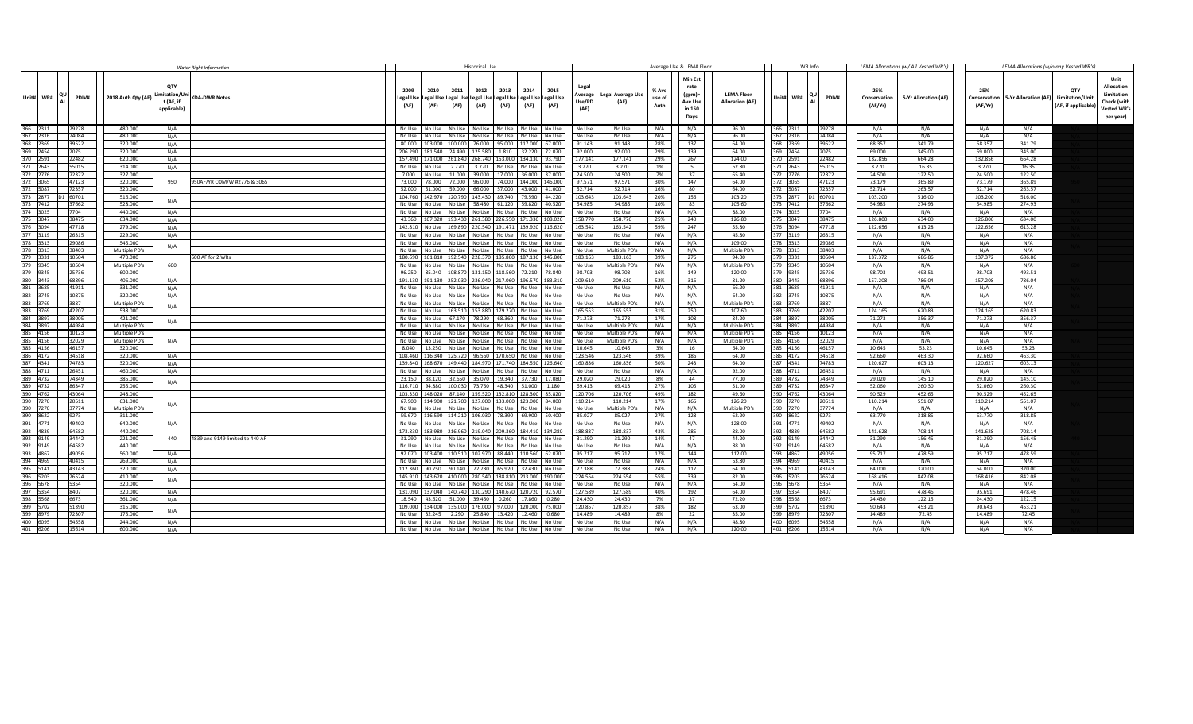| Water Right Information | | | | | | | Historical Use | | | | | | | Average Use & LEMA Floor | | | | | WR Info | | | | LEMA Allocations (w/ All Vested WR's) | | LEMA Allocations (w/o any Vested WR's) | | | |
|---|---|---|---|---|---|---|---|---|---|---|---|---|---|---|---|---|---|---|---|---|---|---|---|---|---|---|---|---|
| Unit# | WR# | QUAL | PDIV# | 2018 Auth Qty (AF) | QTY Limitation/Unit (AF, if applicable) | KDA-DWR Notes: | 2009 Legal Use (AF) | 2010 Legal Use (AF) | 2011 Legal Use (AF) | 2012 Legal Use (AF) | 2013 Legal Use (AF) | 2014 Legal Use (AF) | 2015 Legal Use (AF) | Legal Average Use/PD (AF) | Legal Average Use (AF) | % Ave use of Auth | Min Est rate (gpm)= Ave Use in 150 Days | LEMA Floor Allocation (AF) | Unit# | WR# | QUAL | PDIV# | 25% Conservation (AF/Yr) | 5-Yr Allocation (AF) | 25% Conservation (AF/Yr) | 5-Yr Allocation (AF) | QTY Limitation/Unit (AF, if applicable) | Unit Allocation Limitation Check (with Vested WR's per year) |
| 366 | 2311 | | 29278 | 480.000 | N/A | | No Use | No Use | No Use | No Use | No Use | No Use | No Use | No Use | No Use | N/A | N/A | 96.00 | 366 | 2311 | | 29278 | N/A | N/A | N/A | N/A | | |
| 367 | 2316 | | 24084 | 480.000 | N/A | | No Use | No Use | No Use | No Use | No Use | No Use | No Use | No Use | No Use | N/A | N/A | 96.00 | 367 | 2316 | | 24084 | N/A | N/A | N/A | N/A | | |
| 368 | 2369 | | 39522 | 320.000 | N/A | | 80.000 | 103.000 | 100.000 | 76.000 | 95.000 | 117.000 | 67.000 | 91.143 | 91.143 | 28% | 137 | 64.00 | 368 | 2369 | | 39522 | 68.357 | 341.79 | 68.357 | 341.79 | | |
| 369 | 2454 | | 2075 | 320.000 | N/A | | 206.290 | 181.540 | 24.490 | 125.580 | 1.810 | 32.220 | 72.070 | 92.000 | 92.000 | 29% | 139 | 64.00 | 369 | 2454 | | 2075 | 69.000 | 345.00 | 69.000 | 345.00 | | |
| 370 | 2591 | | 22482 | 620.000 | N/A | | 157.490 | 171.000 | 261.840 | 268.740 | 153.000 | 134.130 | 93.790 | 177.141 | 177.141 | 29% | 267 | 124.00 | 370 | 2591 | | 22482 | 132.856 | 664.28 | 132.856 | 664.28 | | |
| 371 | 2643 | | 55015 | 314.000 | N/A | | No Use | No Use | 2.770 | 3.770 | No Use | No Use | No Use | 3.270 | 3.270 | 1% | 5 | 62.80 | 371 | 2643 | | 55015 | 3.270 | 16.35 | 3.270 | 16.35 | | |
| 372 | 2776 | | 72372 | 327.000 | | | 7.000 | No Use | 11.000 | 39.000 | 17.000 | 36.000 | 37.000 | 24.500 | 24.500 | 7% | 37 | 65.40 | 372 | 2776 | | 72372 | 24.500 | 122.50 | 24.500 | 122.50 | | |
| 372 | 3065 | | 47123 | 320.000 | 950 | 950AF/YR COM/W #2776 & 3065 | 73.000 | 78.000 | 72.000 | 96.000 | 74.000 | 144.000 | 146.000 | 97.571 | 97.571 | 30% | 147 | 64.00 | 372 | 3065 | | 47123 | 73.179 | 365.89 | 73.179 | 365.89 | | |
| 372 | 5087 | | 72357 | 320.000 | | | 52.000 | 51.000 | 59.000 | 66.000 | 57.000 | 43.000 | 41.000 | 52.714 | 52.714 | 16% | 80 | 64.00 | 372 | 5087 | | 72357 | 52.714 | 263.57 | 52.714 | 263.57 | | |
| 373 | 2877 | D1 | 60701 | 516.000 | N/A | | 104.760 | 142.970 | 120.790 | 143.430 | 89.740 | 79.590 | 44.220 | 103.643 | 103.643 | 20% | 156 | 103.20 | 373 | 2877 | D1 | 60701 | 103.200 | 516.00 | 103.200 | 516.00 | | |
| 373 | 7412 | | 37662 | 528.000 | | | No Use | No Use | No Use | 58.480 | 61.120 | 59.820 | 40.520 | 54.985 | 54.985 | 10% | 83 | 105.60 | 373 | 7412 | | 37662 | 54.985 | 274.93 | 54.985 | 274.93 | | |
| 374 | 3025 | | 7704 | 440.000 | N/A | | No Use | No Use | No Use | No Use | No Use | No Use | No Use | No Use | No Use | N/A | N/A | 88.00 | 374 | 3025 | | 7704 | N/A | N/A | N/A | N/A | | |
| 375 | 3047 | | 38475 | 634.000 | N/A | | 43.360 | 107.320 | 193.430 | 261.380 | 226.550 | 171.330 | 108.020 | 158.770 | 158.770 | 25% | 240 | 126.80 | 375 | 3047 | | 38475 | 126.800 | 634.00 | 126.800 | 634.00 | | |
| 376 | 3094 | | 47718 | 279.000 | N/A | | 142.810 | No Use | 169.890 | 220.540 | 191.471 | 139.920 | 116.620 | 163.542 | 163.542 | 59% | 247 | 55.80 | 376 | 3094 | | 47718 | 122.656 | 613.28 | 122.656 | 613.28 | | |
| 377 | 3119 | | 26315 | 229.000 | N/A | | No Use | No Use | No Use | No Use | No Use | No Use | No Use | No Use | No Use | N/A | N/A | 45.80 | 377 | 3119 | | 26315 | N/A | N/A | N/A | N/A | | |
| 378 | 3313 | | 29086 | 545.000 | N/A | | No Use | No Use | No Use | No Use | No Use | No Use | No Use | No Use | No Use | N/A | N/A | 109.00 | 378 | 3313 | | 29086 | N/A | N/A | N/A | N/A | | |
| 378 | 3313 | | 38403 | Multiple PD's | | | No Use | No Use | No Use | No Use | No Use | No Use | No Use | No Use | Multiple PD's | N/A | N/A | Multiple PD's | 378 | 3313 | | 38403 | N/A | N/A | N/A | N/A | | |
| 379 | 3331 | | 10504 | 470.000 | 600 | 600 AF for 2 WRs | 180.690 | 161.810 | 192.540 | 228.370 | 185.800 | 187.130 | 145.800 | 183.163 | 183.163 | 39% | 276 | 94.00 | 379 | 3331 | | 10504 | 137.372 | 686.86 | 137.372 | 686.86 | | |
| 379 | 9345 | | 10504 | Multiple PD's | | | No Use | No Use | No Use | No Use | No Use | No Use | No Use | No Use | Multiple PD's | N/A | N/A | Multiple PD's | 379 | 9345 | | 10504 | N/A | N/A | N/A | N/A | | |
| 379 | 9345 | | 25736 | 600.000 | | | 96.250 | 85.040 | 108.870 | 131.150 | 118.560 | 72.210 | 78.840 | 98.703 | 98.703 | 16% | 149 | 120.00 | 379 | 9345 | | 25736 | 98.703 | 493.51 | 98.703 | 493.51 | | |
| 380 | 3443 | | 68896 | 406.000 | N/A | | 191.130 | 191.130 | 252.030 | 236.040 | 217.060 | 196.570 | 183.310 | 209.610 | 209.610 | 52% | 316 | 81.20 | 380 | 3443 | | 68896 | 157.208 | 786.04 | 157.208 | 786.04 | | |
| 381 | 3685 | | 41911 | 331.000 | N/A | | No Use | No Use | No Use | No Use | No Use | No Use | No Use | No Use | No Use | N/A | N/A | 66.20 | 381 | 3685 | | 41911 | N/A | N/A | N/A | N/A | | |
| 382 | 3745 | | 10875 | 320.000 | N/A | | No Use | No Use | No Use | No Use | No Use | No Use | No Use | No Use | No Use | N/A | N/A | 64.00 | 382 | 3745 | | 10875 | N/A | N/A | N/A | N/A | | |
| 383 | 3769 | | 3887 | Multiple PD's | N/A | | No Use | No Use | No Use | No Use | No Use | No Use | No Use | No Use | Multiple PD's | N/A | N/A | Multiple PD's | 383 | 3769 | | 3887 | N/A | N/A | N/A | N/A | | |
| 383 | 3769 | | 42207 | 538.000 | | | No Use | No Use | 163.510 | 153.880 | 179.270 | No Use | No Use | 165.553 | 165.553 | 31% | 250 | 107.60 | 383 | 3769 | | 42207 | 124.165 | 620.83 | 124.165 | 620.83 | | |
| 384 | 3897 | | 38005 | 421.000 | N/A | | No Use | No Use | 67.170 | 78.290 | 68.360 | No Use | No Use | 71.273 | 71.273 | 17% | 108 | 84.20 | 384 | 3897 | | 38005 | 71.273 | 356.37 | 71.273 | 356.37 | | |
| 384 | 3897 | | 44984 | Multiple PD's | | | No Use | No Use | No Use | No Use | No Use | No Use | No Use | No Use | Multiple PD's | N/A | N/A | Multiple PD's | 384 | 3897 | | 44984 | N/A | N/A | N/A | N/A | | |
| 385 | 4156 | | 10123 | Multiple PD's | N/A | | No Use | No Use | No Use | No Use | No Use | No Use | No Use | No Use | Multiple PD's | N/A | N/A | Multiple PD's | 385 | 4156 | | 10123 | N/A | N/A | N/A | N/A | | |
| 385 | 4156 | | 32029 | Multiple PD's | | | No Use | No Use | No Use | No Use | No Use | No Use | No Use | No Use | Multiple PD's | N/A | N/A | Multiple PD's | 385 | 4156 | | 32029 | N/A | N/A | N/A | N/A | | |
| 385 | 4156 | | 46157 | 320.000 | | | 8.040 | 13.250 | No Use | No Use | No Use | No Use | No Use | 10.645 | 10.645 | 3% | 16 | 64.00 | 385 | 4156 | | 46157 | 10.645 | 53.23 | 10.645 | 53.23 | | |
| 386 | 4172 | | 34518 | 320.000 | N/A | | 108.460 | 116.340 | 125.720 | 96.560 | 170.650 | No Use | No Use | 123.546 | 123.546 | 39% | 186 | 64.00 | 386 | 4172 | | 34518 | 92.660 | 463.30 | 92.660 | 463.30 | | |
| 387 | 4341 | | 74783 | 320.000 | N/A | | 139.840 | 168.670 | 149.440 | 184.970 | 171.740 | 184.550 | 126.640 | 160.836 | 160.836 | 50% | 243 | 64.00 | 387 | 4341 | | 74783 | 120.627 | 603.13 | 120.627 | 603.13 | | |
| 388 | 4711 | | 26451 | 460.000 | N/A | | No Use | No Use | No Use | No Use | No Use | No Use | No Use | No Use | No Use | N/A | N/A | 92.00 | 388 | 4711 | | 26451 | N/A | N/A | N/A | N/A | | |
| 389 | 4732 | | 74349 | 385.000 | N/A | | 23.150 | 38.120 | 32.650 | 35.070 | 19.340 | 37.730 | 17.080 | 29.020 | 29.020 | 8% | 44 | 77.00 | 389 | 4732 | | 74349 | 29.020 | 145.10 | 29.020 | 145.10 | | |
| 389 | 4732 | | 86347 | 255.000 | | | 116.710 | 94.880 | 100.030 | 73.750 | 48.340 | 51.000 | 1.180 | 69.413 | 69.413 | 27% | 105 | 51.00 | 389 | 4732 | | 86347 | 52.060 | 260.30 | 52.060 | 260.30 | | |
| 390 | 4762 | | 43064 | 248.000 | | | 103.330 | 148.020 | 87.140 | 159.520 | 132.810 | 128.300 | 85.820 | 120.706 | 120.706 | 49% | 182 | 49.60 | 390 | 4762 | | 43064 | 90.529 | 452.65 | 90.529 | 452.65 | | |
| 390 | 7270 | | 20511 | 631.000 | N/A | | 67.900 | 114.900 | 121.700 | 127.000 | 133.000 | 123.000 | 84.000 | 110.214 | 110.214 | 17% | 166 | 126.20 | 390 | 7270 | | 20511 | 110.214 | 551.07 | 110.214 | 551.07 | | |
| 390 | 7270 | | 37774 | Multiple PD's | | | No Use | No Use | No Use | No Use | No Use | No Use | No Use | No Use | Multiple PD's | N/A | N/A | Multiple PD's | 390 | 7270 | | 37774 | N/A | N/A | N/A | N/A | | |
| 390 | 8622 | | 9273 | 311.000 | | | 59.670 | 116.590 | 114.210 | 106.030 | 78.390 | 69.900 | 50.400 | 85.027 | 85.027 | 27% | 128 | 62.20 | 390 | 8622 | | 9273 | 63.770 | 318.85 | 63.770 | 318.85 | | |
| 391 | 4771 | | 49402 | 640.000 | N/A | | No Use | No Use | No Use | No Use | No Use | No Use | No Use | No Use | No Use | N/A | N/A | 128.00 | 391 | 4771 | | 49402 | N/A | N/A | N/A | N/A | | |
| 392 | 4839 | | 64582 | 440.000 | | | 173.830 | 183.980 | 216.960 | 219.040 | 209.360 | 184.410 | 134.280 | 188.837 | 188.837 | 43% | 285 | 88.00 | 392 | 4839 | | 64582 | 141.628 | 708.14 | 141.628 | 708.14 | | |
| 392 | 9149 | | 34442 | 221.000 | 440 | 4839 and 9149 limited to 440 AF | 31.290 | No Use | No Use | No Use | No Use | No Use | No Use | 31.290 | 31.290 | 14% | 47 | 44.20 | 392 | 9149 | | 34442 | 31.290 | 156.45 | 31.290 | 156.45 | | |
| 392 | 9149 | | 64582 | 440.000 | | | No Use | No Use | No Use | No Use | No Use | No Use | No Use | No Use | No Use | N/A | N/A | 88.00 | 392 | 9149 | | 64582 | N/A | N/A | N/A | N/A | | |
| 393 | 4867 | | 49056 | 560.000 | N/A | | 92.070 | 103.400 | 110.510 | 102.970 | 88.440 | 110.560 | 62.070 | 95.717 | 95.717 | 17% | 144 | 112.00 | 393 | 4867 | | 49056 | 95.717 | 478.59 | 95.717 | 478.59 | | |
| 394 | 4969 | | 40415 | 269.000 | N/A | | No Use | No Use | No Use | No Use | No Use | No Use | No Use | No Use | No Use | N/A | N/A | 53.80 | 394 | 4969 | | 40415 | N/A | N/A | N/A | N/A | | |
| 395 | 5141 | | 43143 | 320.000 | N/A | | 112.360 | 90.750 | 90.140 | 72.730 | 65.920 | 32.430 | No Use | 77.388 | 77.388 | 24% | 117 | 64.00 | 395 | 5141 | | 43143 | 64.000 | 320.00 | 64.000 | 320.00 | | |
| 396 | 5203 | | 26524 | 410.000 | N/A | | 145.910 | 143.620 | 410.000 | 280.540 | 188.810 | 213.000 | 190.000 | 224.554 | 224.554 | 55% | 339 | 82.00 | 396 | 5203 | | 26524 | 168.416 | 842.08 | 168.416 | 842.08 | | |
| 396 | 5678 | | 5354 | 320.000 | | | No Use | No Use | No Use | No Use | No Use | No Use | No Use | No Use | No Use | N/A | N/A | 64.00 | 396 | 5678 | | 5354 | N/A | N/A | N/A | N/A | | |
| 397 | 5354 | | 8407 | 320.000 | N/A | | 131.090 | 137.040 | 140.740 | 130.290 | 140.670 | 120.720 | 92.570 | 127.589 | 127.589 | 40% | 192 | 64.00 | 397 | 5354 | | 8407 | 95.691 | 478.46 | 95.691 | 478.46 | | |
| 398 | 5568 | | 6673 | 361.000 | N/A | | 18.540 | 43.620 | 51.000 | 39.450 | 0.260 | 17.860 | 0.280 | 24.430 | 24.430 | 7% | 37 | 72.20 | 398 | 5568 | | 6673 | 24.430 | 122.15 | 24.430 | 122.15 | | |
| 399 | 5702 | | 51390 | 315.000 | N/A | | 109.000 | 134.000 | 135.000 | 176.000 | 97.000 | 120.000 | 75.000 | 120.857 | 120.857 | 38% | 182 | 63.00 | 399 | 5702 | | 51390 | 90.643 | 453.21 | 90.643 | 453.21 | | |
| 399 | 8979 | | 72307 | 175.000 | | | No Use | 32.245 | 2.290 | 25.840 | 13.420 | 12.460 | 0.680 | 14.489 | 14.489 | 8% | 22 | 35.00 | 399 | 8979 | | 72307 | 14.489 | 72.45 | 14.489 | 72.45 | | |
| 400 | 6095 | | 54558 | 244.000 | N/A | | No Use | No Use | No Use | No Use | No Use | No Use | No Use | No Use | No Use | N/A | N/A | 48.80 | 400 | 6095 | | 54558 | N/A | N/A | N/A | N/A | | |
| 401 | 6206 | | 15614 | 600.000 | N/A | | No Use | No Use | No Use | No Use | No Use | No Use | No Use | No Use | No Use | N/A | N/A | 120.00 | 401 | 6206 | | 15614 | N/A | N/A | N/A | N/A | | |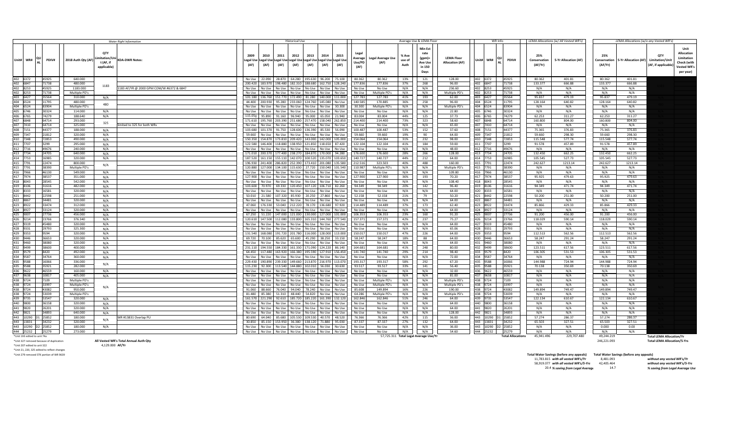| Water Right Information | | | | | | | | Historical Use | | | | | | | Average Use & LEMA Floor | | | | | WR Info | | | | LEMA Allocations (w/ All Vested WR's) | | LEMA Allocations (w/o any Vested WR's) | | | |
|---|---|---|---|---|---|---|---|---|---|---|---|---|---|---|---|---|---|---|---|---|---|---|---|---|---|---|---|---|---|
| Unit# | WR# | QUAL | PDIV# | 2018 Auth Qty (AF) | QTY Limitation/Unit (AF, if applicable) | KDA-DWR Notes: | 2009 Legal Use (AF) | 2010 Legal Use (AF) | 2011 Legal Use (AF) | 2012 Legal Use (AF) | 2013 Legal Use (AF) | 2014 Legal Use (AF) | 2015 Legal Use (AF) | Legal Average Use/PD (AF) | Legal Average Use (AF) | % Ave use of Auth | Min Est rate (gpm)= Ave Use in 150 Days | LEMA Floor Allocation (AF) | Unit# | WR# | QUAL | PDIV# | 25% Conservation (AF/Yr) | 5-Yr Allocation (AF) | 25% Conservation (AF/Yr) | 5-Yr Allocation (AF) | QTY Limitation/Unit (AF, if applicable) | Unit Allocation Limitation Check (with Vested WR's per year) |
| 402 | 6372 | | 45925 | 640.000 | 1183 | | No Use | 22.090 | 28.870 | 64.280 | 195.630 | 96.200 | 75.100 | 80.362 | 80.362 | 13% | 121 | 128.00 | 402 | 6372 | | 45925 | 80.362 | 401.81 | 80.362 | 401.81 | | |
| 402 | 6847 | | 71738 | 480.000 | | | 200.420 | 183.970 | 198.480 | 182.310 | 188.680 | 162.750 | 128.240 | 177.836 | 177.836 | 37% | 268 | 96.00 | 402 | 6847 | | 71738 | 133.377 | 666.88 | 133.377 | 666.88 | | |
| 402 | 8253 | | 45925 | 1183.000 | | 1183 AF/YR @ 2000 GPM COM/W #6372 & 6847 | No Use | No Use | No Use | No Use | No Use | No Use | No Use | No Use | No Use | N/A | N/A | 236.60 | 402 | 8253 | | 45925 | N/A | N/A | N/A | N/A | | |
| 402 | 8253 | | 71738 | Multiple PD's | | | No Use | No Use | No Use | No Use | No Use | No Use | No Use | No Use | Multiple PD's | N/A | N/A | Multiple PD's | 402 | 8253 | | 71738 | N/A | N/A | N/A | N/A | | |
| 403 | 6427 | | 35564 | 310.000 | N/A | | 101.180 | 136.760 | 151.770 | 172.490 | 81.280 | 140.000 | 111.000 | 127.783 | 127.783 | 41% | 193 | 62.00 | 403 | 6427 | | 35564 | 95.837 | 479.19 | 95.837 | 479.19 | | |
| 404 | 6524 | | 11795 | 480.000 | 480 | | 44.400 | 200.930 | 95.280 | 233.060 | 124.760 | 145.080 | No Use | 140.585 | 170.885 | 36% | 258 | 96.00 | 404 | 6524 | | 11795 | 128.164 | 640.82 | 128.164 | 640.82 | | |
| 404 | 6524 | | 83904 | Multiple PD's | | | No Use | No Use | No Use | No Use | No Use | No Use | 30.300 | 30.300 | Multiple PD's | N/A | N/A | Multiple PD's | 404 | 6524 | | 83904 | N/A | N/A | N/A | N/A | | |
| 405 | 6746 | | 30324 | 114.000 | N/A | | No Use | No Use | No Use | No Use | No Use | No Use | No Use | No Use | No Use | N/A | N/A | 22.80 | 405 | 6746 | | 30324 | N/A | N/A | N/A | N/A | | |
| 406 | 6765 | | 74279 | 188.640 | N/A | | 115.050 | 95.890 | 91.160 | 56.940 | 95.000 | 65.050 | 21.940 | 83.004 | 83.004 | 44% | 125 | 37.73 | 406 | 6765 | | 74279 | 62.253 | 311.27 | 62.253 | 311.27 | | |
| 407 | 6848 | | 64714 | 293.000 | 325 | | 171.610 | 195.760 | 203.390 | 251.680 | 257.470 | 158.040 | 262.850 | 214.400 | 214.400 | 73% | 323 | 58.60 | 407 | 6848 | | 64714 | 160.800 | 804.00 | 160.800 | 804.00 | | |
| 407 | 7410 | | 64714 | 325.000 | | limited to 325 for both WRs | No Use | No Use | No Use | No Use | No Use | No Use | No Use | No Use | No Use | N/A | N/A | 65.00 | 407 | 7410 | | 64714 | N/A | N/A | N/A | N/A | | |
| 408 | 7151 | | 44377 | 188.000 | N/A | | 103.680 | 101.370 | 91.750 | 128.600 | 136.390 | 85.530 | 56.090 | 100.487 | 100.487 | 53% | 152 | 37.60 | 408 | 7151 | | 44377 | 75.365 | 376.83 | 75.365 | 376.83 | | |
| 409 | 7347 | | 21812 | 320.000 | N/A | | 59.660 | No Use | No Use | No Use | No Use | No Use | No Use | 59.660 | 59.660 | 19% | 90 | 64.00 | 409 | 7347 | | 21812 | 59.660 | 298.30 | 59.660 | 298.30 | | |
| 410 | 7348 | | 72853 | 490.000 | N/A | | 150.350 | 154.870 | 173.810 | 209.420 | 143.000 | 142.000 | 105.000 | 154.064 | 154.064 | 31% | 232 | 98.00 | 410 | 7348 | | 72853 | 115.548 | 577.74 | 115.548 | 577.74 | | |
| 411 | 7707 | | 3299 | 295.000 | N/A | | 122.580 | 146.400 | 118.880 | 138.950 | 121.850 | 118.650 | 87.420 | 122.104 | 122.104 | 41% | 184 | 59.00 | 411 | 7707 | | 3299 | 91.578 | 457.89 | 91.578 | 457.89 | | |
| 412 | 7716 | | 49676 | 240.000 | N/A | | No Use | No Use | No Use | No Use | No Use | No Use | No Use | No Use | No Use | N/A | N/A | 48.00 | 412 | 7716 | | 49676 | N/A | N/A | N/A | N/A | | |
| 413 | 7734 | | 24705 | 640.000 | N/A | | 171.010 | 200.370 | 177.400 | 238.270 | 184.870 | 170.000 | 94.280 | 176.600 | 176.600 | 28% | 266 | 128.00 | 413 | 7734 | | 24705 | 132.450 | 662.25 | 132.450 | 662.25 | | |
| 414 | 7753 | | 16985 | 320.000 | N/A | | 187.520 | 161.150 | 155.110 | 142.070 | 100.520 | 135.070 | 103.650 | 140.727 | 140.727 | 44% | 212 | 64.00 | 414 | 7753 | | 16985 | 105.545 | 527.73 | 105.545 | 527.73 | | |
| 415 | 7791 | | 22474 | 800.000 | N/A | | 196.930 | 241.400 | 286.820 | 252.390 | 173.410 | 201.080 | 135.580 | 212.516 | 323.503 | 40% | 488 | 160.00 | 415 | 7791 | | 22474 | 242.627 | 1213.14 | 242.627 | 1213.14 | | |
| 415 | 7791 | | 38390 | Multiple PD's | | | 120.880 | 127.000 | 134.100 | 115.630 | 27.720 | 150.040 | 101.540 | 110.987 | Multiple PD's | N/A | N/A | Multiple PD's | 415 | 7791 | | 38390 | N/A | N/A | N/A | N/A | | |
| 416 | 7966 | | 46130 | 549.000 | N/A | | No Use | No Use | No Use | No Use | No Use | No Use | No Use | No Use | No Use | N/A | N/A | 109.80 | 416 | 7966 | | 46130 | N/A | N/A | N/A | N/A | | |
| 417 | 7974 | | 38537 | 351.000 | N/A | | 127.900 | No Use | No Use | No Use | No Use | No Use | No Use | 127.900 | 127.900 | 36% | 193 | 70.20 | 417 | 7974 | | 38537 | 95.925 | 479.63 | 95.925 | 479.63 | | |
| 418 | 8043 | | 28545 | 542.000 | N/A | | No Use | No Use | No Use | No Use | No Use | No Use | No Use | No Use | No Use | N/A | N/A | 108.40 | 418 | 8043 | | 28545 | N/A | N/A | N/A | N/A | | |
| 419 | 8106 | | 31616 | 482.000 | N/A | | 103.600 | 70.970 | 69.330 | 120.450 | 107.120 | 106.710 | 82.260 | 94.349 | 94.349 | 20% | 142 | 96.40 | 419 | 8106 | | 31616 | 94.349 | 471.74 | 94.349 | 471.74 | | |
| 420 | 8333 | | 16581 | 320.000 | N/A | | No Use | No Use | No Use | No Use | No Use | No Use | No Use | No Use | No Use | N/A | N/A | 64.00 | 420 | 8333 | | 16581 | N/A | N/A | N/A | N/A | | |
| 421 | 8442 | | 22598 | 251.000 | N/A | | 50.010 | 21.580 | 107.320 | 85.930 | 20.250 | 27.860 | No Use | 52.158 | 52.158 | 21% | 79 | 50.20 | 421 | 8442 | | 22598 | 50.200 | 251.00 | 50.200 | 251.00 | | |
| 422 | 8867 | | 34481 | 320.000 | N/A | | No Use | No Use | No Use | No Use | No Use | No Use | No Use | No Use | No Use | N/A | N/A | 64.00 | 422 | 8867 | | 34481 | N/A | N/A | N/A | N/A | | |
| 423 | 8922 | | 33474 | 312.000 | N/A | | 47.060 | 176.330 | 53.040 | 212.220 | 78.170 | 136.680 | 97.920 | 114.489 | 114.489 | 37% | 173 | 62.40 | 423 | 8922 | | 33474 | 85.866 | 429.33 | 85.866 | 429.33 | | |
| 424 | 8927 | | 33124 | 320.000 | N/A | | No Use | No Use | No Use | No Use | No Use | No Use | No Use | No Use | No Use | N/A | N/A | 64.00 | 424 | 8927 | | 33124 | N/A | N/A | N/A | N/A | | |
| 425 | 9007 | | 27736 | 456.000 | N/A | | 67.250 | 51.220 | 147.000 | 121.000 | 130.000 | 127.000 | 101.000 | 106.353 | 106.353 | 23% | 160 | 91.20 | 425 | 9007 | | 27736 | 91.200 | 456.00 | 91.200 | 456.00 | | |
| 426 | 9214 | | 23766 | 376.340 | N/A | | 120.610 | 147.500 | 112.080 | 133.800 | 165.310 | 144.760 | 277.540 | 157.371 | 157.371 | 42% | 237 | 75.27 | 426 | 9214 | | 23766 | 118.029 | 590.14 | 118.029 | 590.14 | | |
| 427 | 9319 | | 45480 | 320.000 | N/A | | No Use | No Use | No Use | No Use | No Use | No Use | No Use | No Use | No Use | N/A | N/A | 64.00 | 427 | 9319 | | 45480 | N/A | N/A | N/A | N/A | | |
| 428 | 9331 | | 29793 | 325.300 | N/A | | No Use | No Use | No Use | No Use | No Use | No Use | No Use | No Use | No Use | N/A | N/A | 65.06 | 428 | 9331 | | 29793 | N/A | N/A | N/A | N/A | | |
| 429 | 9353 | | 9594 | 320.000 | N/A | | 131.540 | 168.080 | 191.720 | 201.780 | 116.000 | 128.000 | 113.000 | 150.017 | 150.017 | 47% | 226 | 64.00 | 429 | 9353 | | 9594 | 112.513 | 562.56 | 112.513 | 562.56 | | |
| 430 | 9446 | | 36653 | 320.000 | N/A | | 69.720 | 70.100 | 85.620 | 65.600 | 45.290 | 38.250 | 33.150 | 58.247 | 58.247 | 18% | 88 | 64.00 | 430 | 9446 | | 36653 | 58.247 | 291.24 | 58.247 | 291.24 | | |
| 431 | 9460 | | 38080 | 320.000 | N/A | | No Use | No Use | No Use | No Use | No Use | No Use | No Use | No Use | No Use | N/A | N/A | 64.00 | 431 | 9460 | | 38080 | N/A | N/A | N/A | N/A | | |
| 432 | 9499 | | 38600 | 400.000 | N/A | | 231.110 | 194.550 | 184.330 | 161.330 | 171.090 | 124.220 | 86.140 | 164.681 | 164.681 | 41% | 248 | 80.00 | 432 | 9499 | | 38600 | 123.511 | 617.56 | 123.511 | 617.56 | | |
| 433 | 9579 | | 8420 | 492.000 | N/A | | 64.450 | 117.480 | 163.920 | 166.380 | 195.590 | 127.910 | 156.450 | 141.740 | 141.740 | 29% | 214 | 98.40 | 433 | 9579 | | 8420 | 106.305 | 531.53 | 106.305 | 531.53 | | |
| 434 | 9587 | | 34764 | 360.000 | N/A | | No Use | No Use | No Use | No Use | No Use | No Use | No Use | No Use | No Use | N/A | N/A | 72.00 | 434 | 9587 | | 34764 | N/A | N/A | N/A | N/A | | |
| 435 | 9588 | | 16066 | 336.000 | N/A | | 229.430 | 190.890 | 239.330 | 149.660 | 213.870 | 216.970 | 113.070 | 193.317 | 193.317 | 58% | 292 | 67.20 | 435 | 9588 | | 16066 | 144.988 | 724.94 | 144.988 | 724.94 | | |
| 435 | 9588 | | 35921 | 282.000 | | | 115.230 | 92.300 | 113.540 | 144.880 | 102.010 | 56.030 | 30.630 | 93.517 | 93.517 | 33% | 141 | 56.40 | 435 | 9588 | | 35921 | 70.138 | 350.69 | 70.138 | 350.69 | | |
| 436 | 9622 | | 46559 | 160.000 | N/A | | No Use | No Use | No Use | No Use | No Use | No Use | No Use | No Use | No Use | N/A | N/A | 32.00 | 436 | 9622 | | 46559 | N/A | N/A | N/A | N/A | | |
| 437 | 9638 | | 10817 | 405.000 | N/A | | No Use | No Use | No Use | No Use | No Use | No Use | No Use | No Use | No Use | N/A | N/A | 81.00 | 437 | 9638 | | 10817 | N/A | N/A | N/A | N/A | | |
| 438 | 9724 | | 7109 | Multiple PD's | N/A | | No Use | No Use | No Use | No Use | No Use | No Use | No Use | No Use | Multiple PD's | N/A | N/A | Multiple PD's | 438 | 9724 | | 7109 | N/A | N/A | N/A | N/A | | |
| 438 | 9724 | | 33997 | Multiple PD's | | | No Use | No Use | No Use | No Use | No Use | No Use | No Use | No Use | Multiple PD's | N/A | N/A | Multiple PD's | 438 | 9724 | | 33997 | N/A | N/A | N/A | N/A | | |
| 438 | 9724 | | 43082 | 950.000 | | | 91.060 | 88.660 | 76.040 | 94.040 | 78.240 | No Use | No Use | 85.608 | 149.894 | 16% | 226 | 190.00 | 438 | 9724 | | 43082 | 149.894 | 749.47 | 149.894 | 749.47 | | |
| 438 | 9724 | | 53039 | Multiple PD's | | | 81.480 | 85.380 | 51.310 | 48.440 | 54.820 | No Use | No Use | 64.286 | Multiple PD's | N/A | N/A | Multiple PD's | 438 | 9724 | | 53039 | N/A | N/A | N/A | N/A | | |
| 439 | 9735 | | 53547 | 320.000 | N/A | | 161.570 | 221.290 | 92.610 | 185.720 | 185.220 | 161.390 | 132.120 | 162.846 | 162.846 | 51% | 246 | 64.00 | 439 | 9735 | | 53547 | 122.134 | 610.67 | 122.134 | 610.67 | | |
| 440 | 9800 | | 36158 | 320.000 | N/A | | No Use | No Use | No Use | No Use | No Use | No Use | No Use | No Use | No Use | N/A | N/A | 64.00 | 440 | 9800 | | 36158 | N/A | N/A | N/A | N/A | | |
| 441 | 9820 | | 26201 | 320.000 | N/A | | No Use | No Use | No Use | No Use | No Use | No Use | No Use | No Use | No Use | N/A | N/A | 64.00 | 441 | 9820 | | 26201 | N/A | N/A | N/A | N/A | | |
| 442 | 9821 | | 34893 | 640.000 | N/A | | No Use | No Use | No Use | No Use | No Use | No Use | No Use | No Use | No Use | N/A | N/A | 128.00 | 442 | 9821 | | 34893 | N/A | N/A | N/A | N/A | | |
| 443 | 10290 | D1 | 25852 | 180.000 | N/A | WR #13831 Overlap PU | 80.690 | 64.040 | 85.680 | 105.530 | 109.530 | 40.570 | 48.520 | 76.366 | 76.366 | 42% | 115 | 36.00 | 443 | 10290 | D1 | 25852 | 57.274 | 286.37 | 57.274 | 286.37 | | |
| 443 | 13831 | | 34232 | 320.000 | | | 30.850 | 85.150 | 153.950 | 36.380 | 138.120 | 71.880 | 95.030 | 87.337 | 87.337 | 27% | 132 | 64.00 | 443 | 13831 | | 34232 | 65.503 | 327.51 | 65.503 | 327.51 | | |
| 443 | 10290 | D2 | 25852 | 180.000 | N/A | | No Use | No Use | No Use | No Use | No Use | No Use | No Use | No Use | No Use | N/A | N/A | 36.00 | 443 | 10290 | D2 | 25852 | 0.000 | 0.00 | 0.000 | 0.00 | | |
| 444 | 25232 | | 25279 | 273.000 | | | No Use | No Use | No Use | No Use | No Use | No Use | No Use | No Use | No Use | N/A | N/A | 54.60 | 444 | 25232 | | 25279 | N/A | N/A | N/A | N/A | | |
| | | | | | | | | | | | | | | | 57,725.311 Total Legal Average Use/Yr | | | | | | | Total Allocations | 45,941.496 | 229,707.480 | 49,244.219 | Total LEMA Allocation/Yr | | |
| | | | | | | | | | | | | | | | | | | | | | | | | | 246,221.093 | Total LEMA Allocation/5-Yrs | | |

*Unit 193 edited to unit 74a
*Unit 327 removed because of duplication
*Unit 207 edited to unit 322
*Unit 21, 220, 325 edited to reflect changes
*Unit 279 removed STK portion of WR 9639

**All Vested WR's Total Annual Auth Qty**
4,129.000 **AF/Yr**

| Total Water Savings (before any appeals) | | Total Water Savings (before any appeals) | |
|---|---|---|---|
| 11,783.815 | *with all vested WR's/Yr* | 8,481.093 | *without any vested WR's/Yr* |
| 58,919.077 | *with all vested WR's/5-Yrs* | 42,405.464 | *without any vested WR's/5-Yrs* |
| 20.4 | *% saving from Legal Average* | 14.7 | *% saving from Legal Average Use* |